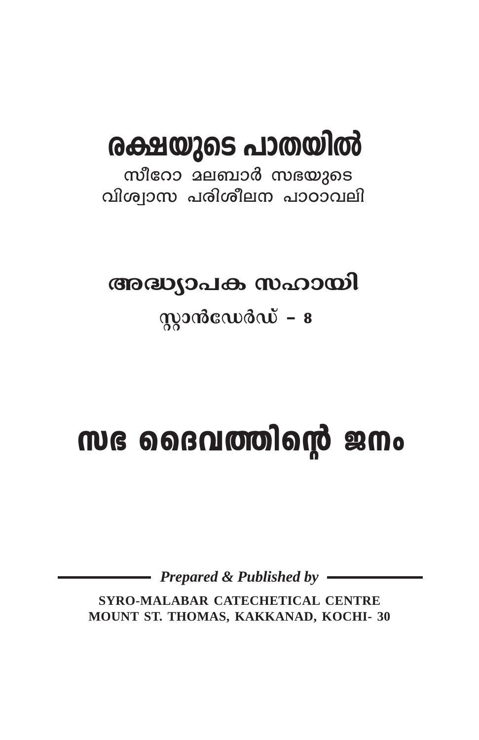# രക്ഷയുടെ പാതയിൽ

സീറോ മലബാർ സഭയുടെ
വിശ്വാസ പരിശീലന പാഠാവലി

## അദ്ധ്യാപക സഹായി

സ്റ്റാൻഡേർഡ് – 8

# സഭ ദൈവത്തിന്റെ ജനം

*Prepared & Published by*

**SYRO-MALABAR CATECHETICAL CENTRE**
**MOUNT ST. THOMAS, KAKKANAD, KOCHI- 30**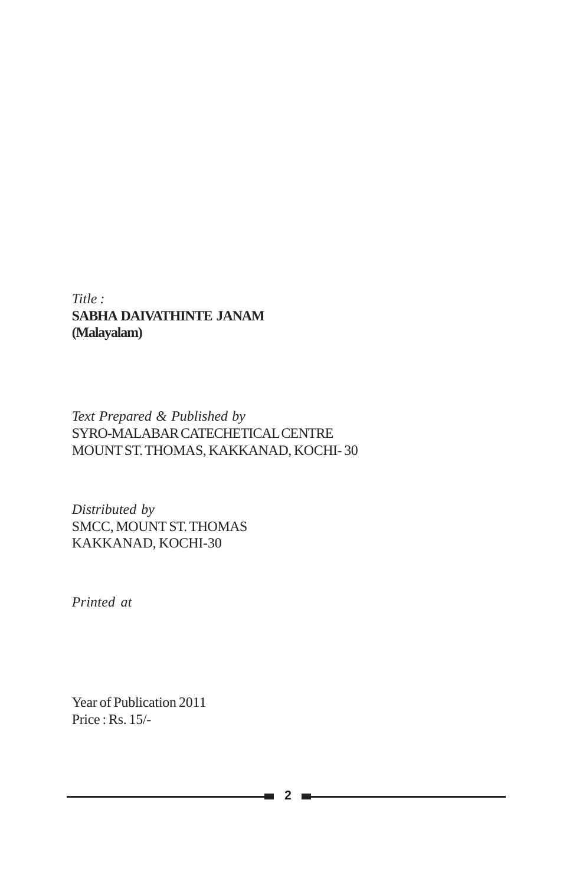*Title :*
**SABHA DAIVATHINTE JANAM**
**(Malayalam)**

*Text Prepared & Published by*
SYRO-MALABAR CATECHETICAL CENTRE
MOUNT ST. THOMAS, KAKKANAD, KOCHI- 30

*Distributed by*
SMCC, MOUNT ST. THOMAS
KAKKANAD, KOCHI-30

*Printed at*

Year of Publication 2011
Price : Rs. 15/-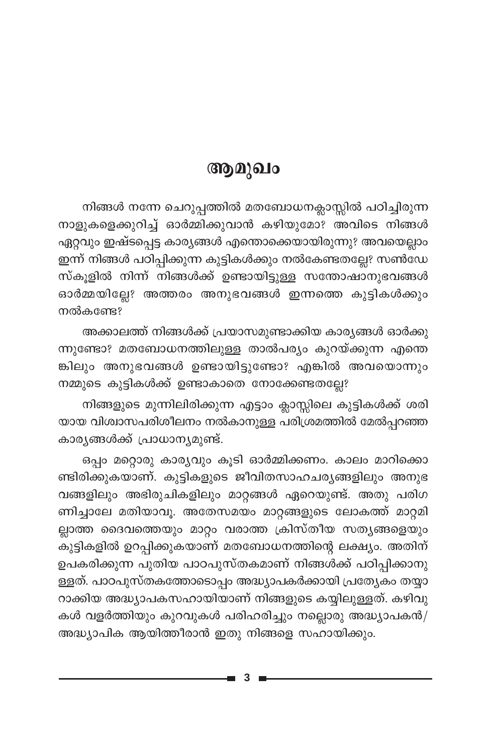# ആമുഖം

നിങ്ങൾ നന്നേ ചെറുപ്പത്തിൽ മതബോധനക്ലാസ്സിൽ പഠിച്ചിരുന്ന നാളുകളെക്കുറിച്ച് ഓർമ്മിക്കുവാൻ കഴിയുമോ? അവിടെ നിങ്ങൾ ഏറ്റവും ഇഷ്ടപ്പെട്ട കാര്യങ്ങൾ എന്തൊക്കെയായിരുന്നു? അവയെല്ലാം ഇന്ന് നിങ്ങൾ പഠിപ്പിക്കുന്ന കുട്ടികൾക്കും നൽകേണ്ടതല്ലേ? സൺഡേ സ്കൂളിൽ നിന്ന് നിങ്ങൾക്ക് ഉണ്ടായിട്ടുള്ള സന്തോഷാനുഭവങ്ങൾ ഓർമ്മയില്ലേ? അത്തരം അനുഭവങ്ങൾ ഇന്നത്തെ കുട്ടികൾക്കും നൽകണ്ടേ?

അക്കാലത്ത് നിങ്ങൾക്ക് പ്രയാസമുണ്ടാക്കിയ കാര്യങ്ങൾ ഓർക്കുന്നുണ്ടോ? മതബോധനത്തിലുള്ള താൽപര്യം കുറയ്ക്കുന്ന എന്തെങ്കിലും അനുഭവങ്ങൾ ഉണ്ടായിട്ടുണ്ടോ? എങ്കിൽ അവയൊന്നും നമ്മുടെ കുട്ടികൾക്ക് ഉണ്ടാകാതെ നോക്കേണ്ടതല്ലേ?

നിങ്ങളുടെ മുന്നിലിരിക്കുന്ന എട്ടാം ക്ലാസ്സിലെ കുട്ടികൾക്ക് ശരിയായ വിശ്വാസപരിശീലനം നൽകാനുള്ള പരിശ്രമത്തിൽ മേൽപ്പറഞ്ഞ കാര്യങ്ങൾക്ക് പ്രാധാന്യമുണ്ട്.

ഒപ്പം മറ്റൊരു കാര്യവും കൂടി ഓർമ്മിക്കണം. കാലം മാറിക്കൊണ്ടിരിക്കുകയാണ്. കുട്ടികളുടെ ജീവിതസാഹചര്യങ്ങളിലും അനുഭവങ്ങളിലും അഭിരുചികളിലും മാറ്റങ്ങൾ ഏറെയുണ്ട്. അതു പരിഗണിച്ചാലേ മതിയാവൂ. അതേസമയം മാറ്റങ്ങളുടെ ലോകത്ത് മാറ്റമില്ലാത്ത ദൈവത്തെയും മാറ്റം വരാത്ത ക്രിസ്തീയ സത്യങ്ങളെയും കുട്ടികളിൽ ഉറപ്പിക്കുകയാണ് മതബോധനത്തിന്റെ ലക്ഷ്യം. അതിന് ഉപകരിക്കുന്ന പുതിയ പാഠപുസ്തകമാണ് നിങ്ങൾക്ക് പഠിപ്പിക്കാനുള്ളത്. പാഠപുസ്തകത്തോടൊപ്പം അദ്ധ്യാപകർക്കായി പ്രത്യേകം തയ്യാറാക്കിയ അദ്ധ്യാപകസഹായിയാണ് നിങ്ങളുടെ കയ്യിലുള്ളത്. കഴിവുകൾ വളർത്തിയും കുറവുകൾ പരിഹരിച്ചും നല്ലൊരു അദ്ധ്യാപകൻ/ അദ്ധ്യാപിക ആയിത്തീരാൻ ഇതു നിങ്ങളെ സഹായിക്കും.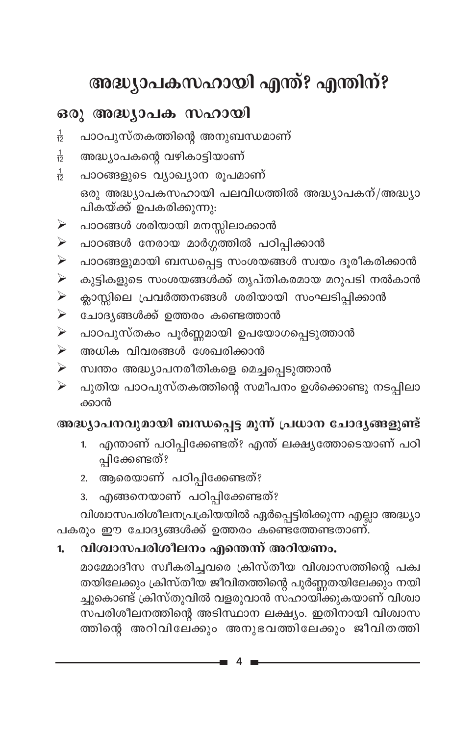# അദ്ധ്യാപകസഹായി എന്ത്? എന്തിന്?

## ഒരു അദ്ധ്യാപക സഹായി

- പാഠപുസ്തകത്തിന്റെ അനുബന്ധമാണ്
- അദ്ധ്യാപകന്റെ വഴികാട്ടിയാണ്
- പാഠങ്ങളുടെ വ്യാഖ്യാന രൂപമാണ്

ഒരു അദ്ധ്യാപകസഹായി പലവിധത്തിൽ അദ്ധ്യാപകന്/അദ്ധ്യാപികയ്ക്ക് ഉപകരിക്കുന്നു:

- പാഠങ്ങൾ ശരിയായി മനസ്സിലാക്കാൻ
- പാഠങ്ങൾ നേരായ മാർഗ്ഗത്തിൽ പഠിപ്പിക്കാൻ
- പാഠങ്ങളുമായി ബന്ധപ്പെട്ട സംശയങ്ങൾ സ്വയം ദൂരീകരിക്കാൻ
- കുട്ടികളുടെ സംശയങ്ങൾക്ക് തൃപ്തികരമായ മറുപടി നൽകാൻ
- ക്ലാസ്സിലെ പ്രവർത്തനങ്ങൾ ശരിയായി സംഘടിപ്പിക്കാൻ
- ചോദ്യങ്ങൾക്ക് ഉത്തരം കണ്ടെത്താൻ
- പാഠപുസ്തകം പൂർണ്ണമായി ഉപയോഗപ്പെടുത്താൻ
- അധിക വിവരങ്ങൾ ശേഖരിക്കാൻ
- സ്വന്തം അദ്ധ്യാപനരീതികളെ മെച്ചപ്പെടുത്താൻ
- പുതിയ പാഠപുസ്തകത്തിന്റെ സമീപനം ഉൾക്കൊണ്ടു നടപ്പിലാക്കാൻ

### അദ്ധ്യാപനവുമായി ബന്ധപ്പെട്ട മൂന്ന് പ്രധാന ചോദ്യങ്ങളുണ്ട്

1. എന്താണ് പഠിപ്പിക്കേണ്ടത്? എന്ത് ലക്ഷ്യത്തോടെയാണ് പഠിപ്പിക്കേണ്ടത്?
2. ആരെയാണ് പഠിപ്പിക്കേണ്ടത്?
3. എങ്ങനെയാണ് പഠിപ്പിക്കേണ്ടത്?

വിശ്വാസപരിശീലനപ്രക്രിയയിൽ ഏർപ്പെട്ടിരിക്കുന്ന എല്ലാ അദ്ധ്യാപകരും ഈ ചോദ്യങ്ങൾക്ക് ഉത്തരം കണ്ടെത്തേണ്ടതാണ്.

**1. വിശ്വാസപരിശീലനം എന്തെന്ന് അറിയണം.**

മാമ്മോദീസ സ്വീകരിച്ചവരെ ക്രിസ്തീയ വിശ്വാസത്തിന്റെ പക്വതയിലേക്കും ക്രിസ്തീയ ജീവിതത്തിന്റെ പൂർണ്ണതയിലേക്കും നയിച്ചുകൊണ്ട് ക്രിസ്തുവിൽ വളരുവാൻ സഹായിക്കുകയാണ് വിശ്വാസപരിശീലനത്തിന്റെ അടിസ്ഥാന ലക്ഷ്യം. ഇതിനായി വിശ്വാസത്തിന്റെ അറിവിലേക്കും അനുഭവത്തിലേക്കും ജീവിതത്തി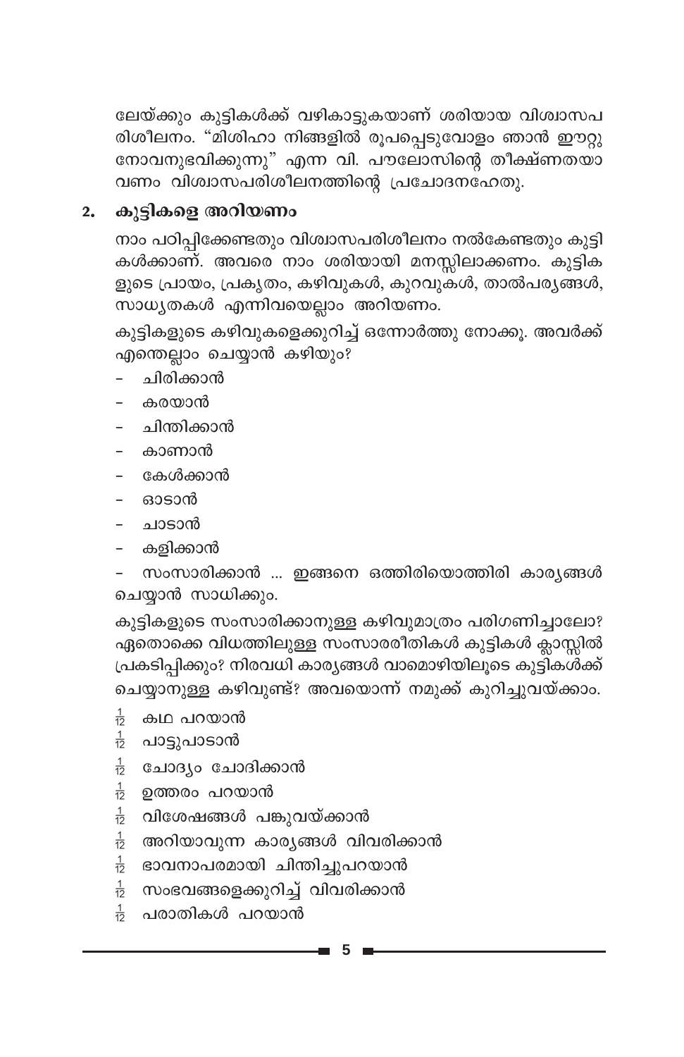ലേയ്ക്കും കുട്ടികൾക്ക് വഴികാട്ടുകയാണ് ശരിയായ വിശ്വാസപരിശീലനം. "മിശിഹാ നിങ്ങളിൽ രൂപപ്പെടുവോളം ഞാൻ ഈറ്റുനോവനുഭവിക്കുന്നു" എന്ന വി. പൗലോസിന്റെ തീക്ഷ്ണതയാവണം വിശ്വാസപരിശീലനത്തിന്റെ പ്രചോദനഹേതു.

## 2. കുട്ടികളെ അറിയണം

നാം പഠിപ്പിക്കേണ്ടതും വിശ്വാസപരിശീലനം നൽകേണ്ടതും കുട്ടികൾക്കാണ്. അവരെ നാം ശരിയായി മനസ്സിലാക്കണം. കുട്ടികളുടെ പ്രായം, പ്രകൃതം, കഴിവുകൾ, കുറവുകൾ, താൽപര്യങ്ങൾ, സാധ്യതകൾ എന്നിവയെല്ലാം അറിയണം.

കുട്ടികളുടെ കഴിവുകളെക്കുറിച്ച് ഒന്നോർത്തു നോക്കൂ. അവർക്ക് എന്തെല്ലാം ചെയ്യാൻ കഴിയും?

- ചിരിക്കാൻ
- കരയാൻ
- ചിന്തിക്കാൻ
- കാണാൻ
- കേൾക്കാൻ
- ഓടാൻ
- ചാടാൻ
- കളിക്കാൻ
- സംസാരിക്കാൻ ... ഇങ്ങനെ ഒത്തിരിയൊത്തിരി കാര്യങ്ങൾ ചെയ്യാൻ സാധിക്കും.

കുട്ടികളുടെ സംസാരിക്കാനുള്ള കഴിവുമാത്രം പരിഗണിച്ചാലോ? ഏതൊക്കെ വിധത്തിലുള്ള സംസാരരീതികൾ കുട്ടികൾ ക്ലാസ്സിൽ പ്രകടിപ്പിക്കും? നിരവധി കാര്യങ്ങൾ വാമൊഴിയിലൂടെ കുട്ടികൾക്ക് ചെയ്യാനുള്ള കഴിവുണ്ട്? അവയൊന്ന് നമുക്ക് കുറിച്ചുവയ്ക്കാം.

- കഥ പറയാൻ
- പാട്ടുപാടാൻ
- ചോദ്യം ചോദിക്കാൻ
- ഉത്തരം പറയാൻ
- വിശേഷങ്ങൾ പങ്കുവയ്ക്കാൻ
- അറിയാവുന്ന കാര്യങ്ങൾ വിവരിക്കാൻ
- ഭാവനാപരമായി ചിന്തിച്ചുപറയാൻ
- സംഭവങ്ങളെക്കുറിച്ച് വിവരിക്കാൻ
- പരാതികൾ പറയാൻ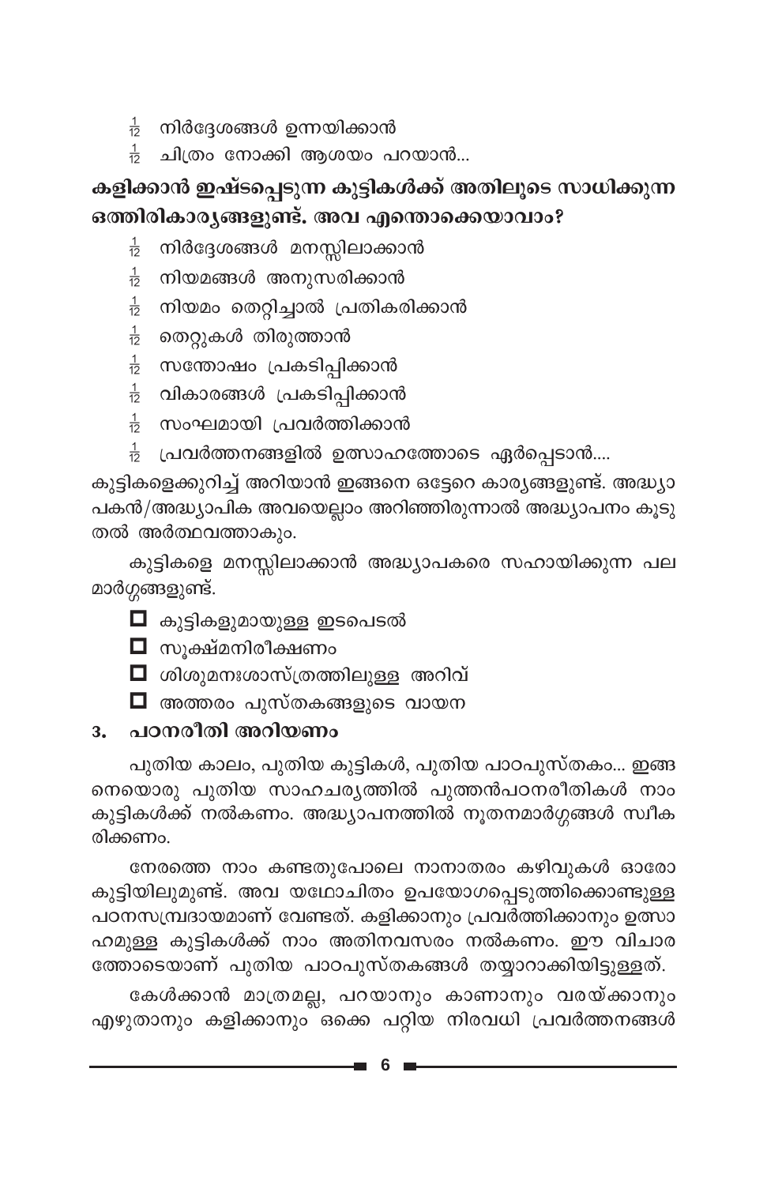- നിർദ്ദേശങ്ങൾ ഉന്നയിക്കാൻ
- ചിത്രം നോക്കി ആശയം പറയാൻ...

**കളിക്കാൻ ഇഷ്ടപ്പെടുന്ന കുട്ടികൾക്ക് അതിലൂടെ സാധിക്കുന്ന ഒത്തിരികാര്യങ്ങളുണ്ട്. അവ എന്തൊക്കെയാവാം?**

- നിർദ്ദേശങ്ങൾ മനസ്സിലാക്കാൻ
- നിയമങ്ങൾ അനുസരിക്കാൻ
- നിയമം തെറ്റിച്ചാൽ പ്രതികരിക്കാൻ
- തെറ്റുകൾ തിരുത്താൻ
- സന്തോഷം പ്രകടിപ്പിക്കാൻ
- വികാരങ്ങൾ പ്രകടിപ്പിക്കാൻ
- സംഘമായി പ്രവർത്തിക്കാൻ
- പ്രവർത്തനങ്ങളിൽ ഉത്സാഹത്തോടെ ഏർപ്പെടാൻ....

കുട്ടികളെക്കുറിച്ച് അറിയാൻ ഇങ്ങനെ ഒട്ടേറെ കാര്യങ്ങളുണ്ട്. അധ്യാപകൻ/അധ്യാപിക അവയെല്ലാം അറിഞ്ഞിരുന്നാൽ അധ്യാപനം കൂടുതൽ അർത്ഥവത്താകും.

കുട്ടികളെ മനസ്സിലാക്കാൻ അധ്യാപകരെ സഹായിക്കുന്ന പല മാർഗ്ഗങ്ങളുണ്ട്.

- കുട്ടികളുമായുള്ള ഇടപെടൽ
- സൂക്ഷ്മനിരീക്ഷണം
- ശിശുമനഃശാസ്ത്രത്തിലുള്ള അറിവ്
- അത്തരം പുസ്തകങ്ങളുടെ വായന

### 3. പഠനരീതി അറിയണം

പുതിയ കാലം, പുതിയ കുട്ടികൾ, പുതിയ പാഠപുസ്തകം... ഇങ്ങനെയൊരു പുതിയ സാഹചര്യത്തിൽ പുത്തൻപഠനരീതികൾ നാം കുട്ടികൾക്ക് നൽകണം. അധ്യാപനത്തിൽ നൂതനമാർഗ്ഗങ്ങൾ സ്വീകരിക്കണം.

നേരത്തെ നാം കണ്ടതുപോലെ നാനാതരം കഴിവുകൾ ഓരോ കുട്ടിയിലുമുണ്ട്. അവ യഥോചിതം ഉപയോഗപ്പെടുത്തിക്കൊണ്ടുള്ള പഠനസമ്പ്രദായമാണ് വേണ്ടത്. കളിക്കാനും പ്രവർത്തിക്കാനും ഉത്സാഹമുള്ള കുട്ടികൾക്ക് നാം അതിനവസരം നൽകണം. ഈ വിചാരത്തോടെയാണ് പുതിയ പാഠപുസ്തകങ്ങൾ തയ്യാറാക്കിയിട്ടുള്ളത്.

കേൾക്കാൻ മാത്രമല്ല, പറയാനും കാണാനും വരയ്ക്കാനും എഴുതാനും കളിക്കാനും ഒക്കെ പറ്റിയ നിരവധി പ്രവർത്തനങ്ങൾ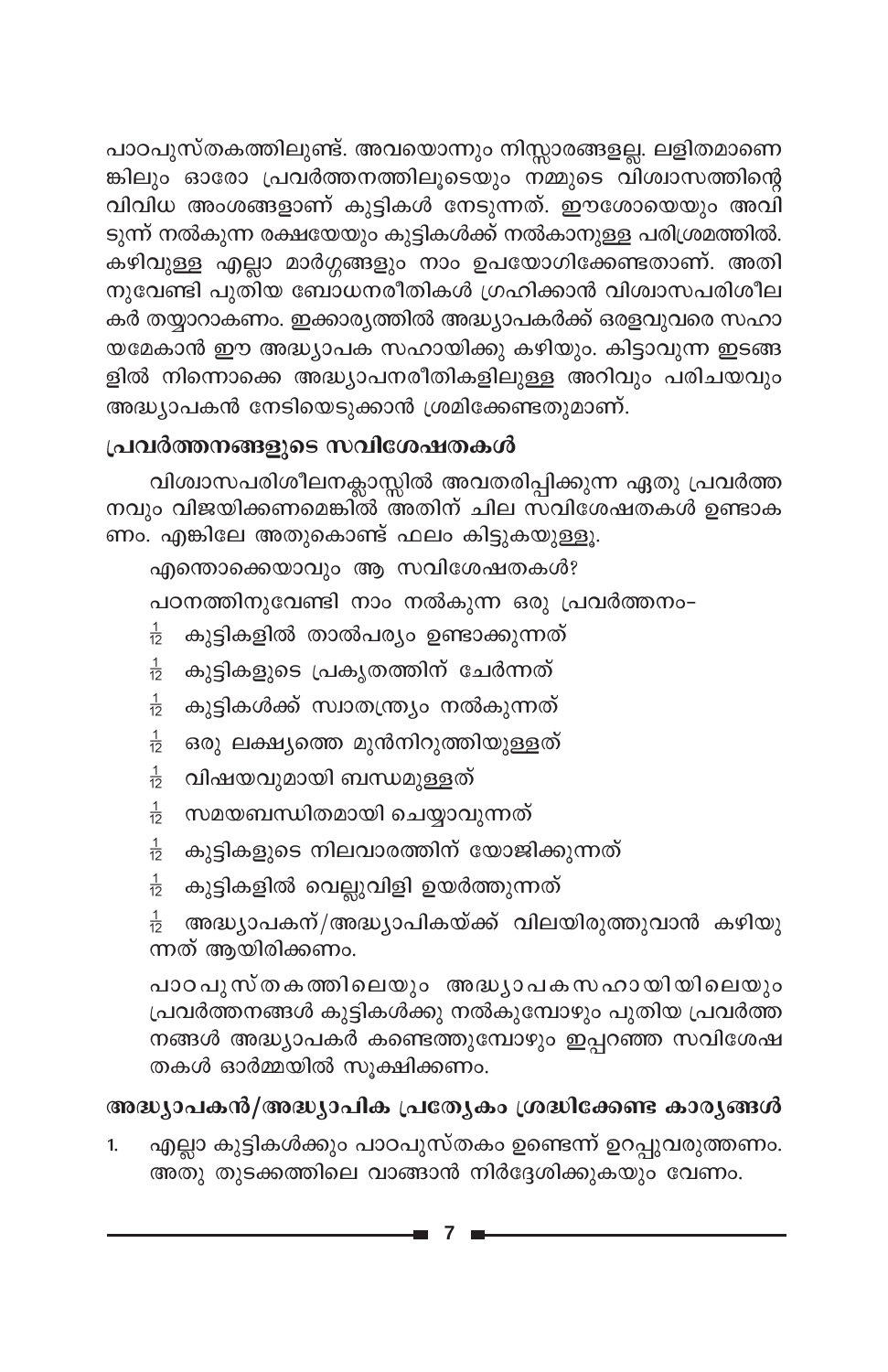പാഠപുസ്തകത്തിലുണ്ട്. അവയൊന്നും നിസ്സാരങ്ങളല്ല. ലളിതമാണെങ്കിലും ഓരോ പ്രവർത്തനത്തിലൂടെയും നമ്മുടെ വിശ്വാസത്തിന്റെ വിവിധ അംശങ്ങളാണ് കുട്ടികൾ നേടുന്നത്. ഈശോയെയും അവിടുന്ന് നൽകുന്ന രക്ഷയേയും കുട്ടികൾക്ക് നൽകാനുള്ള പരിശ്രമത്തിൽ. കഴിവുള്ള എല്ലാ മാർഗ്ഗങ്ങളും നാം ഉപയോഗിക്കേണ്ടതാണ്. അതിനുവേണ്ടി പുതിയ ബോധനരീതികൾ ഗ്രഹിക്കാൻ വിശ്വാസപരിശീലകർ തയ്യാറാകണം. ഇക്കാര്യത്തിൽ അദ്ധ്യാപകർക്ക് ഒരളവുവരെ സഹായമേകാൻ ഈ അദ്ധ്യാപക സഹായിക്കു കഴിയും. കിട്ടാവുന്ന ഇടങ്ങളിൽ നിന്നൊക്കെ അദ്ധ്യാപനരീതികളിലുള്ള അറിവും പരിചയവും അദ്ധ്യാപകൻ നേടിയെടുക്കാൻ ശ്രമിക്കേണ്ടതുമാണ്.

## പ്രവർത്തനങ്ങളുടെ സവിശേഷതകൾ

വിശ്വാസപരിശീലനക്ലാസ്സിൽ അവതരിപ്പിക്കുന്ന ഏതു പ്രവർത്തനവും വിജയിക്കണമെങ്കിൽ അതിന് ചില സവിശേഷതകൾ ഉണ്ടാകണം. എങ്കിലേ അതുകൊണ്ട് ഫലം കിട്ടുകയുള്ളൂ.

എന്തൊക്കെയാവും ആ സവിശേഷതകൾ?

പഠനത്തിനുവേണ്ടി നാം നൽകുന്ന ഒരു പ്രവർത്തനം–

- കുട്ടികളിൽ താൽപര്യം ഉണ്ടാക്കുന്നത്
- കുട്ടികളുടെ പ്രകൃതത്തിന് ചേർന്നത്
- കുട്ടികൾക്ക് സ്വാതന്ത്ര്യം നൽകുന്നത്
- ഒരു ലക്ഷ്യത്തെ മുൻനിറുത്തിയുള്ളത്
- വിഷയവുമായി ബന്ധമുള്ളത്
- സമയബന്ധിതമായി ചെയ്യാവുന്നത്
- കുട്ടികളുടെ നിലവാരത്തിന് യോജിക്കുന്നത്
- കുട്ടികളിൽ വെല്ലുവിളി ഉയർത്തുന്നത്
- അദ്ധ്യാപകന്/അദ്ധ്യാപികയ്ക്ക് വിലയിരുത്തുവാൻ കഴിയുന്നത് ആയിരിക്കണം.

പാഠപുസ്തകത്തിലെയും അദ്ധ്യാപകസഹായിയിലെയും പ്രവർത്തനങ്ങൾ കുട്ടികൾക്കു നൽകുമ്പോഴും പുതിയ പ്രവർത്തനങ്ങൾ അദ്ധ്യാപകർ കണ്ടെത്തുമ്പോഴും ഇപ്പറഞ്ഞ സവിശേഷതകൾ ഓർമ്മയിൽ സൂക്ഷിക്കണം.

## അദ്ധ്യാപകൻ/അദ്ധ്യാപിക പ്രത്യേകം ശ്രദ്ധിക്കേണ്ട കാര്യങ്ങൾ

1. എല്ലാ കുട്ടികൾക്കും പാഠപുസ്തകം ഉണ്ടെന്ന് ഉറപ്പുവരുത്തണം. അതു തുടക്കത്തിലെ വാങ്ങാൻ നിർദ്ദേശിക്കുകയും വേണം.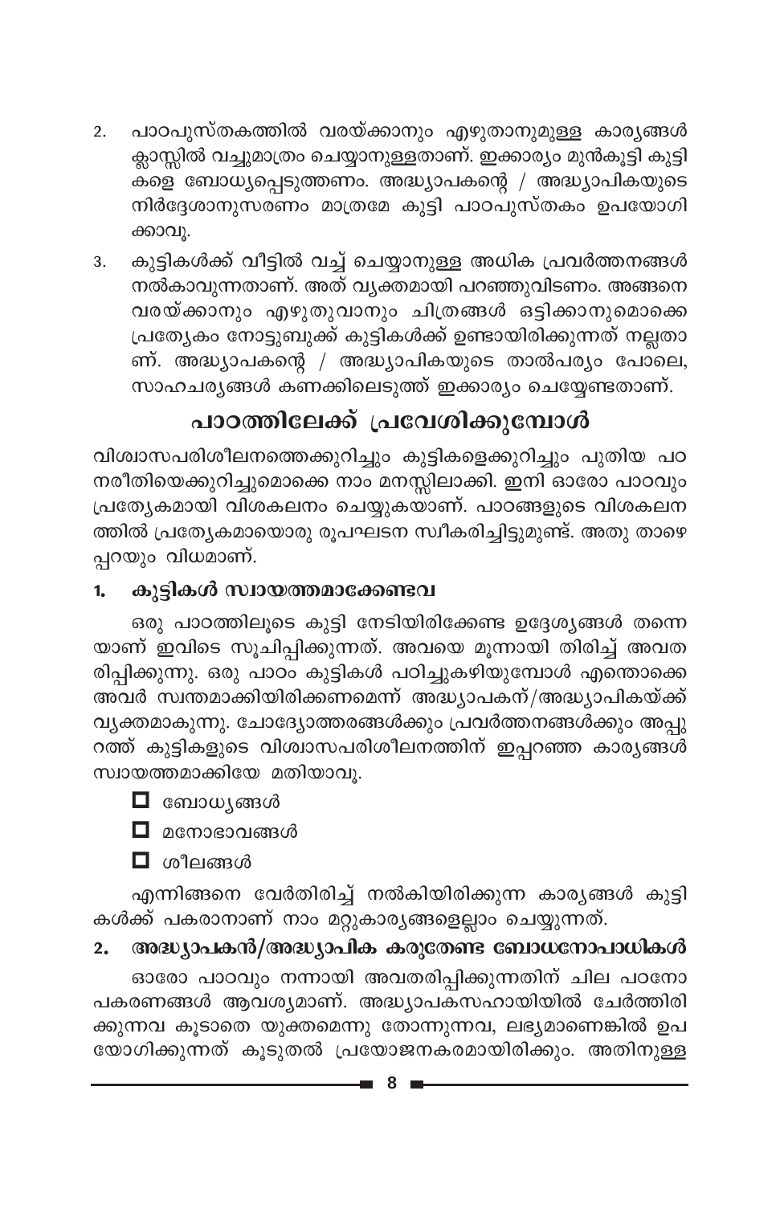2. പാഠപുസ്തകത്തിൽ വരയ്ക്കാനും എഴുതാനുമുള്ള കാര്യങ്ങൾ ക്ലാസ്സിൽ വച്ചുമാത്രം ചെയ്യാനുള്ളതാണ്. ഇക്കാര്യം മുൻകൂട്ടി കുട്ടികളെ ബോധ്യപ്പെടുത്തണം. അദ്ധ്യാപകന്റെ / അദ്ധ്യാപികയുടെ നിർദ്ദേശാനുസരണം മാത്രമേ കുട്ടി പാഠപുസ്തകം ഉപയോഗിക്കാവൂ.

3. കുട്ടികൾക്ക് വീട്ടിൽ വച്ച് ചെയ്യാനുള്ള അധിക പ്രവർത്തനങ്ങൾ നൽകാവുന്നതാണ്. അത് വ്യക്തമായി പറഞ്ഞുവിടണം. അങ്ങനെ വരയ്ക്കാനും എഴുതുവാനും ചിത്രങ്ങൾ ഒട്ടിക്കാനുമൊക്കെ പ്രത്യേകം നോട്ടുബുക്ക് കുട്ടികൾക്ക് ഉണ്ടായിരിക്കുന്നത് നല്ലതാണ്. അദ്ധ്യാപകന്റെ / അദ്ധ്യാപികയുടെ താൽപര്യം പോലെ, സാഹചര്യങ്ങൾ കണക്കിലെടുത്ത് ഇക്കാര്യം ചെയ്യേണ്ടതാണ്.

## പാഠത്തിലേക്ക് പ്രവേശിക്കുമ്പോൾ

വിശ്വാസപരിശീലനത്തെക്കുറിച്ചും കുട്ടികളെക്കുറിച്ചും പുതിയ പഠനരീതിയെക്കുറിച്ചുമൊക്കെ നാം മനസ്സിലാക്കി. ഇനി ഓരോ പാഠവും പ്രത്യേകമായി വിശകലനം ചെയ്യുകയാണ്. പാഠങ്ങളുടെ വിശകലനത്തിൽ പ്രത്യേകമായൊരു രൂപഘടന സ്വീകരിച്ചിട്ടുമുണ്ട്. അതു താഴെ പ്പറയും വിധമാണ്.

### 1. കുട്ടികൾ സ്വായത്തമാക്കേണ്ടവ

ഒരു പാഠത്തിലൂടെ കുട്ടി നേടിയിരിക്കേണ്ട ഉദ്ദേശ്യങ്ങൾ തന്നെയാണ് ഇവിടെ സൂചിപ്പിക്കുന്നത്. അവയെ മൂന്നായി തിരിച്ച് അവതരിപ്പിക്കുന്നു. ഒരു പാഠം കുട്ടികൾ പഠിച്ചുകഴിയുമ്പോൾ എന്തൊക്കെ അവർ സ്വന്തമാക്കിയിരിക്കണമെന്ന് അദ്ധ്യാപകന്/അദ്ധ്യാപികയ്ക്ക് വ്യക്തമാകുന്നു. ചോദ്യോത്തരങ്ങൾക്കും പ്രവർത്തനങ്ങൾക്കും അപ്പുറത്ത് കുട്ടികളുടെ വിശ്വാസപരിശീലനത്തിന് ഇപ്പറഞ്ഞ കാര്യങ്ങൾ സ്വായത്തമാക്കിയേ മതിയാവൂ.

- ☐ ബോധ്യങ്ങൾ
- ☐ മനോഭാവങ്ങൾ
- ☐ ശീലങ്ങൾ

എന്നിങ്ങനെ വേർതിരിച്ച് നൽകിയിരിക്കുന്ന കാര്യങ്ങൾ കുട്ടികൾക്ക് പകരാനാണ് നാം മറ്റുകാര്യങ്ങളെല്ലാം ചെയ്യുന്നത്.

### 2. അദ്ധ്യാപകൻ/അദ്ധ്യാപിക കരുതേണ്ട ബോധനോപാധികൾ

ഓരോ പാഠവും നന്നായി അവതരിപ്പിക്കുന്നതിന് ചില പഠനോപകരണങ്ങൾ ആവശ്യമാണ്. അദ്ധ്യാപകസഹായിയിൽ ചേർത്തിരിക്കുന്നവ കൂടാതെ യുക്തമെന്നു തോന്നുന്നവ, ലഭ്യമാണെങ്കിൽ ഉപയോഗിക്കുന്നത് കൂടുതൽ പ്രയോജനകരമായിരിക്കും. അതിനുള്ള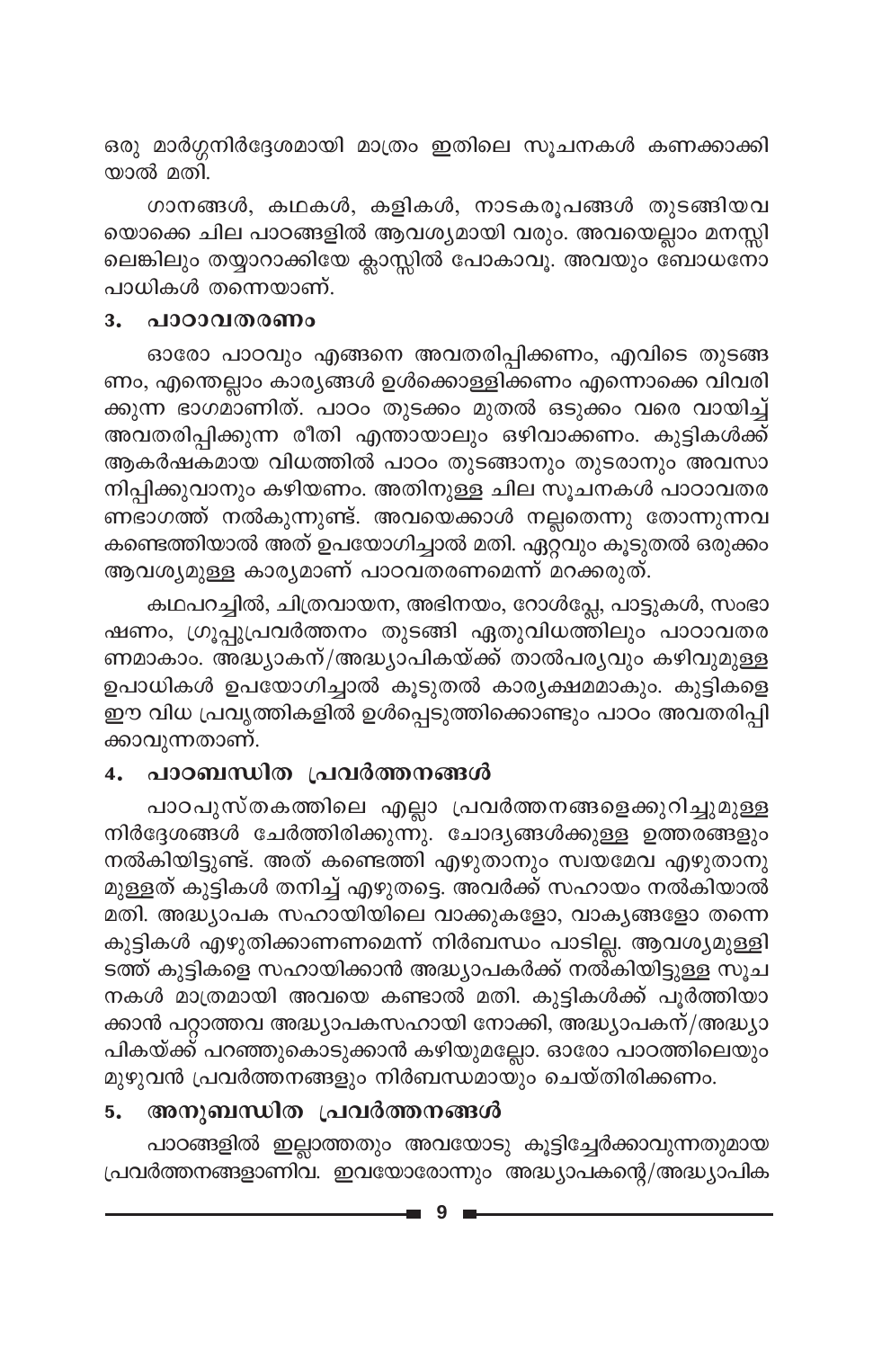ഒരു മാർഗ്ഗനിർദ്ദേശമായി മാത്രം ഇതിലെ സൂചനകൾ കണക്കാക്കിയാൽ മതി.

ഗാനങ്ങൾ, കഥകൾ, കളികൾ, നാടകരൂപങ്ങൾ തുടങ്ങിയവയൊക്കെ ചില പാഠങ്ങളിൽ ആവശ്യമായി വരും. അവയെല്ലാം മനസ്സിലെങ്കിലും തയ്യാറാക്കിയേ ക്ലാസ്സിൽ പോകാവൂ. അവയും ബോധനോപാധികൾ തന്നെയാണ്.

## 3. പാഠാവതരണം

ഓരോ പാഠവും എങ്ങനെ അവതരിപ്പിക്കണം, എവിടെ തുടങ്ങണം, എന്തെല്ലാം കാര്യങ്ങൾ ഉൾക്കൊള്ളിക്കണം എന്നൊക്കെ വിവരിക്കുന്ന ഭാഗമാണിത്. പാഠം തുടക്കം മുതൽ ഒടുക്കം വരെ വായിച്ച് അവതരിപ്പിക്കുന്ന രീതി എന്തായാലും ഒഴിവാക്കണം. കുട്ടികൾക്ക് ആകർഷകമായ വിധത്തിൽ പാഠം തുടങ്ങാനും തുടരാനും അവസാനിപ്പിക്കുവാനും കഴിയണം. അതിനുള്ള ചില സൂചനകൾ പാഠാവതരണഭാഗത്ത് നൽകുന്നുണ്ട്. അവയെക്കാൾ നല്ലതെന്നു തോന്നുന്നവ കണ്ടെത്തിയാൽ അത് ഉപയോഗിച്ചാൽ മതി. ഏറ്റവും കൂടുതൽ ഒരുക്കം ആവശ്യമുള്ള കാര്യമാണ് പാഠവതരണമെന്ന് മറക്കരുത്.

കഥപറച്ചിൽ, ചിത്രവായന, അഭിനയം, റോൾപ്ലേ, പാട്ടുകൾ, സംഭാഷണം, ഗ്രൂപ്പുപ്രവർത്തനം തുടങ്ങി ഏതുവിധത്തിലും പാഠാവതരണമാകാം. അദ്ധ്യാകന്/അദ്ധ്യാപികയ്ക്ക് താൽപര്യവും കഴിവുമുള്ള ഉപാധികൾ ഉപയോഗിച്ചാൽ കൂടുതൽ കാര്യക്ഷമമാകും. കുട്ടികളെ ഈ വിധ പ്രവൃത്തികളിൽ ഉൾപ്പെടുത്തിക്കൊണ്ടും പാഠം അവതരിപ്പിക്കാവുന്നതാണ്.

## 4. പാഠബന്ധിത പ്രവർത്തനങ്ങൾ

പാഠപുസ്തകത്തിലെ എല്ലാ പ്രവർത്തനങ്ങളെക്കുറിച്ചുമുള്ള നിർദ്ദേശങ്ങൾ ചേർത്തിരിക്കുന്നു. ചോദ്യങ്ങൾക്കുള്ള ഉത്തരങ്ങളും നൽകിയിട്ടുണ്ട്. അത് കണ്ടെത്തി എഴുതാനും സ്വയമേവ എഴുതാനുമുള്ളത് കുട്ടികൾ തനിച്ച് എഴുതട്ടെ. അവർക്ക് സഹായം നൽകിയാൽ മതി. അദ്ധ്യാപക സഹായിയിലെ വാക്കുകളോ, വാക്യങ്ങളോ തന്നെ കുട്ടികൾ എഴുതിക്കാണണമെന്ന് നിർബന്ധം പാടില്ല. ആവശ്യമുള്ളിടത്ത് കുട്ടികളെ സഹായിക്കാൻ അദ്ധ്യാപകർക്ക് നൽകിയിട്ടുള്ള സൂചനകൾ മാത്രമായി അവയെ കണ്ടാൽ മതി. കുട്ടികൾക്ക് പൂർത്തിയാക്കാൻ പറ്റാത്തവ അദ്ധ്യാപകസഹായി നോക്കി, അദ്ധ്യാപകന്/അദ്ധ്യാപികയ്ക്ക് പറഞ്ഞുകൊടുക്കാൻ കഴിയുമല്ലോ. ഓരോ പാഠത്തിലെയും മുഴുവൻ പ്രവർത്തനങ്ങളും നിർബന്ധമായും ചെയ്തിരിക്കണം.

## 5. അനുബന്ധിത പ്രവർത്തനങ്ങൾ

പാഠങ്ങളിൽ ഇല്ലാത്തതും അവയോടു കൂട്ടിച്ചേർക്കാവുന്നതുമായ പ്രവർത്തനങ്ങളാണിവ. ഇവയോരോന്നും അദ്ധ്യാപകന്റെ/അദ്ധ്യാപിക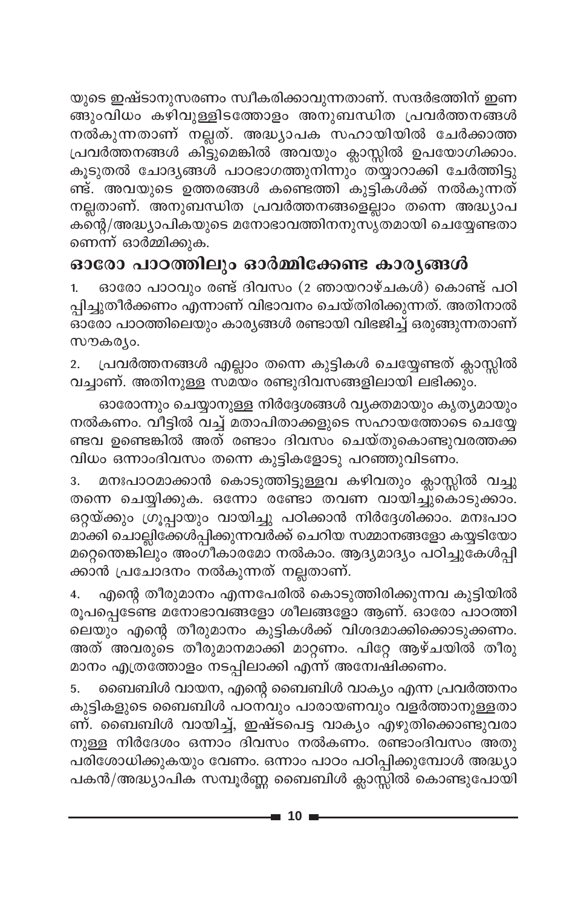യുടെ ഇഷ്ടാനുസരണം സ്വീകരിക്കാവുന്നതാണ്. സന്ദർഭത്തിന് ഇണങ്ങുംവിധം കഴിവുള്ളിടത്തോളം അനുബന്ധിത പ്രവർത്തനങ്ങൾ നൽകുന്നതാണ് നല്ലത്. അദ്ധ്യാപക സഹായിയിൽ ചേർക്കാത്ത പ്രവർത്തനങ്ങൾ കിട്ടുമെങ്കിൽ അവയും ക്ലാസ്സിൽ ഉപയോഗിക്കാം. കൂടുതൽ ചോദ്യങ്ങൾ പാഠഭാഗത്തുനിന്നും തയ്യാറാക്കി ചേർത്തിട്ടുണ്ട്. അവയുടെ ഉത്തരങ്ങൾ കണ്ടെത്തി കുട്ടികൾക്ക് നൽകുന്നത് നല്ലതാണ്. അനുബന്ധിത പ്രവർത്തനങ്ങളെല്ലാം തന്നെ അദ്ധ്യാപകന്റെ/അദ്ധ്യാപികയുടെ മനോഭാവത്തിനനുസൃതമായി ചെയ്യേണ്ടതാണെന്ന് ഓർമ്മിക്കുക.

## ഓരോ പാഠത്തിലും ഓർമ്മിക്കേണ്ട കാര്യങ്ങൾ

1. ഓരോ പാഠവും രണ്ട് ദിവസം (2 ഞായറാഴ്ചകൾ) കൊണ്ട് പഠിപ്പിച്ചുതീർക്കണം എന്നാണ് വിഭാവനം ചെയ്തിരിക്കുന്നത്. അതിനാൽ ഓരോ പാഠത്തിലെയും കാര്യങ്ങൾ രണ്ടായി വിഭജിച്ച് ഒരുങ്ങുന്നതാണ് സൗകര്യം.

2. പ്രവർത്തനങ്ങൾ എല്ലാം തന്നെ കുട്ടികൾ ചെയ്യേണ്ടത് ക്ലാസ്സിൽ വച്ചാണ്. അതിനുള്ള സമയം രണ്ടുദിവസങ്ങളിലായി ലഭിക്കും.

   ഓരോന്നും ചെയ്യാനുള്ള നിർദ്ദേശങ്ങൾ വ്യക്തമായും കൃത്യമായും നൽകണം. വീട്ടിൽ വച്ച് മാതാപിതാക്കളുടെ സഹായത്തോടെ ചെയ്യേണ്ടവ ഉണ്ടെങ്കിൽ അത് രണ്ടാം ദിവസം ചെയ്തുകൊണ്ടുവരത്തക്ക വിധം ഒന്നാംദിവസം തന്നെ കുട്ടികളോടു പറഞ്ഞുവിടണം.

3. മനഃപാഠമാക്കാൻ കൊടുത്തിട്ടുള്ളവ കഴിവതും ക്ലാസ്സിൽ വച്ചു തന്നെ ചെയ്യിക്കുക. ഒന്നോ രണ്ടോ തവണ വായിച്ചുകൊടുക്കാം. ഒറ്റയ്ക്കും ഗ്രൂപ്പായും വായിച്ചു പഠിക്കാൻ നിർദ്ദേശിക്കാം. മനഃപാഠമാക്കി ചൊല്ലിക്കേൾപ്പിക്കുന്നവർക്ക് ചെറിയ സമ്മാനങ്ങളോ കയ്യടിയോ മറ്റെന്തെങ്കിലും അംഗീകാരമോ നൽകാം. ആദ്യമാദ്യം പഠിച്ചുകേൾപ്പിക്കാൻ പ്രചോദനം നൽകുന്നത് നല്ലതാണ്.

4. എന്റെ തീരുമാനം എന്നപേരിൽ കൊടുത്തിരിക്കുന്നവ കുട്ടിയിൽ രൂപപ്പെടേണ്ട മനോഭാവങ്ങളോ ശീലങ്ങളോ ആണ്. ഓരോ പാഠത്തിലെയും എന്റെ തീരുമാനം കുട്ടികൾക്ക് വിശദമാക്കിക്കൊടുക്കണം. അത് അവരുടെ തീരുമാനമാക്കി മാറ്റണം. പിറ്റേ ആഴ്ചയിൽ തീരുമാനം എത്രത്തോളം നടപ്പിലാക്കി എന്ന് അന്വേഷിക്കണം.

5. ബൈബിൾ വായന, എന്റെ ബൈബിൾ വാക്യം എന്ന പ്രവർത്തനം കുട്ടികളുടെ ബൈബിൾ പഠനവും പാരായണവും വളർത്താനുള്ളതാണ്. ബൈബിൾ വായിച്ച്, ഇഷ്ടപെട്ട വാക്യം എഴുതിക്കൊണ്ടുവരാനുള്ള നിർദേശം ഒന്നാം ദിവസം നൽകണം. രണ്ടാംദിവസം അതു പരിശോധിക്കുകയും വേണം. ഒന്നാം പാഠം പഠിപ്പിക്കുമ്പോൾ അദ്ധ്യാപകൻ/അദ്ധ്യാപിക സമ്പൂർണ്ണ ബൈബിൾ ക്ലാസ്സിൽ കൊണ്ടുപോയി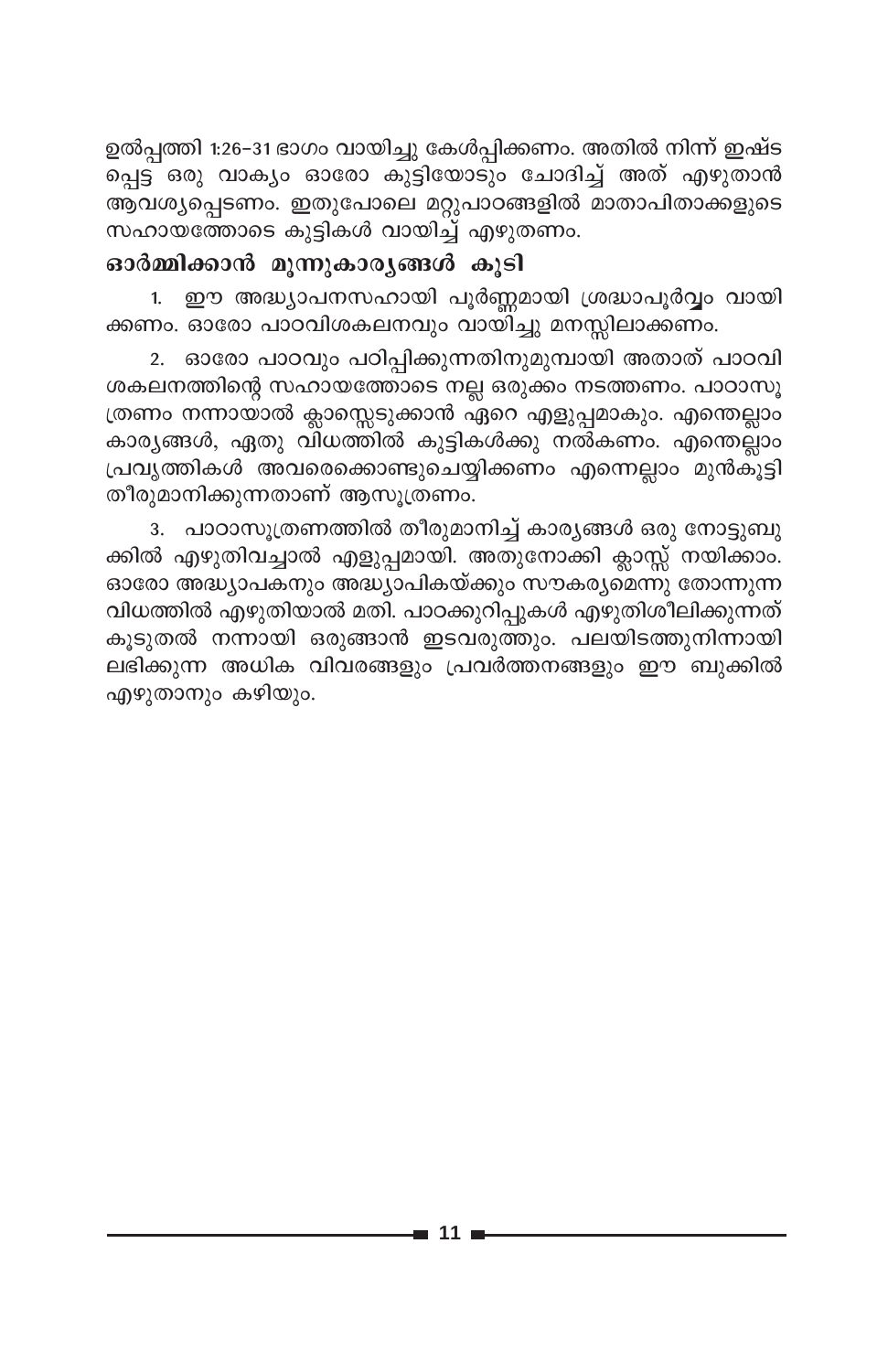ഉൽപ്പത്തി 1:26-31 ഭാഗം വായിച്ചു കേൾപ്പിക്കണം. അതിൽ നിന്ന് ഇഷ്ടപ്പെട്ട ഒരു വാക്യം ഓരോ കുട്ടിയോടും ചോദിച്ച് അത് എഴുതാൻ ആവശ്യപ്പെടണം. ഇതുപോലെ മറ്റുപാഠങ്ങളിൽ മാതാപിതാക്കളുടെ സഹായത്തോടെ കുട്ടികൾ വായിച്ച് എഴുതണം.

## ഓർമ്മിക്കാൻ മൂന്നുകാര്യങ്ങൾ കൂടി

1. ഈ അദ്ധ്യാപനസഹായി പൂർണ്ണമായി ശ്രദ്ധാപൂർവ്വം വായിക്കണം. ഓരോ പാഠവിശകലനവും വായിച്ചു മനസ്സിലാക്കണം.

2. ഓരോ പാഠവും പഠിപ്പിക്കുന്നതിനുമുമ്പായി അതാത് പാഠവിശകലനത്തിന്റെ സഹായത്തോടെ നല്ല ഒരുക്കം നടത്തണം. പാഠാസൂത്രണം നന്നായാൽ ക്ലാസ്സെടുക്കാൻ ഏറെ എളുപ്പമാകും. എന്തെല്ലാം കാര്യങ്ങൾ, ഏതു വിധത്തിൽ കുട്ടികൾക്കു നൽകണം. എന്തെല്ലാം പ്രവൃത്തികൾ അവരെക്കൊണ്ടുചെയ്യിക്കണം എന്നെല്ലാം മുൻകൂട്ടി തീരുമാനിക്കുന്നതാണ് ആസൂത്രണം.

3. പാഠാസൂത്രണത്തിൽ തീരുമാനിച്ച് കാര്യങ്ങൾ ഒരു നോട്ടുബുക്കിൽ എഴുതിവച്ചാൽ എളുപ്പമായി. അതുനോക്കി ക്ലാസ്സ് നയിക്കാം. ഓരോ അദ്ധ്യാപകനും അദ്ധ്യാപികയ്ക്കും സൗകര്യമെന്നു തോന്നുന്ന വിധത്തിൽ എഴുതിയാൽ മതി. പാഠക്കുറിപ്പുകൾ എഴുതിശീലിക്കുന്നത് കൂടുതൽ നന്നായി ഒരുങ്ങാൻ ഇടവരുത്തും. പലയിടത്തുനിന്നായി ലഭിക്കുന്ന അധിക വിവരങ്ങളും പ്രവർത്തനങ്ങളും ഈ ബുക്കിൽ എഴുതാനും കഴിയും.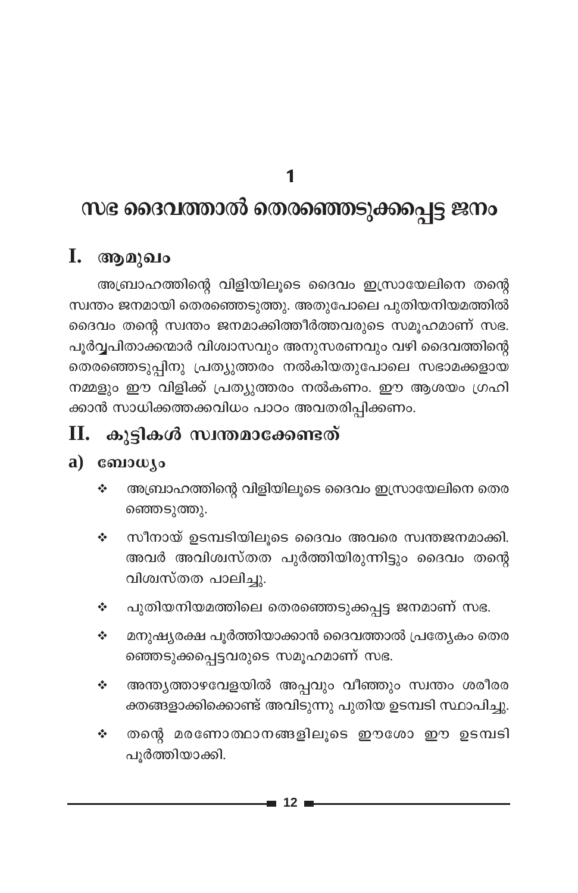# 1

# സഭ ദൈവത്താൽ തെരഞ്ഞെടുക്കപ്പെട്ട ജനം

## I. ആമുഖം

അബ്രാഹത്തിന്റെ വിളിയിലൂടെ ദൈവം ഇസ്രായേലിനെ തന്റെ സ്വന്തം ജനമായി തെരഞ്ഞെടുത്തു. അതുപോലെ പുതിയനിയമത്തിൽ ദൈവം തന്റെ സ്വന്തം ജനമാക്കിത്തീർത്തവരുടെ സമൂഹമാണ് സഭ. പൂർവ്വപിതാക്കന്മാർ വിശ്വാസവും അനുസരണവും വഴി ദൈവത്തിന്റെ തെരഞ്ഞെടുപ്പിനു പ്രത്യുത്തരം നൽകിയതുപോലെ സഭാമക്കളായ നമ്മളും ഈ വിളിക്ക് പ്രത്യുത്തരം നൽകണം. ഈ ആശയം ഗ്രഹിക്കാൻ സാധിക്കത്തക്കവിധം പാഠം അവതരിപ്പിക്കണം.

## II. കുട്ടികൾ സ്വന്തമാക്കേണ്ടത്

### a) ബോധ്യം

- അബ്രാഹത്തിന്റെ വിളിയിലൂടെ ദൈവം ഇസ്രായേലിനെ തെരഞ്ഞെടുത്തു.
- സീനായ് ഉടമ്പടിയിലൂടെ ദൈവം അവരെ സ്വന്തജനമാക്കി. അവർ അവിശ്വസ്തത പുലർത്തിയിരുന്നിട്ടും ദൈവം തന്റെ വിശ്വസ്തത പാലിച്ചു.
- പുതിയനിയമത്തിലെ തെരഞ്ഞെടുക്കപ്പെട്ട ജനമാണ് സഭ.
- മനുഷ്യരക്ഷ പൂർത്തിയാക്കാൻ ദൈവത്താൽ പ്രത്യേകം തെരഞ്ഞെടുക്കപ്പെട്ടവരുടെ സമൂഹമാണ് സഭ.
- അന്ത്യത്താഴവേളയിൽ അപ്പവും വീഞ്ഞും സ്വന്തം ശരീരരക്തങ്ങളാക്കിക്കൊണ്ട് അവിടുന്നു പുതിയ ഉടമ്പടി സ്ഥാപിച്ചു.
- തന്റെ മരണോത്ഥാനങ്ങളിലൂടെ ഈശോ ഈ ഉടമ്പടി പൂർത്തിയാക്കി.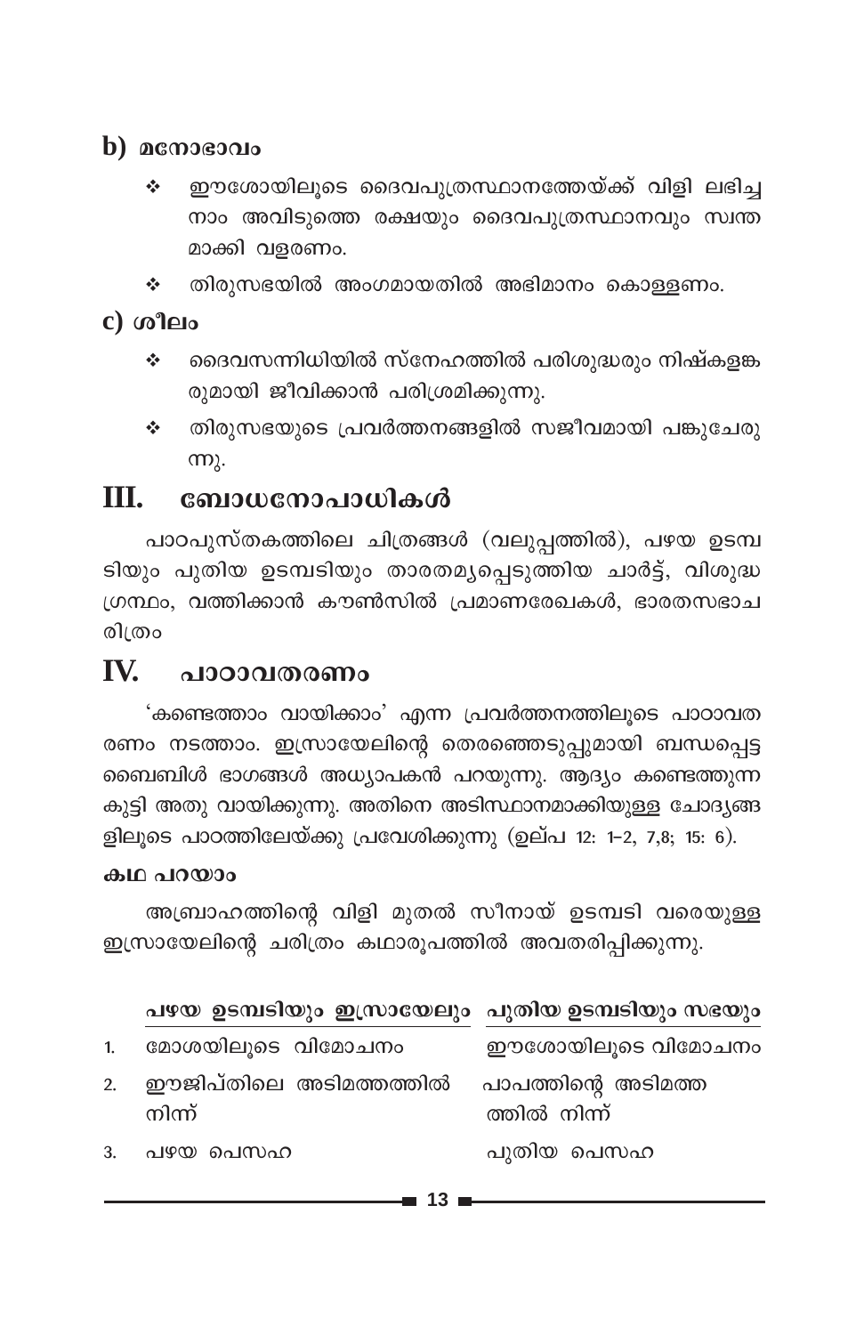### b) മനോഭാവം

- ❖ ഈശോയിലൂടെ ദൈവപുത്രസ്ഥാനത്തേയ്ക്ക് വിളി ലഭിച്ച നാം അവിടുത്തെ രക്ഷയും ദൈവപുത്രസ്ഥാനവും സ്വന്തമാക്കി വളരണം.
- ❖ തിരുസഭയിൽ അംഗമായതിൽ അഭിമാനം കൊള്ളണം.

### c) ശീലം

- ❖ ദൈവസന്നിധിയിൽ സ്നേഹത്തിൽ പരിശുദ്ധരും നിഷ്കളങ്കരുമായി ജീവിക്കാൻ പരിശ്രമിക്കുന്നു.
- ❖ തിരുസഭയുടെ പ്രവർത്തനങ്ങളിൽ സജീവമായി പങ്കുചേരുന്നു.

## III. ബോധനോപാധികൾ

പാഠപുസ്തകത്തിലെ ചിത്രങ്ങൾ (വലുപ്പത്തിൽ), പഴയ ഉടമ്പടിയും പുതിയ ഉടമ്പടിയും താരതമ്യപ്പെടുത്തിയ ചാർട്ട്, വിശുദ്ധ ഗ്രന്ഥം, വത്തിക്കാൻ കൗൺസിൽ പ്രമാണരേഖകൾ, ഭാരതസഭാചരിത്രം

## IV. പാഠാവതരണം

'കണ്ടെത്താം വായിക്കാം' എന്ന പ്രവർത്തനത്തിലൂടെ പാഠാവതരണം നടത്താം. ഇസ്രായേലിന്റെ തെരഞ്ഞെടുപ്പുമായി ബന്ധപ്പെട്ട ബൈബിൾ ഭാഗങ്ങൾ അധ്യാപകൻ പറയുന്നു. ആദ്യം കണ്ടെത്തുന്ന കുട്ടി അതു വായിക്കുന്നു. അതിനെ അടിസ്ഥാനമാക്കിയുള്ള ചോദ്യങ്ങളിലൂടെ പാഠത്തിലേയ്ക്കു പ്രവേശിക്കുന്നു (ഉല്പ 12: 1–2, 7,8; 15: 6).

#### കഥ പറയാം

അബ്രാഹത്തിന്റെ വിളി മുതൽ സീനായ് ഉടമ്പടി വരെയുള്ള ഇസ്രായേലിന്റെ ചരിത്രം കഥാരൂപത്തിൽ അവതരിപ്പിക്കുന്നു.

| | പഴയ ഉടമ്പടിയും ഇസ്രായേലും | പുതിയ ഉടമ്പടിയും സഭയും |
|---|---|---|
| 1. | മോശയിലൂടെ വിമോചനം | ഈശോയിലൂടെ വിമോചനം |
| 2. | ഈജിപ്തിലെ അടിമത്തത്തിൽ നിന്ന് | പാപത്തിന്റെ അടിമത്തത്തിൽ നിന്ന് |
| 3. | പഴയ പെസഹ | പുതിയ പെസഹ |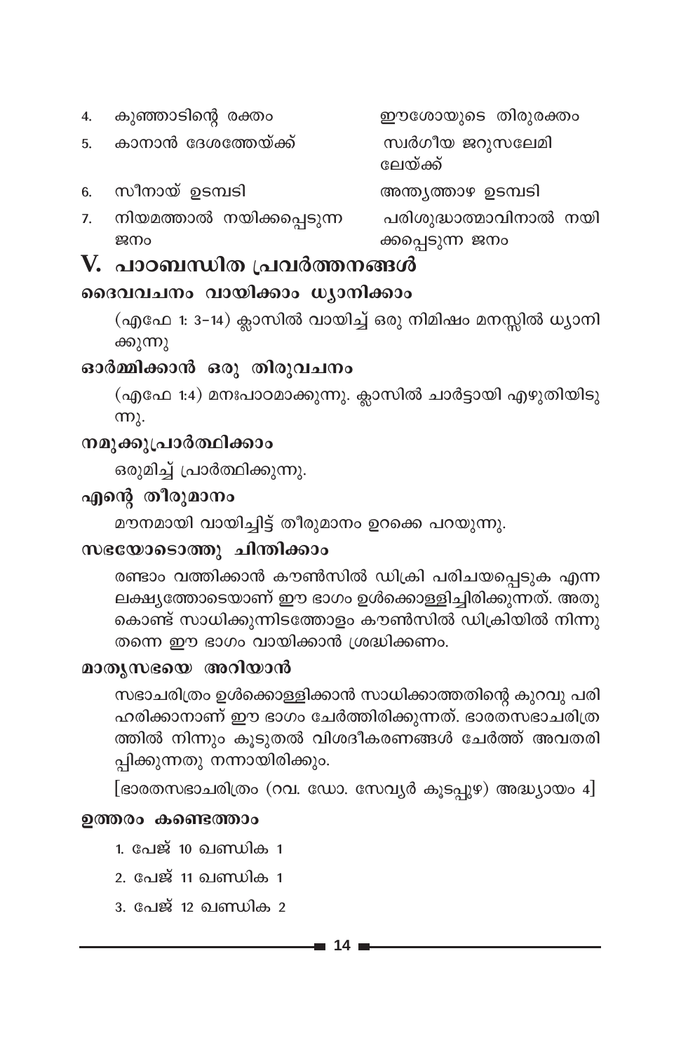| | | |
|---|---|---|
| 4. | കുഞ്ഞാടിന്റെ രക്തം | ഈശോയുടെ തിരുരക്തം |
| 5. | കാനാൻ ദേശത്തേയ്ക്ക് | സ്വർഗീയ ജറുസലേമിലേയ്ക്ക് |
| 6. | സീനായ് ഉടമ്പടി | അന്ത്യത്താഴ ഉടമ്പടി |
| 7. | നിയമത്താൽ നയിക്കപ്പെടുന്ന ജനം | പരിശുദ്ധാത്മാവിനാൽ നയിക്കപ്പെടുന്ന ജനം |

## V. പാഠബന്ധിത പ്രവർത്തനങ്ങൾ

### ദൈവവചനം വായിക്കാം ധ്യാനിക്കാം

(എഫേ 1: 3-14) ക്ലാസിൽ വായിച്ച് ഒരു നിമിഷം മനസ്സിൽ ധ്യാനിക്കുന്നു

### ഓർമ്മിക്കാൻ ഒരു തിരുവചനം

(എഫേ 1:4) മനഃപാഠമാക്കുന്നു. ക്ലാസിൽ ചാർട്ടായി എഴുതിയിടുന്നു.

### നമുക്കുപ്രാർത്ഥിക്കാം

ഒരുമിച്ച് പ്രാർത്ഥിക്കുന്നു.

### എന്റെ തീരുമാനം

മൗനമായി വായിച്ചിട്ട് തീരുമാനം ഉറക്കെ പറയുന്നു.

### സഭയോടൊത്തു ചിന്തിക്കാം

രണ്ടാം വത്തിക്കാൻ കൗൺസിൽ ഡിക്രി പരിചയപ്പെടുക എന്ന ലക്ഷ്യത്തോടെയാണ് ഈ ഭാഗം ഉൾക്കൊള്ളിച്ചിരിക്കുന്നത്. അതുകൊണ്ട് സാധിക്കുന്നിടത്തോളം കൗൺസിൽ ഡിക്രിയിൽ നിന്നു തന്നെ ഈ ഭാഗം വായിക്കാൻ ശ്രദ്ധിക്കണം.

### മാതൃസഭയെ അറിയാൻ

സഭാചരിത്രം ഉൾക്കൊള്ളിക്കാൻ സാധിക്കാത്തതിന്റെ കുറവു പരിഹരിക്കാനാണ് ഈ ഭാഗം ചേർത്തിരിക്കുന്നത്. ഭാരതസഭാചരിത്രത്തിൽ നിന്നും കൂടുതൽ വിശദീകരണങ്ങൾ ചേർത്ത് അവതരിപ്പിക്കുന്നതു നന്നായിരിക്കും.

[ഭാരതസഭാചരിത്രം (റവ. ഡോ. സേവ്യർ കൂടപ്പുഴ) അദ്ധ്യായം 4]

### ഉത്തരം കണ്ടെത്താം

1. പേജ് 10 ഖണ്ഡിക 1
2. പേജ് 11 ഖണ്ഡിക 1
3. പേജ് 12 ഖണ്ഡിക 2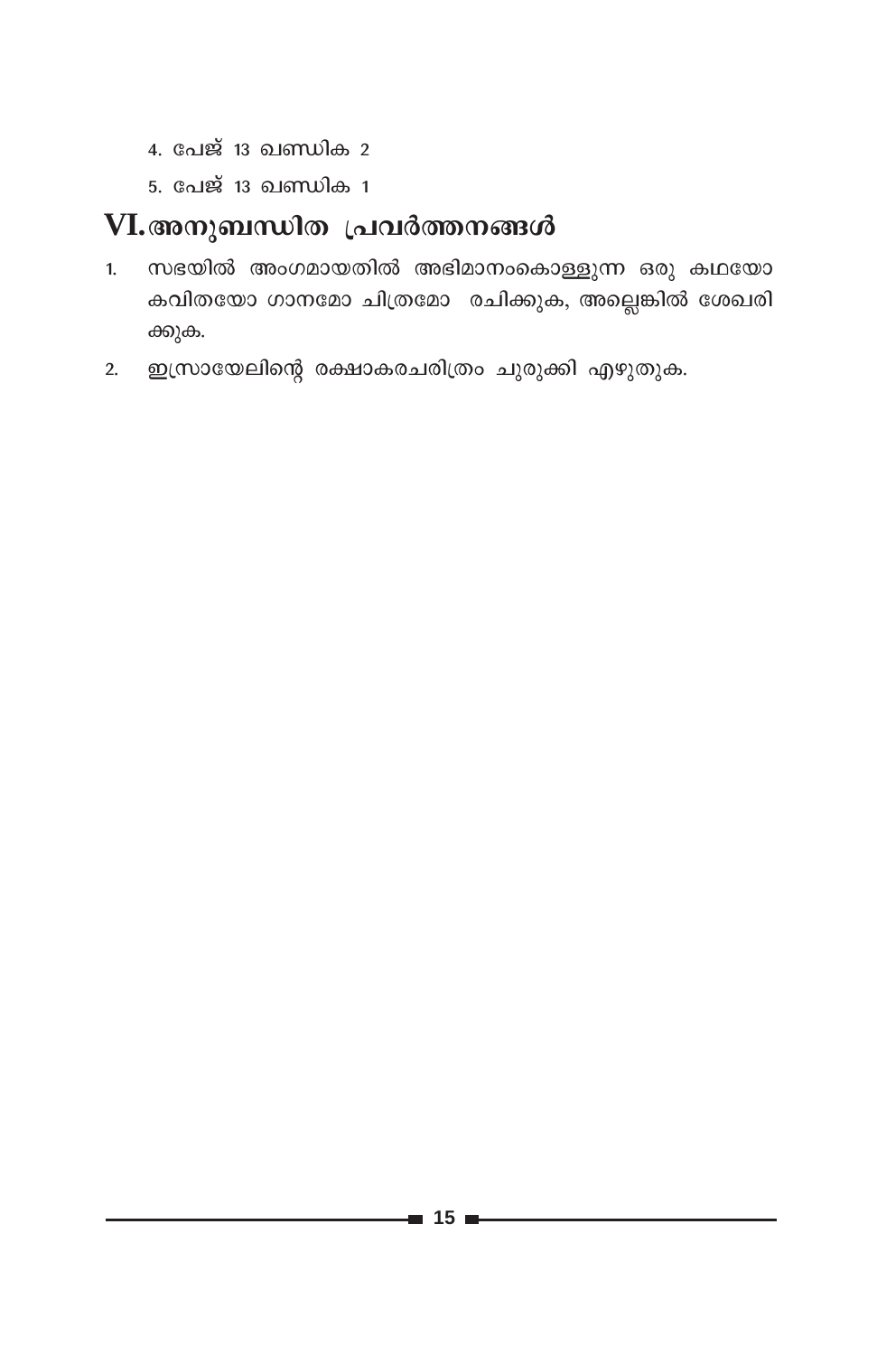4. പേജ് 13 ഖണ്ഡിക 2
5. പേജ് 13 ഖണ്ഡിക 1

## VI. അനുബന്ധിത പ്രവർത്തനങ്ങൾ

1. സഭയിൽ അംഗമായതിൽ അഭിമാനംകൊള്ളുന്ന ഒരു കഥയോ കവിതയോ ഗാനമോ ചിത്രമോ രചിക്കുക, അല്ലെങ്കിൽ ശേഖരിക്കുക.
2. ഇസ്രായേലിന്റെ രക്ഷാകരചരിത്രം ചുരുക്കി എഴുതുക.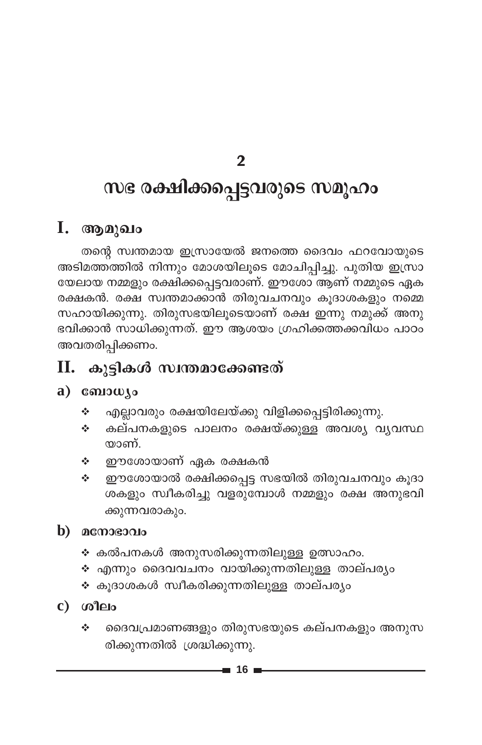## 2

# സഭ രക്ഷിക്കപ്പെട്ടവരുടെ സമൂഹം

## I. ആമുഖം

തന്റെ സ്വന്തമായ ഇസ്രായേൽ ജനത്തെ ദൈവം ഫറവോയുടെ അടിമത്തത്തിൽ നിന്നും മോശയിലൂടെ മോചിപ്പിച്ചു. പുതിയ ഇസ്രായേലായ നമ്മളും രക്ഷിക്കപ്പെട്ടവരാണ്. ഈശോ ആണ് നമ്മുടെ ഏക രക്ഷകൻ. രക്ഷ സ്വന്തമാക്കാൻ തിരുവചനവും കൂദാശകളും നമ്മെ സഹായിക്കുന്നു. തിരുസഭയിലൂടെയാണ് രക്ഷ ഇന്നു നമുക്ക് അനുഭവിക്കാൻ സാധിക്കുന്നത്. ഈ ആശയം ഗ്രഹിക്കത്തക്കവിധം പാഠം അവതരിപ്പിക്കണം.

## II. കുട്ടികൾ സ്വന്തമാക്കേണ്ടത്

### a) ബോധ്യം

- ❖ എല്ലാവരും രക്ഷയിലേയ്ക്കു വിളിക്കപ്പെട്ടിരിക്കുന്നു.
- ❖ കല്പനകളുടെ പാലനം രക്ഷയ്ക്കുള്ള അവശ്യ വ്യവസ്ഥയാണ്.
- ❖ ഈശോയാണ് ഏക രക്ഷകൻ
- ❖ ഈശോയാൽ രക്ഷിക്കപ്പെട്ട സഭയിൽ തിരുവചനവും കൂദാശകളും സ്വീകരിച്ചു വളരുമ്പോൾ നമ്മളും രക്ഷ അനുഭവിക്കുന്നവരാകും.

### b) മനോഭാവം

- ❖ കൽപനകൾ അനുസരിക്കുന്നതിലുള്ള ഉത്സാഹം.
- ❖ എന്നും ദൈവവചനം വായിക്കുന്നതിലുള്ള താല്പര്യം
- ❖ കൂദാശകൾ സ്വീകരിക്കുന്നതിലുള്ള താല്പര്യം

### c) ശീലം

- ❖ ദൈവപ്രമാണങ്ങളും തിരുസഭയുടെ കല്പനകളും അനുസരിക്കുന്നതിൽ ശ്രദ്ധിക്കുന്നു.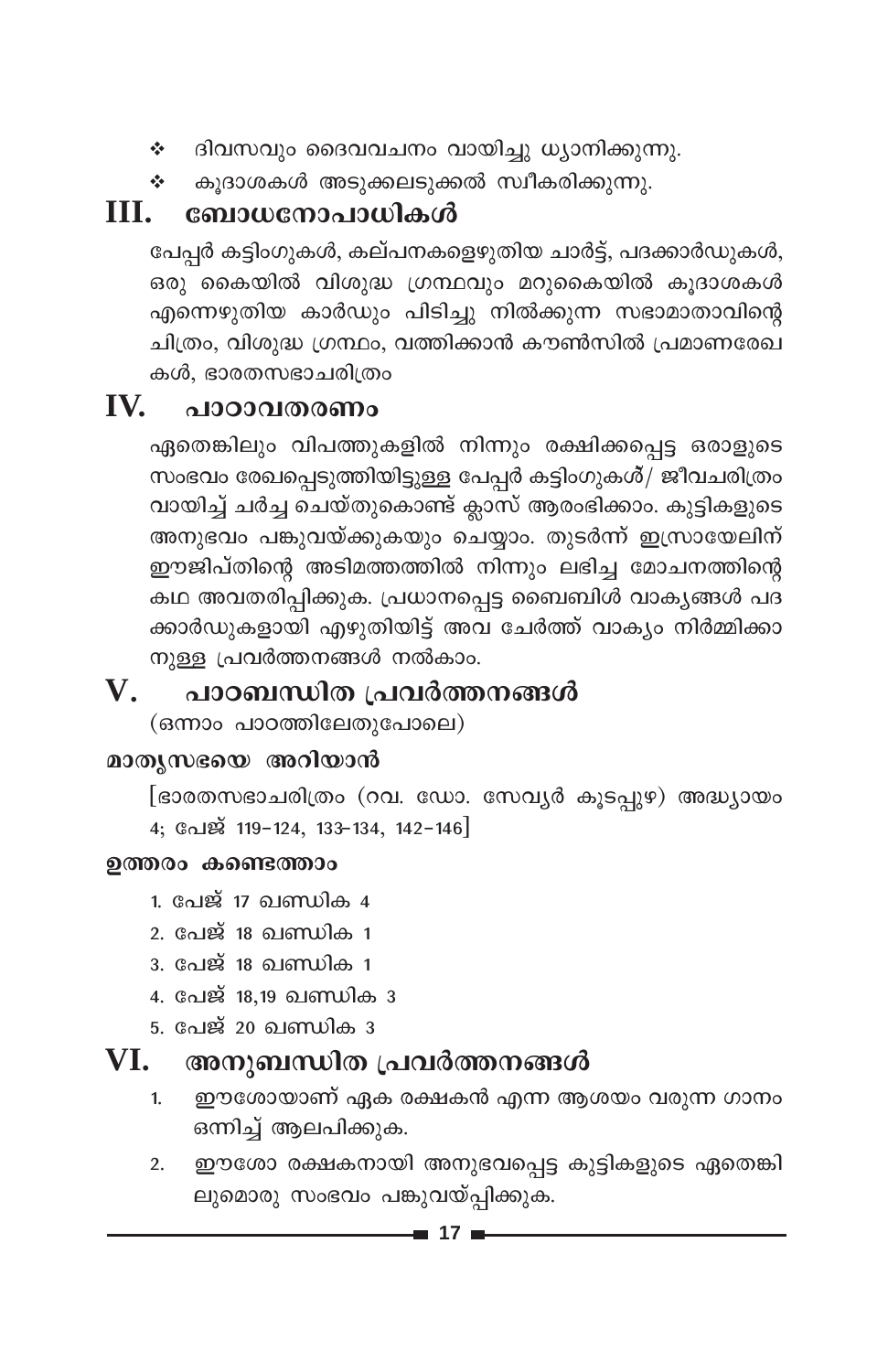- ❖ ദിവസവും ദൈവവചനം വായിച്ചു ധ്യാനിക്കുന്നു.
- ❖ കൂദാശകൾ അടുക്കലടുക്കൽ സ്വീകരിക്കുന്നു.

## III. ബോധനോപാധികൾ

പേപ്പർ കട്ടിംഗുകൾ, കല്പനകളെഴുതിയ ചാർട്ട്, പദക്കാർഡുകൾ, ഒരു കൈയിൽ വിശുദ്ധ ഗ്രന്ഥവും മറുകൈയിൽ കൂദാശകൾ എന്നെഴുതിയ കാർഡും പിടിച്ചു നിൽക്കുന്ന സഭാമാതാവിന്റെ ചിത്രം, വിശുദ്ധ ഗ്രന്ഥം, വത്തിക്കാൻ കൗൺസിൽ പ്രമാണരേഖകൾ, ഭാരതസഭാചരിത്രം

## IV. പാഠാവതരണം

ഏതെങ്കിലും വിപത്തുകളിൽ നിന്നും രക്ഷിക്കപ്പെട്ട ഒരാളുടെ സംഭവം രേഖപ്പെടുത്തിയിട്ടുള്ള പേപ്പർ കട്ടിംഗുകൾ/ ജീവചരിത്രം വായിച്ച് ചർച്ച ചെയ്തുകൊണ്ട് ക്ലാസ് ആരംഭിക്കാം. കുട്ടികളുടെ അനുഭവം പങ്കുവയ്ക്കുകയും ചെയ്യാം. തുടർന്ന് ഇസ്രായേലിന് ഈജിപ്തിന്റെ അടിമത്തത്തിൽ നിന്നും ലഭിച്ച മോചനത്തിന്റെ കഥ അവതരിപ്പിക്കുക. പ്രധാനപ്പെട്ട ബൈബിൾ വാക്യങ്ങൾ പദക്കാർഡുകളായി എഴുതിയിട്ട് അവ ചേർത്ത് വാക്യം നിർമ്മിക്കാനുള്ള പ്രവർത്തനങ്ങൾ നൽകാം.

## V. പാഠബന്ധിത പ്രവർത്തനങ്ങൾ

(ഒന്നാം പാഠത്തിലേതുപോലെ)

### മാതൃസഭയെ അറിയാൻ

[ഭാരതസഭാചരിത്രം (റവ. ഡോ. സേവ്യർ കൂടപ്പുഴ) അദ്ധ്യായം 4; പേജ് 119-124, 133-134, 142-146]

### ഉത്തരം കണ്ടെത്താം

1. പേജ് 17 ഖണ്ഡിക 4
2. പേജ് 18 ഖണ്ഡിക 1
3. പേജ് 18 ഖണ്ഡിക 1
4. പേജ് 18,19 ഖണ്ഡിക 3
5. പേജ് 20 ഖണ്ഡിക 3

## VI. അനുബന്ധിത പ്രവർത്തനങ്ങൾ

1. ഈശോയാണ് ഏക രക്ഷകൻ എന്ന ആശയം വരുന്ന ഗാനം ഒന്നിച്ച് ആലപിക്കുക.
2. ഈശോ രക്ഷകനായി അനുഭവപ്പെട്ട കുട്ടികളുടെ ഏതെങ്കിലുമൊരു സംഭവം പങ്കുവയ്പ്പിക്കുക.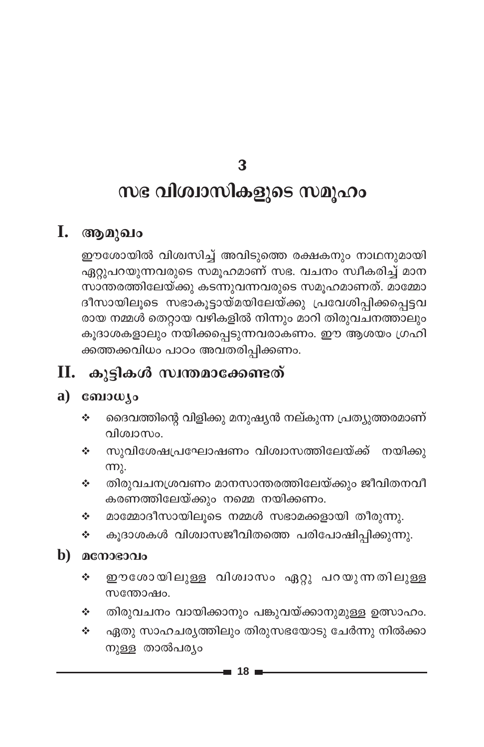# 3

# സഭ വിശ്വാസികളുടെ സമൂഹം

## I. ആമുഖം

ഈശോയിൽ വിശ്വസിച്ച് അവിടുത്തെ രക്ഷകനും നാഥനുമായി ഏറ്റുപറയുന്നവരുടെ സമൂഹമാണ് സഭ. വചനം സ്വീകരിച്ച് മാന സാന്തരത്തിലേയ്ക്കു കടന്നുവന്നവരുടെ സമൂഹമാണത്. മാമ്മോ ദീസായിലൂടെ സഭാകൂട്ടായ്മയിലേയ്ക്കു പ്രവേശിപ്പിക്കപ്പെട്ടവ രായ നമ്മൾ തെറ്റായ വഴികളിൽ നിന്നും മാറി തിരുവചനത്താലും കൂദാശകളാലും നയിക്കപ്പെടുന്നവരാകണം. ഈ ആശയം ഗ്രഹി ക്കത്തക്കവിധം പാഠം അവതരിപ്പിക്കണം.

## II. കുട്ടികൾ സ്വന്തമാക്കേണ്ടത്

### a) ബോധ്യം

- ❖ ദൈവത്തിന്റെ വിളിക്കു മനുഷ്യൻ നല്കുന്ന പ്രത്യുത്തരമാണ് വിശ്വാസം.
- ❖ സുവിശേഷപ്രഘോഷണം വിശ്വാസത്തിലേയ്ക്ക് നയിക്കുന്നു.
- ❖ തിരുവചനശ്രവണം മാനസാന്തരത്തിലേയ്ക്കും ജീവിതനവീകരണത്തിലേയ്ക്കും നമ്മെ നയിക്കണം.
- ❖ മാമ്മോദീസായിലൂടെ നമ്മൾ സഭാമക്കളായി തീരുന്നു.
- ❖ കൂദാശകൾ വിശ്വാസജീവിതത്തെ പരിപോഷിപ്പിക്കുന്നു.

### b) മനോഭാവം

- ❖ ഈശോയിലുള്ള വിശ്വാസം ഏറ്റു പറയുന്നതിലുള്ള സന്തോഷം.
- ❖ തിരുവചനം വായിക്കാനും പങ്കുവയ്ക്കാനുമുള്ള ഉത്സാഹം.
- ❖ ഏതു സാഹചര്യത്തിലും തിരുസഭയോടു ചേർന്നു നിൽക്കാനുള്ള താൽപര്യം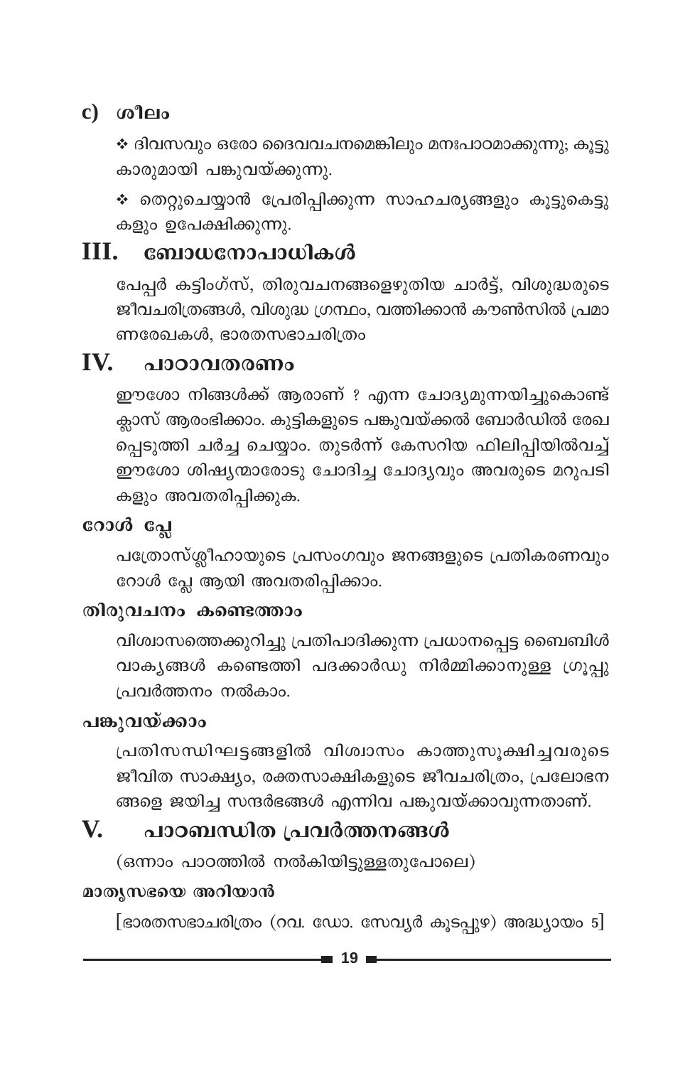### c) ശീലം

❖ ദിവസവും ഒരോ ദൈവവചനമെങ്കിലും മനഃപാഠമാക്കുന്നു; കൂട്ടുകാരുമായി പങ്കുവയ്ക്കുന്നു.

❖ തെറ്റുചെയ്യാൻ പ്രേരിപ്പിക്കുന്ന സാഹചര്യങ്ങളും കൂട്ടുകെട്ടുകളും ഉപേക്ഷിക്കുന്നു.

## III. ബോധനോപാധികൾ

പേപ്പർ കട്ടിംഗ്സ്, തിരുവചനങ്ങളെഴുതിയ ചാർട്ട്, വിശുദ്ധരുടെ ജീവചരിത്രങ്ങൾ, വിശുദ്ധ ഗ്രന്ഥം, വത്തിക്കാൻ കൗൺസിൽ പ്രമാണരേഖകൾ, ഭാരതസഭാചരിത്രം

## IV. പാഠാവതരണം

ഈശോ നിങ്ങൾക്ക് ആരാണ് ? എന്ന ചോദ്യമുന്നയിച്ചുകൊണ്ട് ക്ലാസ് ആരംഭിക്കാം. കുട്ടികളുടെ പങ്കുവയ്ക്കൽ ബോർഡിൽ രേഖപ്പെടുത്തി ചർച്ച ചെയ്യാം. തുടർന്ന് കേസറിയ ഫിലിപ്പിയിൽവച്ച് ഈശോ ശിഷ്യന്മാരോടു ചോദിച്ച ചോദ്യവും അവരുടെ മറുപടികളും അവതരിപ്പിക്കുക.

### റോൾ പ്ലേ

പത്രോസ്ശ്ലീഹായുടെ പ്രസംഗവും ജനങ്ങളുടെ പ്രതികരണവും റോൾ പ്ലേ ആയി അവതരിപ്പിക്കാം.

### തിരുവചനം കണ്ടെത്താം

വിശ്വാസത്തെക്കുറിച്ചു പ്രതിപാദിക്കുന്ന പ്രധാനപ്പെട്ട ബൈബിൾ വാക്യങ്ങൾ കണ്ടെത്തി പദക്കാർഡു നിർമ്മിക്കാനുള്ള ഗ്രൂപ്പു പ്രവർത്തനം നൽകാം.

### പങ്കുവയ്ക്കാം

പ്രതിസന്ധിഘട്ടങ്ങളിൽ വിശ്വാസം കാത്തുസൂക്ഷിച്ചവരുടെ ജീവിത സാക്ഷ്യം, രക്തസാക്ഷികളുടെ ജീവചരിത്രം, പ്രലോഭനങ്ങളെ ജയിച്ച സന്ദർഭങ്ങൾ എന്നിവ പങ്കുവയ്ക്കാവുന്നതാണ്.

## V. പാഠബന്ധിത പ്രവർത്തനങ്ങൾ

(ഒന്നാം പാഠത്തിൽ നൽകിയിട്ടുള്ളതുപോലെ)

### മാതൃസഭയെ അറിയാൻ

[ഭാരതസഭാചരിത്രം (റവ. ഡോ. സേവ്യർ കൂടപ്പുഴ) അദ്ധ്യായം 5]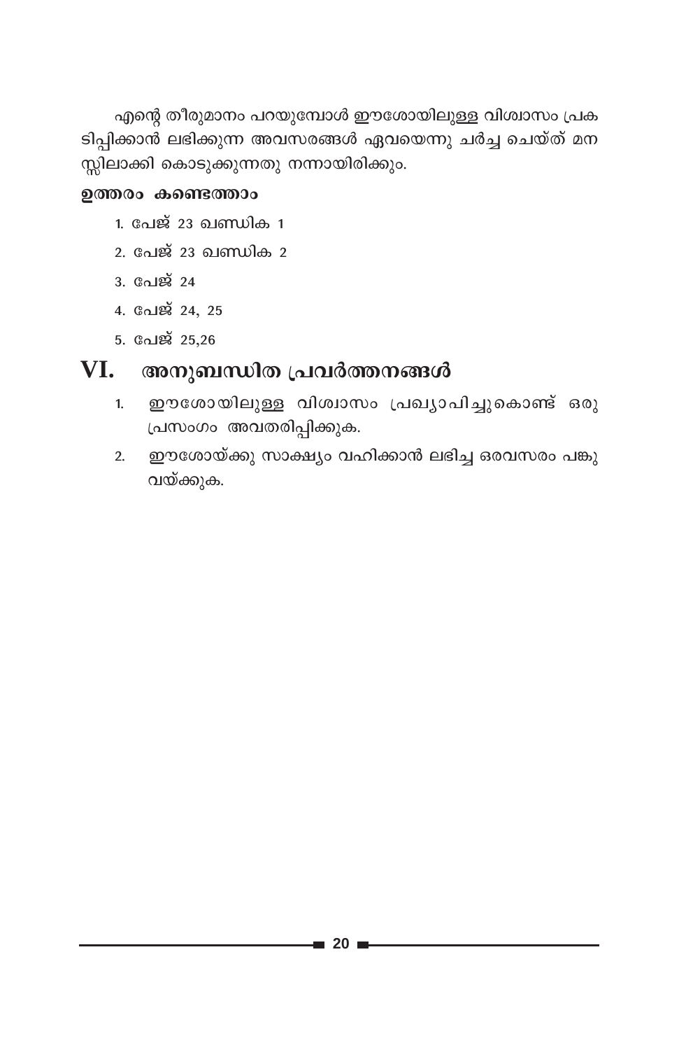എന്റെ തീരുമാനം പറയുമ്പോൾ ഈശോയിലുള്ള വിശ്വാസം പ്രകടിപ്പിക്കാൻ ലഭിക്കുന്ന അവസരങ്ങൾ ഏവയെന്നു ചർച്ച ചെയ്ത് മനസ്സിലാക്കി കൊടുക്കുന്നതു നന്നായിരിക്കും.

**ഉത്തരം കണ്ടെത്താം**

1. പേജ് 23 ഖണ്ഡിക 1
2. പേജ് 23 ഖണ്ഡിക 2
3. പേജ് 24
4. പേജ് 24, 25
5. പേജ് 25,26

## VI. അനുബന്ധിത പ്രവർത്തനങ്ങൾ

1. ഈശോയിലുള്ള വിശ്വാസം പ്രഖ്യാപിച്ചുകൊണ്ട് ഒരു പ്രസംഗം അവതരിപ്പിക്കുക.
2. ഈശോയ്ക്കു സാക്ഷ്യം വഹിക്കാൻ ലഭിച്ച ഒരവസരം പങ്കുവയ്ക്കുക.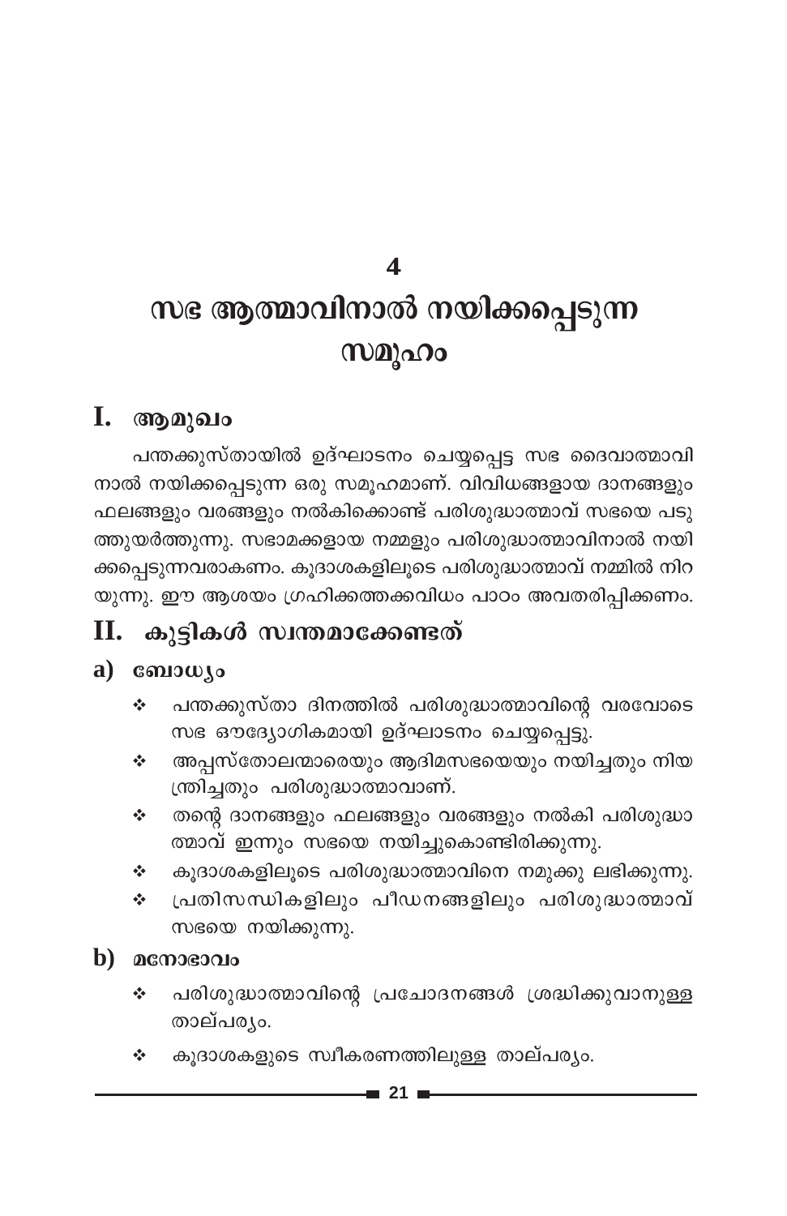# 4

# സഭ ആത്മാവിനാൽ നയിക്കപ്പെടുന്ന സമൂഹം

## I. ആമുഖം

പന്തക്കുസ്തായിൽ ഉദ്ഘാടനം ചെയ്യപ്പെട്ട സഭ ദൈവാത്മാവിനാൽ നയിക്കപ്പെടുന്ന ഒരു സമൂഹമാണ്. വിവിധങ്ങളായ ദാനങ്ങളും ഫലങ്ങളും വരങ്ങളും നൽകിക്കൊണ്ട് പരിശുദ്ധാത്മാവ് സഭയെ പടുത്തുയർത്തുന്നു. സഭാമക്കളായ നമ്മളും പരിശുദ്ധാത്മാവിനാൽ നയിക്കപ്പെടുന്നവരാകണം. കൂദാശകളിലൂടെ പരിശുദ്ധാത്മാവ് നമ്മിൽ നിറയുന്നു. ഈ ആശയം ഗ്രഹിക്കത്തക്കവിധം പാഠം അവതരിപ്പിക്കണം.

## II. കുട്ടികൾ സ്വന്തമാക്കേണ്ടത്

### a) ബോധ്യം

- ❖ പന്തക്കുസ്താ ദിനത്തിൽ പരിശുദ്ധാത്മാവിന്റെ വരവോടെ സഭ ഔദ്യോഗികമായി ഉദ്ഘാടനം ചെയ്യപ്പെട്ടു.
- ❖ അപ്പസ്തോലന്മാരെയും ആദിമസഭയെയും നയിച്ചതും നിയന്ത്രിച്ചതും പരിശുദ്ധാത്മാവാണ്.
- ❖ തന്റെ ദാനങ്ങളും ഫലങ്ങളും വരങ്ങളും നൽകി പരിശുദ്ധാത്മാവ് ഇന്നും സഭയെ നയിച്ചുകൊണ്ടിരിക്കുന്നു.
- ❖ കൂദാശകളിലൂടെ പരിശുദ്ധാത്മാവിനെ നമുക്കു ലഭിക്കുന്നു.
- ❖ പ്രതിസന്ധികളിലും പീഡനങ്ങളിലും പരിശുദ്ധാത്മാവ് സഭയെ നയിക്കുന്നു.

### b) മനോഭാവം

- ❖ പരിശുദ്ധാത്മാവിന്റെ പ്രചോദനങ്ങൾ ശ്രദ്ധിക്കുവാനുള്ള താല്പര്യം.
- ❖ കൂദാശകളുടെ സ്വീകരണത്തിലുള്ള താല്പര്യം.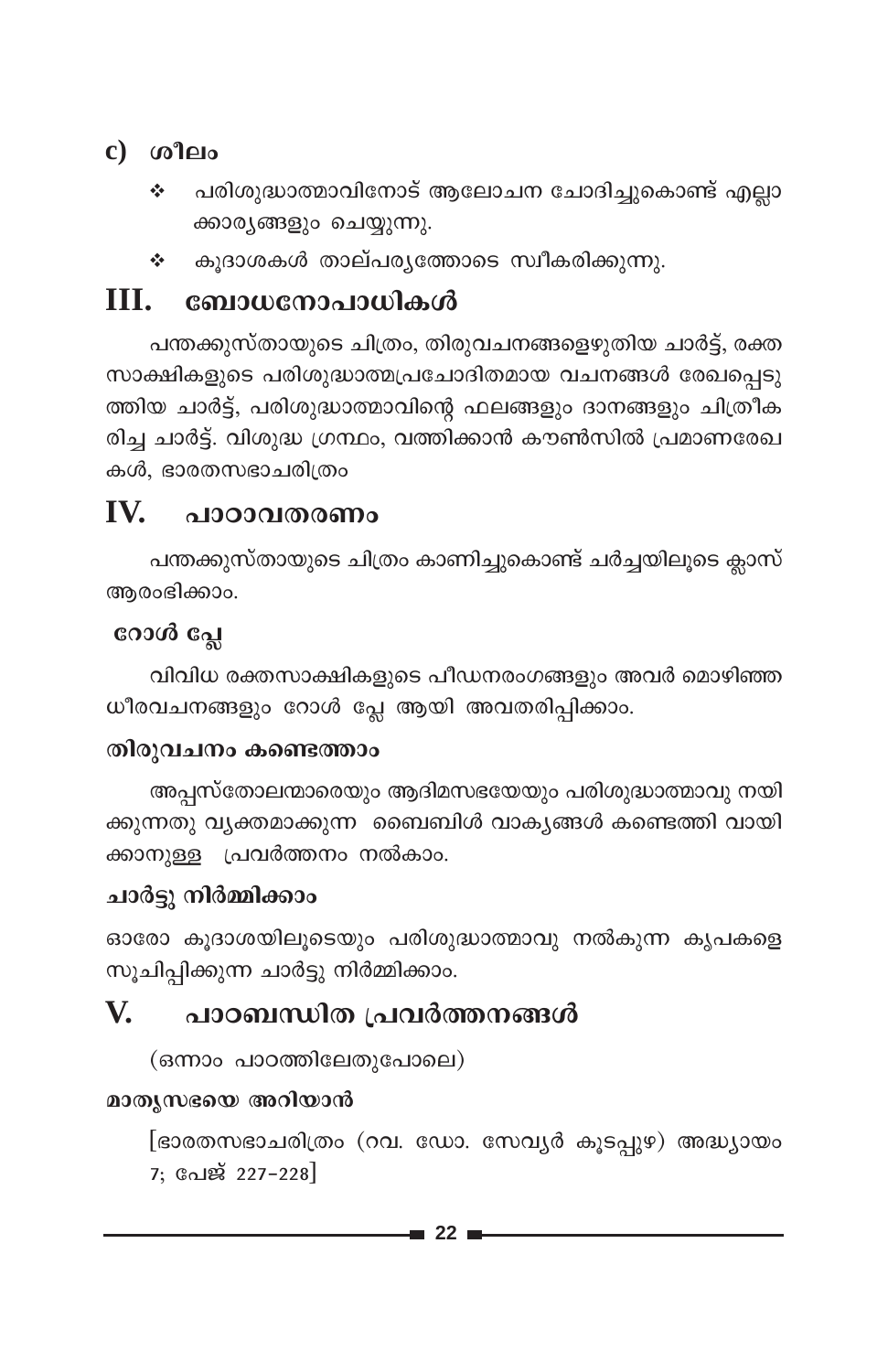## c) ശീലം

- ❖ പരിശുദ്ധാത്മാവിനോട് ആലോചന ചോദിച്ചുകൊണ്ട് എല്ലാ ക്കാര്യങ്ങളും ചെയ്യുന്നു.
- ❖ കൂദാശകൾ താല്പര്യത്തോടെ സ്വീകരിക്കുന്നു.

# III. ബോധനോപാധികൾ

പന്തക്കുസ്തായുടെ ചിത്രം, തിരുവചനങ്ങളെഴുതിയ ചാർട്ട്, രക്ത സാക്ഷികളുടെ പരിശുദ്ധാത്മപ്രചോദിതമായ വചനങ്ങൾ രേഖപ്പെടു ത്തിയ ചാർട്ട്, പരിശുദ്ധാത്മാവിന്റെ ഫലങ്ങളും ദാനങ്ങളും ചിത്രീക രിച്ച ചാർട്ട്. വിശുദ്ധ ഗ്രന്ഥം, വത്തിക്കാൻ കൗൺസിൽ പ്രമാണരേഖ കൾ, ഭാരതസഭാചരിത്രം

# IV. പാഠാവതരണം

പന്തക്കുസ്തായുടെ ചിത്രം കാണിച്ചുകൊണ്ട് ചർച്ചയിലൂടെ ക്ലാസ് ആരംഭിക്കാം.

### റോൾ പ്ലേ

വിവിധ രക്തസാക്ഷികളുടെ പീഡനരംഗങ്ങളും അവർ മൊഴിഞ്ഞ ധീരവചനങ്ങളും റോൾ പ്ലേ ആയി അവതരിപ്പിക്കാം.

### തിരുവചനം കണ്ടെത്താം

അപ്പസ്തോലന്മാരെയും ആദിമസഭയേയും പരിശുദ്ധാത്മാവു നയി ക്കുന്നതു വ്യക്തമാക്കുന്ന ബൈബിൾ വാക്യങ്ങൾ കണ്ടെത്തി വായി ക്കാനുള്ള പ്രവർത്തനം നൽകാം.

### ചാർട്ടു നിർമ്മിക്കാം

ഓരോ കൂദാശയിലൂടെയും പരിശുദ്ധാത്മാവു നൽകുന്ന കൃപകളെ സൂചിപ്പിക്കുന്ന ചാർട്ടു നിർമ്മിക്കാം.

# V. പാഠബന്ധിത പ്രവർത്തനങ്ങൾ

(ഒന്നാം പാഠത്തിലേതുപോലെ)

### മാതൃസഭയെ അറിയാൻ

[ഭാരതസഭാചരിത്രം (റവ. ഡോ. സേവ്യർ കൂടപ്പുഴ) അദ്ധ്യായം 7; പേജ് 227-228]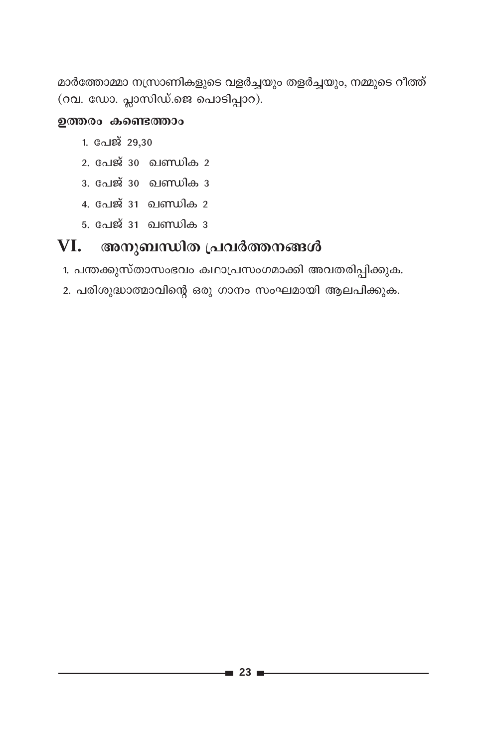മാർത്തോമ്മാ നസ്രാണികളുടെ വളർച്ചയും തളർച്ചയും, നമ്മുടെ റീത്ത് (റവ. ഡോ. പ്ലാസിഡ്.ജെ പൊടിപ്പാറ).

**ഉത്തരം കണ്ടെത്താം**

1. പേജ് 29,30
2. പേജ് 30 ഖണ്ഡിക 2
3. പേജ് 30 ഖണ്ഡിക 3
4. പേജ് 31 ഖണ്ഡിക 2
5. പേജ് 31 ഖണ്ഡിക 3

## VI. അനുബന്ധിത പ്രവർത്തനങ്ങൾ

1. പന്തക്കുസ്താസംഭവം കഥാപ്രസംഗമാക്കി അവതരിപ്പിക്കുക.
2. പരിശുദ്ധാത്മാവിന്റെ ഒരു ഗാനം സംഘമായി ആലപിക്കുക.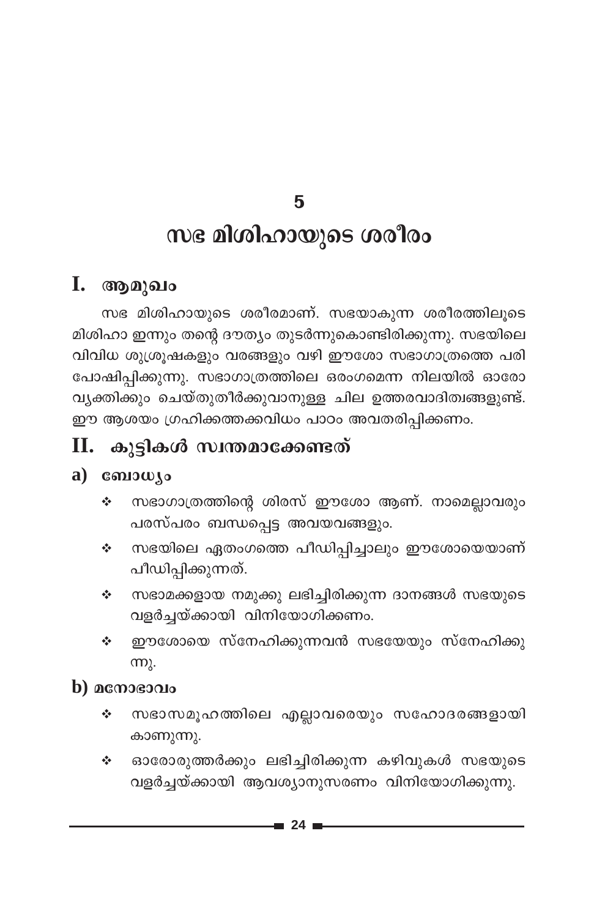# 5

# സഭ മിശിഹായുടെ ശരീരം

## I. ആമുഖം

സഭ മിശിഹായുടെ ശരീരമാണ്. സഭയാകുന്ന ശരീരത്തിലൂടെ മിശിഹാ ഇന്നും തന്റെ ദൗത്യം തുടർന്നുകൊണ്ടിരിക്കുന്നു. സഭയിലെ വിവിധ ശുശ്രൂഷകളും വരങ്ങളും വഴി ഈശോ സഭാഗാത്രത്തെ പരിപോഷിപ്പിക്കുന്നു. സഭാഗാത്രത്തിലെ ഒരംഗമെന്ന നിലയിൽ ഓരോ വ്യക്തിക്കും ചെയ്തുതീർക്കുവാനുള്ള ചില ഉത്തരവാദിത്വങ്ങളുണ്ട്. ഈ ആശയം ഗ്രഹിക്കത്തക്കവിധം പാഠം അവതരിപ്പിക്കണം.

## II. കുട്ടികൾ സ്വന്തമാക്കേണ്ടത്

### a) ബോധ്യം

- ❖ സഭാഗാത്രത്തിന്റെ ശിരസ് ഈശോ ആണ്. നാമെല്ലാവരും പരസ്പരം ബന്ധപ്പെട്ട അവയവങ്ങളും.
- ❖ സഭയിലെ ഏതംഗത്തെ പീഡിപ്പിച്ചാലും ഈശോയെയാണ് പീഡിപ്പിക്കുന്നത്.
- ❖ സഭാമക്കളായ നമുക്കു ലഭിച്ചിരിക്കുന്ന ദാനങ്ങൾ സഭയുടെ വളർച്ചയ്ക്കായി വിനിയോഗിക്കണം.
- ❖ ഈശോയെ സ്നേഹിക്കുന്നവൻ സഭയേയും സ്നേഹിക്കുന്നു.

### b) മനോഭാവം

- ❖ സഭാസമൂഹത്തിലെ എല്ലാവരെയും സഹോദരങ്ങളായി കാണുന്നു.
- ❖ ഓരോരുത്തർക്കും ലഭിച്ചിരിക്കുന്ന കഴിവുകൾ സഭയുടെ വളർച്ചയ്ക്കായി ആവശ്യാനുസരണം വിനിയോഗിക്കുന്നു.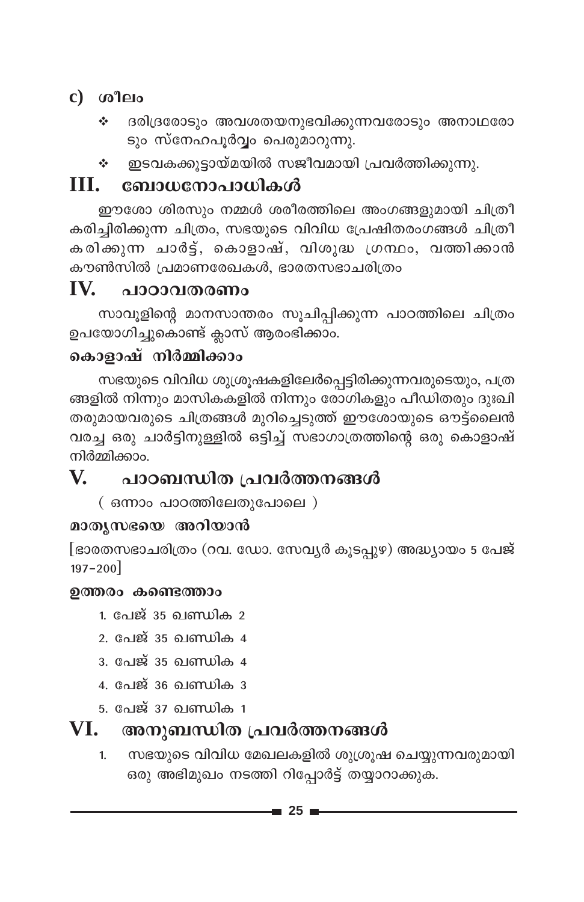## c) ശീലം

- ❖ ദരിദ്രരോടും അവശതയനുഭവിക്കുന്നവരോടും അനാഥരോടും സ്നേഹപൂർവ്വം പെരുമാറുന്നു.
- ❖ ഇടവകക്കൂട്ടായ്മയിൽ സജീവമായി പ്രവർത്തിക്കുന്നു.

## III. ബോധനോപാധികൾ

ഈശോ ശിരസും നമ്മൾ ശരീരത്തിലെ അംഗങ്ങളുമായി ചിത്രീകരിച്ചിരിക്കുന്ന ചിത്രം, സഭയുടെ വിവിധ പ്രേഷിതരംഗങ്ങൾ ചിത്രീകരിക്കുന്ന ചാർട്ട്, കൊളാഷ്, വിശുദ്ധ ഗ്രന്ഥം, വത്തിക്കാൻ കൗൺസിൽ പ്രമാണരേഖകൾ, ഭാരതസഭാചരിത്രം

## IV. പാഠാവതരണം

സാവൂളിന്റെ മാനസാന്തരം സൂചിപ്പിക്കുന്ന പാഠത്തിലെ ചിത്രം ഉപയോഗിച്ചുകൊണ്ട് ക്ലാസ് ആരംഭിക്കാം.

### കൊളാഷ് നിർമ്മിക്കാം

സഭയുടെ വിവിധ ശുശ്രൂഷകളിലേർപ്പെട്ടിരിക്കുന്നവരുടെയും, പത്രങ്ങളിൽ നിന്നും മാസികകളിൽ നിന്നും രോഗികളും പീഡിതരും ദുഃഖിതരുമായവരുടെ ചിത്രങ്ങൾ മുറിച്ചെടുത്ത് ഈശോയുടെ ഔട്ട്ലൈൻ വരച്ച ഒരു ചാർട്ടിനുള്ളിൽ ഒട്ടിച്ച് സഭാഗാത്രത്തിന്റെ ഒരു കൊളാഷ് നിർമ്മിക്കാം.

## V. പാഠബന്ധിത പ്രവർത്തനങ്ങൾ

( ഒന്നാം പാഠത്തിലേതുപോലെ )

### മാതൃസഭയെ അറിയാൻ

[ഭാരതസഭാചരിത്രം (റവ. ഡോ. സേവ്യർ കൂടപ്പുഴ) അദ്ധ്യായം 5 പേജ് 197–200]

### ഉത്തരം കണ്ടെത്താം

1. പേജ് 35 ഖണ്ഡിക 2
2. പേജ് 35 ഖണ്ഡിക 4
3. പേജ് 35 ഖണ്ഡിക 4
4. പേജ് 36 ഖണ്ഡിക 3
5. പേജ് 37 ഖണ്ഡിക 1

## VI. അനുബന്ധിത പ്രവർത്തനങ്ങൾ

1. സഭയുടെ വിവിധ മേഖലകളിൽ ശുശ്രൂഷ ചെയ്യുന്നവരുമായി ഒരു അഭിമുഖം നടത്തി റിപ്പോർട്ട് തയ്യാറാക്കുക.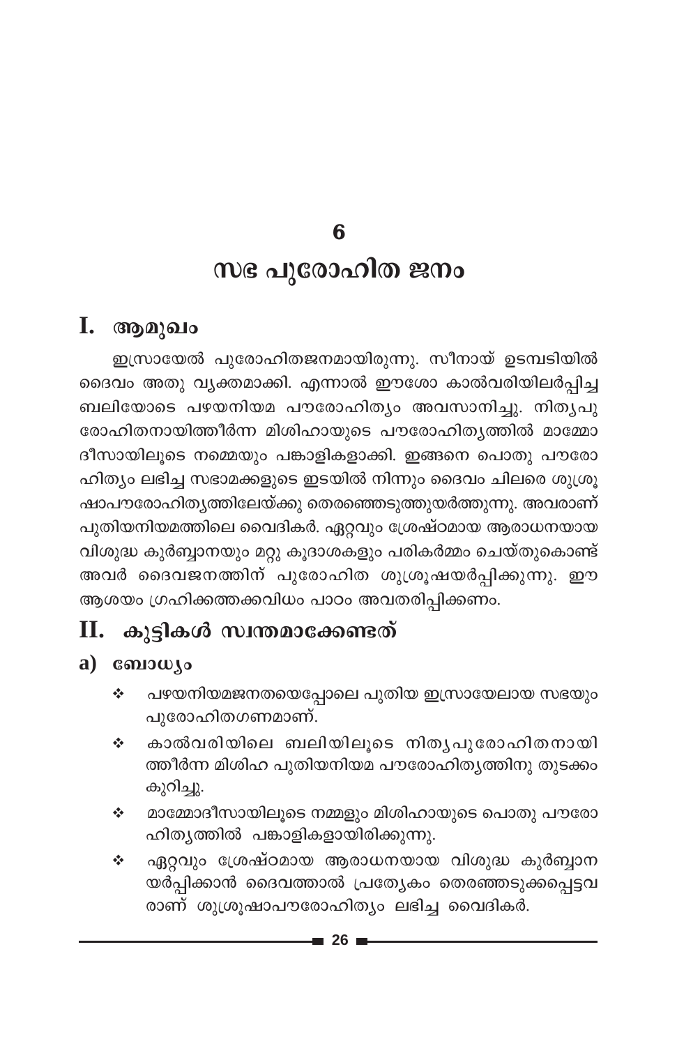# 6

# സഭ പുരോഹിത ജനം

## I. ആമുഖം

ഇസ്രായേൽ പുരോഹിതജനമായിരുന്നു. സീനായ് ഉടമ്പടിയിൽ ദൈവം അതു വ്യക്തമാക്കി. എന്നാൽ ഈശോ കാൽവരിയിലർപ്പിച്ച ബലിയോടെ പഴയനിയമ പൗരോഹിത്യം അവസാനിച്ചു. നിത്യപുരോഹിതനായിത്തീർന്ന മിശിഹായുടെ പൗരോഹിത്യത്തിൽ മാമ്മോദീസായിലൂടെ നമ്മെയും പങ്കാളികളാക്കി. ഇങ്ങനെ പൊതു പൗരോഹിത്യം ലഭിച്ച സഭാമക്കളുടെ ഇടയിൽ നിന്നും ദൈവം ചിലരെ ശുശ്രൂഷാപൗരോഹിത്യത്തിലേയ്ക്കു തെരഞ്ഞെടുത്തുയർത്തുന്നു. അവരാണ് പുതിയനിയമത്തിലെ വൈദികർ. ഏറ്റവും ശ്രേഷ്ഠമായ ആരാധനയായ വിശുദ്ധ കുർബ്ബാനയും മറ്റു കൂദാശകളും പരികർമ്മം ചെയ്തുകൊണ്ട് അവർ ദൈവജനത്തിന് പുരോഹിത ശുശ്രൂഷയർപ്പിക്കുന്നു. ഈ ആശയം ഗ്രഹിക്കത്തക്കവിധം പാഠം അവതരിപ്പിക്കണം.

## II. കുട്ടികൾ സ്വന്തമാക്കേണ്ടത്

### a) ബോധ്യം

- ❖ പഴയനിയമജനതയെപ്പോലെ പുതിയ ഇസ്രായേലായ സഭയും പുരോഹിതഗണമാണ്.
- ❖ കാൽവരിയിലെ ബലിയിലൂടെ നിത്യപുരോഹിതനായിത്തീർന്ന മിശിഹ പുതിയനിയമ പൗരോഹിത്യത്തിനു തുടക്കം കുറിച്ചു.
- ❖ മാമ്മോദീസായിലൂടെ നമ്മളും മിശിഹായുടെ പൊതു പൗരോഹിത്യത്തിൽ പങ്കാളികളായിരിക്കുന്നു.
- ❖ ഏറ്റവും ശ്രേഷ്ഠമായ ആരാധനയായ വിശുദ്ധ കുർബ്ബാനയർപ്പിക്കാൻ ദൈവത്താൽ പ്രത്യേകം തെരഞ്ഞെടുക്കപ്പെട്ടവരാണ് ശുശ്രൂഷാപൗരോഹിത്യം ലഭിച്ച വൈദികർ.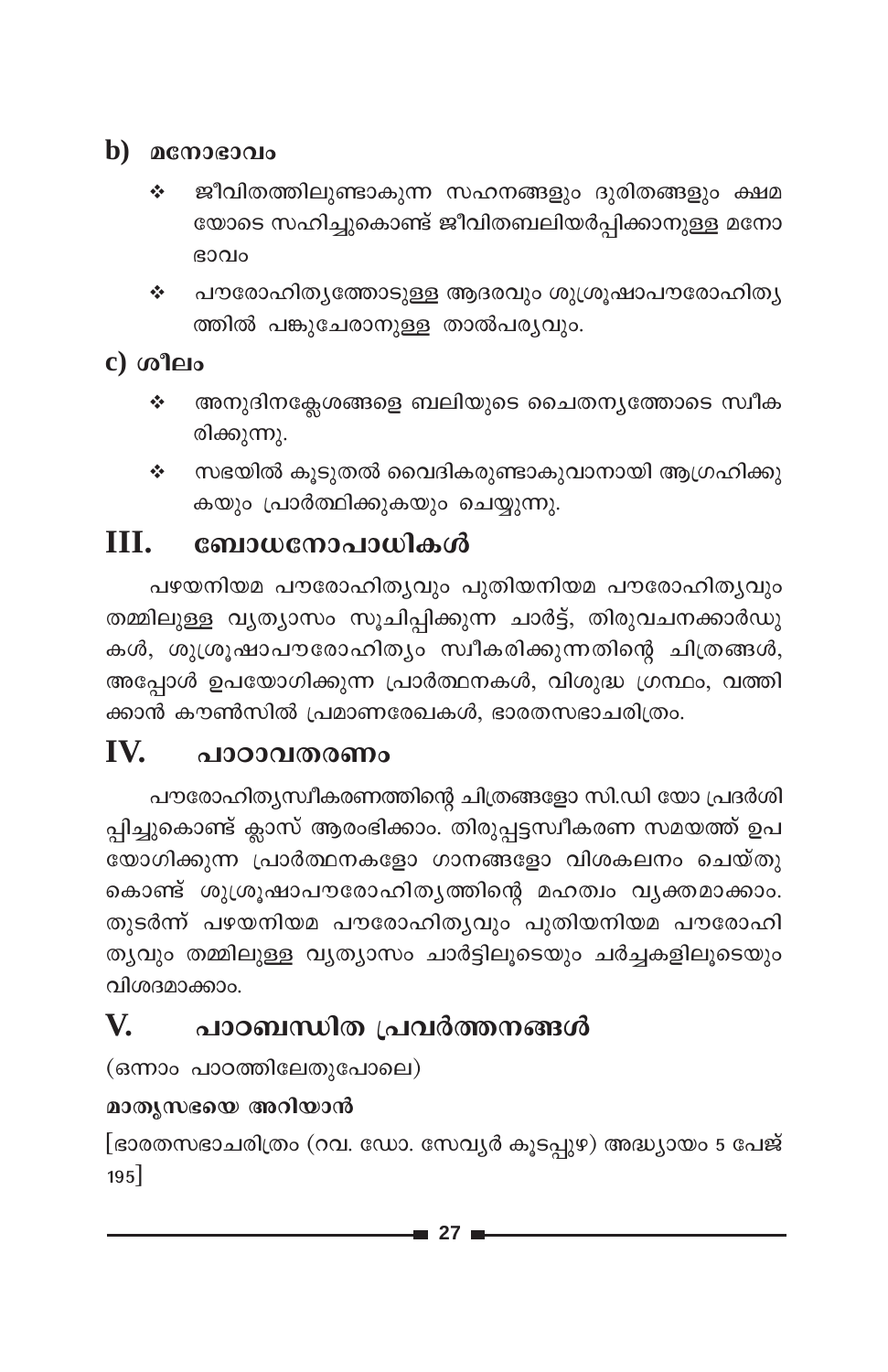## b) മനോഭാവം

- ❖ ജീവിതത്തിലുണ്ടാകുന്ന സഹനങ്ങളും ദുരിതങ്ങളും ക്ഷമയോടെ സഹിച്ചുകൊണ്ട് ജീവിതബലിയർപ്പിക്കാനുള്ള മനോഭാവം
- ❖ പൗരോഹിത്യത്തോടുള്ള ആദരവും ശുശ്രൂഷാപൗരോഹിത്യത്തിൽ പങ്കുചേരാനുള്ള താൽപര്യവും.

## c) ശീലം

- ❖ അനുദിനക്ലേശങ്ങളെ ബലിയുടെ ചൈതന്യത്തോടെ സ്വീകരിക്കുന്നു.
- ❖ സഭയിൽ കൂടുതൽ വൈദികരുണ്ടാകുവാനായി ആഗ്രഹിക്കുകയും പ്രാർത്ഥിക്കുകയും ചെയ്യുന്നു.

# III. ബോധനോപാധികൾ

പഴയനിയമ പൗരോഹിത്യവും പുതിയനിയമ പൗരോഹിത്യവും തമ്മിലുള്ള വ്യത്യാസം സൂചിപ്പിക്കുന്ന ചാർട്ട്, തിരുവചനക്കാർഡുകൾ, ശുശ്രൂഷാപൗരോഹിത്യം സ്വീകരിക്കുന്നതിന്റെ ചിത്രങ്ങൾ, അപ്പോൾ ഉപയോഗിക്കുന്ന പ്രാർത്ഥനകൾ, വിശുദ്ധ ഗ്രന്ഥം, വത്തിക്കാൻ കൗൺസിൽ പ്രമാണരേഖകൾ, ഭാരതസഭാചരിത്രം.

# IV. പാഠാവതരണം

പൗരോഹിത്യസ്വീകരണത്തിന്റെ ചിത്രങ്ങളോ സി.ഡി യോ പ്രദർശിപ്പിച്ചുകൊണ്ട് ക്ലാസ് ആരംഭിക്കാം. തിരുപ്പട്ടസ്വീകരണ സമയത്ത് ഉപയോഗിക്കുന്ന പ്രാർത്ഥനകളോ ഗാനങ്ങളോ വിശകലനം ചെയ്തുകൊണ്ട് ശുശ്രൂഷാപൗരോഹിത്യത്തിന്റെ മഹത്വം വ്യക്തമാക്കാം. തുടർന്ന് പഴയനിയമ പൗരോഹിത്യവും പുതിയനിയമ പൗരോഹിത്യവും തമ്മിലുള്ള വ്യത്യാസം ചാർട്ടിലൂടെയും ചർച്ചകളിലൂടെയും വിശദമാക്കാം.

# V. പാഠബന്ധിത പ്രവർത്തനങ്ങൾ

(ഒന്നാം പാഠത്തിലേതുപോലെ)

**മാതൃസഭയെ അറിയാൻ**

[ഭാരതസഭാചരിത്രം (റവ. ഡോ. സേവ്യർ കൂടപ്പുഴ) അദ്ധ്യായം 5 പേജ് 195]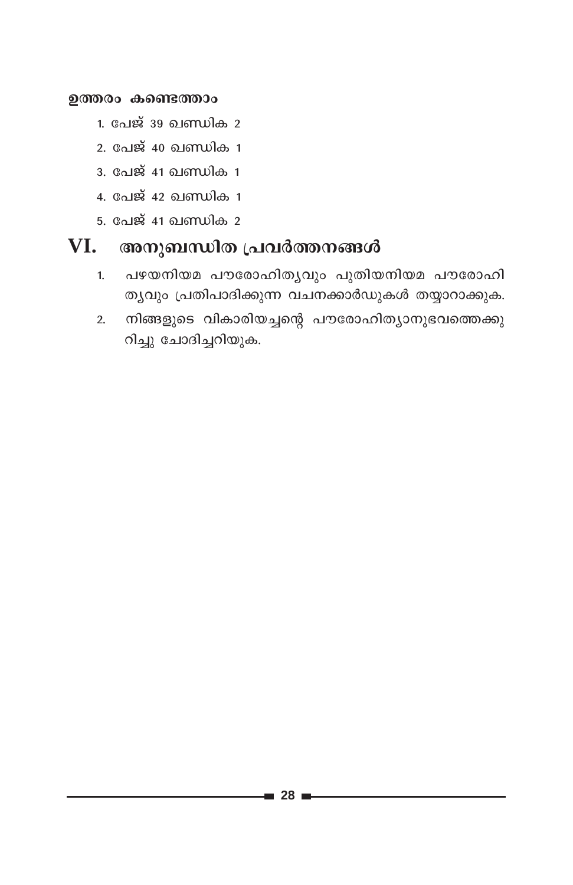**ഉത്തരം കണ്ടെത്താം**

1. പേജ് 39 ഖണ്ഡിക 2
2. പേജ് 40 ഖണ്ഡിക 1
3. പേജ് 41 ഖണ്ഡിക 1
4. പേജ് 42 ഖണ്ഡിക 1
5. പേജ് 41 ഖണ്ഡിക 2

## VI. അനുബന്ധിത പ്രവർത്തനങ്ങൾ

1. പഴയനിയമ പൗരോഹിത്യവും പുതിയനിയമ പൗരോഹിത്യവും പ്രതിപാദിക്കുന്ന വചനക്കാർഡുകൾ തയ്യാറാക്കുക.
2. നിങ്ങളുടെ വികാരിയച്ചന്റെ പൗരോഹിത്യാനുഭവത്തെക്കുറിച്ചു ചോദിച്ചറിയുക.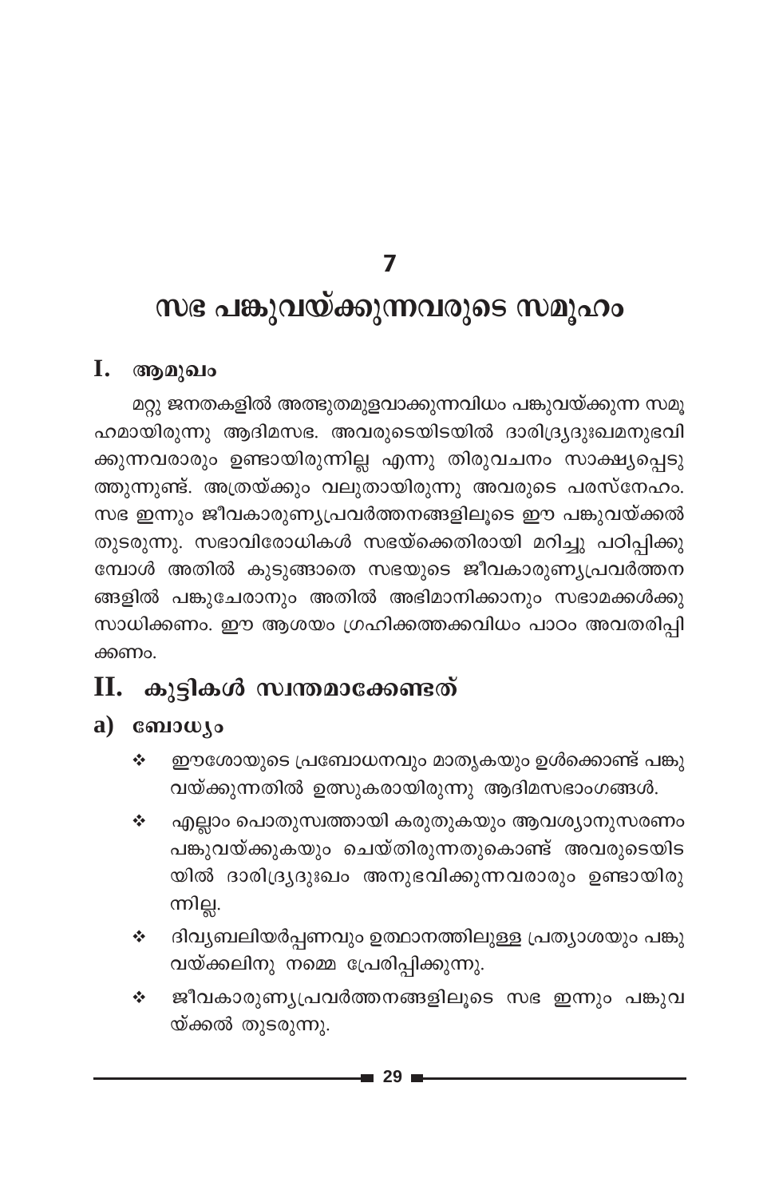# 7

# സഭ പങ്കുവയ്ക്കുന്നവരുടെ സമൂഹം

## I. ആമുഖം

മറ്റു ജനതകളിൽ അത്ഭുതമുളവാക്കുന്നവിധം പങ്കുവയ്ക്കുന്ന സമൂഹമായിരുന്നു ആദിമസഭ. അവരുടെയിടയിൽ ദാരിദ്ര്യദുഃഖമനുഭവിക്കുന്നവരാരും ഉണ്ടായിരുന്നില്ല എന്നു തിരുവചനം സാക്ഷ്യപ്പെടുത്തുന്നുണ്ട്. അത്രയ്ക്കും വലുതായിരുന്നു അവരുടെ പരസ്നേഹം. സഭ ഇന്നും ജീവകാരുണ്യപ്രവർത്തനങ്ങളിലൂടെ ഈ പങ്കുവയ്ക്കൽ തുടരുന്നു. സഭാവിരോധികൾ സഭയ്ക്കെതിരായി മറിച്ചു പഠിപ്പിക്കുമ്പോൾ അതിൽ കുടുങ്ങാതെ സഭയുടെ ജീവകാരുണ്യപ്രവർത്തനങ്ങളിൽ പങ്കുചേരാനും അതിൽ അഭിമാനിക്കാനും സഭാമക്കൾക്കു സാധിക്കണം. ഈ ആശയം ഗ്രഹിക്കത്തക്കവിധം പാഠം അവതരിപ്പിക്കണം.

## II. കുട്ടികൾ സ്വന്തമാക്കേണ്ടത്

### a) ബോധ്യം

- ഈശോയുടെ പ്രബോധനവും മാതൃകയും ഉൾക്കൊണ്ട് പങ്കുവയ്ക്കുന്നതിൽ ഉത്സുകരായിരുന്നു ആദിമസഭാംഗങ്ങൾ.
- എല്ലാം പൊതുസ്വത്തായി കരുതുകയും ആവശ്യാനുസരണം പങ്കുവയ്ക്കുകയും ചെയ്തിരുന്നതുകൊണ്ട് അവരുടെയിടയിൽ ദാരിദ്ര്യദുഃഖം അനുഭവിക്കുന്നവരാരും ഉണ്ടായിരുന്നില്ല.
- ദിവ്യബലിയർപ്പണവും ഉത്ഥാനത്തിലുള്ള പ്രത്യാശയും പങ്കുവയ്ക്കലിനു നമ്മെ പ്രേരിപ്പിക്കുന്നു.
- ജീവകാരുണ്യപ്രവർത്തനങ്ങളിലൂടെ സഭ ഇന്നും പങ്കുവയ്ക്കൽ തുടരുന്നു.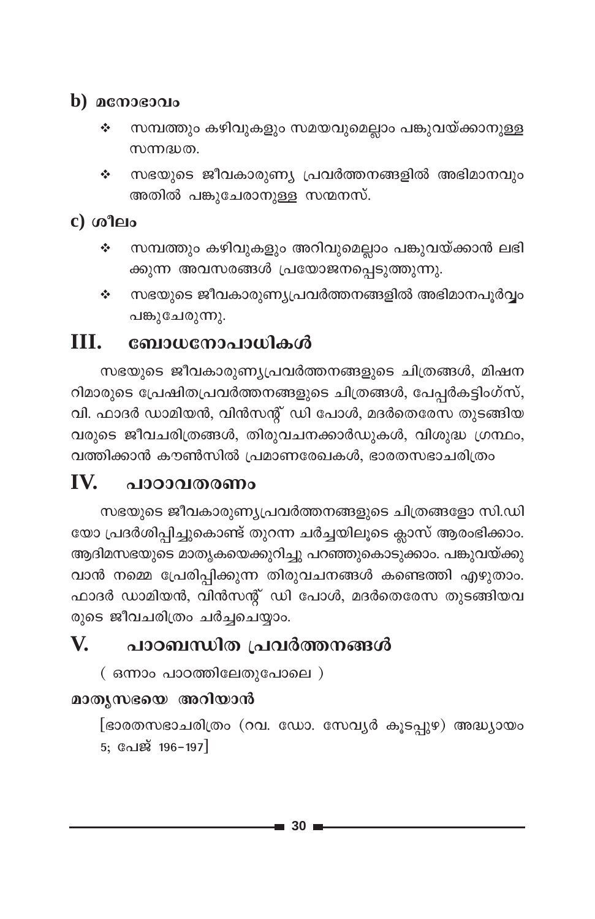### b) മനോഭാവം

- ❖ സമ്പത്തും കഴിവുകളും സമയവുമെല്ലാം പങ്കുവയ്ക്കാനുള്ള സന്നദ്ധത.
- ❖ സഭയുടെ ജീവകാരുണ്യ പ്രവർത്തനങ്ങളിൽ അഭിമാനവും അതിൽ പങ്കുചേരാനുള്ള സന്മനസ്.

### c) ശീലം

- ❖ സമ്പത്തും കഴിവുകളും അറിവുമെല്ലാം പങ്കുവയ്ക്കാൻ ലഭിക്കുന്ന അവസരങ്ങൾ പ്രയോജനപ്പെടുത്തുന്നു.
- ❖ സഭയുടെ ജീവകാരുണ്യപ്രവർത്തനങ്ങളിൽ അഭിമാനപൂർവ്വം പങ്കുചേരുന്നു.

## III. ബോധനോപാധികൾ

സഭയുടെ ജീവകാരുണ്യപ്രവർത്തനങ്ങളുടെ ചിത്രങ്ങൾ, മിഷനറിമാരുടെ പ്രേഷിതപ്രവർത്തനങ്ങളുടെ ചിത്രങ്ങൾ, പേപ്പർകട്ടിംഗ്സ്, വി. ഫാദർ ഡാമിയൻ, വിൻസന്റ് ഡി പോൾ, മദർതെരേസ തുടങ്ങിയവരുടെ ജീവചരിത്രങ്ങൾ, തിരുവചനക്കാർഡുകൾ, വിശുദ്ധ ഗ്രന്ഥം, വത്തിക്കാൻ കൗൺസിൽ പ്രമാണരേഖകൾ, ഭാരതസഭാചരിത്രം

## IV. പാഠാവതരണം

സഭയുടെ ജീവകാരുണ്യപ്രവർത്തനങ്ങളുടെ ചിത്രങ്ങളോ സി.ഡിയോ പ്രദർശിപ്പിച്ചുകൊണ്ട് തുറന്ന ചർച്ചയിലൂടെ ക്ലാസ് ആരംഭിക്കാം. ആദിമസഭയുടെ മാതൃകയെക്കുറിച്ചു പറഞ്ഞുകൊടുക്കാം. പങ്കുവയ്ക്കുവാൻ നമ്മെ പ്രേരിപ്പിക്കുന്ന തിരുവചനങ്ങൾ കണ്ടെത്തി എഴുതാം. ഫാദർ ഡാമിയൻ, വിൻസന്റ് ഡി പോൾ, മദർതെരേസ തുടങ്ങിയവരുടെ ജീവചരിത്രം ചർച്ചചെയ്യാം.

## V. പാഠബന്ധിത പ്രവർത്തനങ്ങൾ

( ഒന്നാം പാഠത്തിലേതുപോലെ )

**മാതൃസഭയെ അറിയാൻ**

[ഭാരതസഭാചരിത്രം (റവ. ഡോ. സേവ്യർ കൂടപ്പുഴ) അദ്ധ്യായം 5; പേജ് 196-197]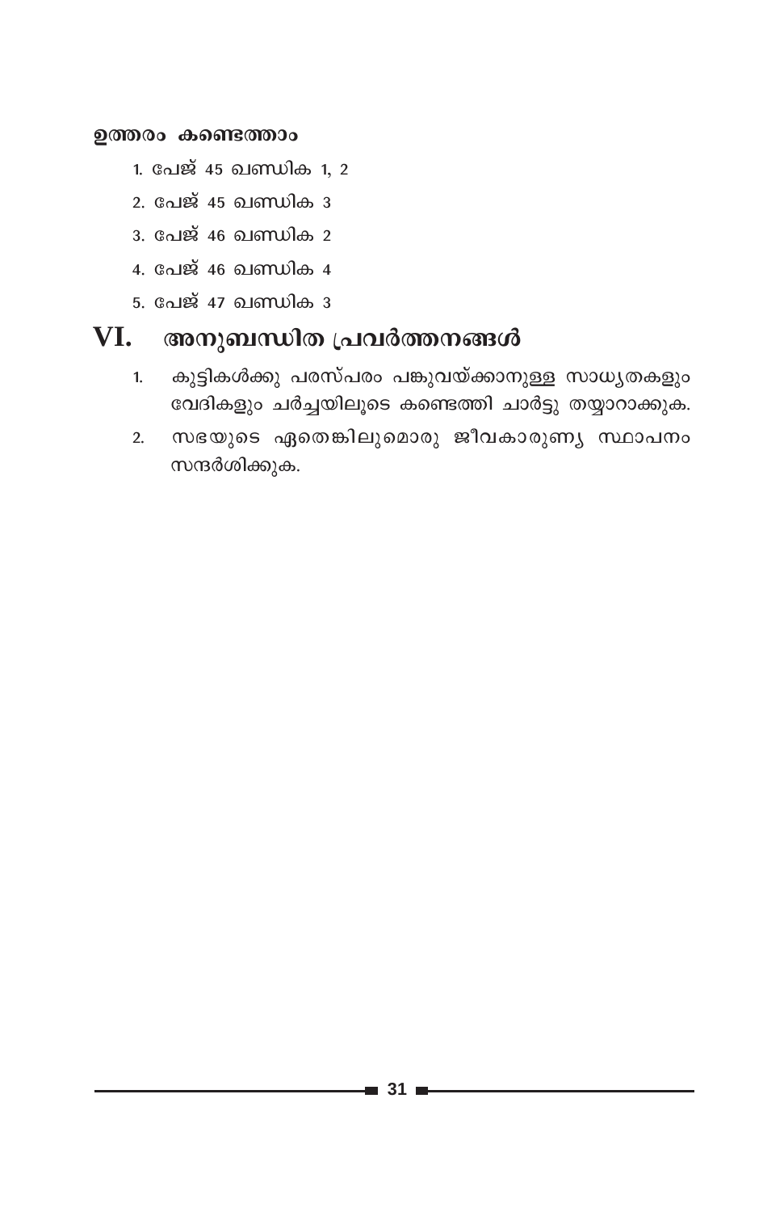**ഉത്തരം കണ്ടെത്താം**

1. പേജ് 45 ഖണ്ഡിക 1, 2
2. പേജ് 45 ഖണ്ഡിക 3
3. പേജ് 46 ഖണ്ഡിക 2
4. പേജ് 46 ഖണ്ഡിക 4
5. പേജ് 47 ഖണ്ഡിക 3

## VI. അനുബന്ധിത പ്രവർത്തനങ്ങൾ

1. കുട്ടികൾക്കു പരസ്പരം പങ്കുവയ്ക്കാനുള്ള സാധ്യതകളും വേദികളും ചർച്ചയിലൂടെ കണ്ടെത്തി ചാർട്ടു തയ്യാറാക്കുക.
2. സഭയുടെ ഏതെങ്കിലുമൊരു ജീവകാരുണ്യ സ്ഥാപനം സന്ദർശിക്കുക.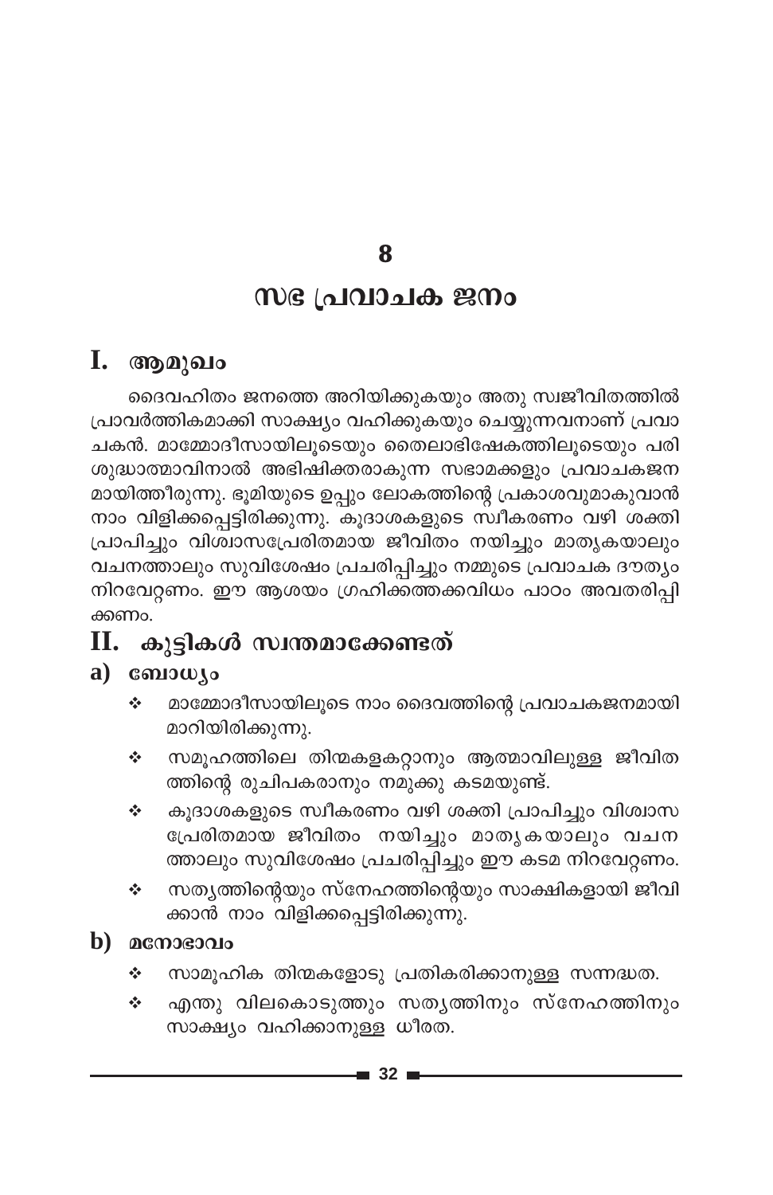# 8

# സഭ പ്രവാചക ജനം

## I. ആമുഖം

ദൈവഹിതം ജനത്തെ അറിയിക്കുകയും അതു സ്വജീവിതത്തിൽ പ്രാവർത്തികമാക്കി സാക്ഷ്യം വഹിക്കുകയും ചെയ്യുന്നവനാണ് പ്രവാചകൻ. മാമ്മോദീസായിലൂടെയും തൈലാഭിഷേകത്തിലൂടെയും പരിശുദ്ധാത്മാവിനാൽ അഭിഷിക്തരാകുന്ന സഭാമക്കളും പ്രവാചകജനമായിത്തീരുന്നു. ഭൂമിയുടെ ഉപ്പും ലോകത്തിന്റെ പ്രകാശവുമാകുവാൻ നാം വിളിക്കപ്പെട്ടിരിക്കുന്നു. കൂദാശകളുടെ സ്വീകരണം വഴി ശക്തി പ്രാപിച്ചും വിശ്വാസപ്രേരിതമായ ജീവിതം നയിച്ചും മാതൃകയാലും വചനത്താലും സുവിശേഷം പ്രചരിപ്പിച്ചും നമ്മുടെ പ്രവാചക ദൗത്യം നിറവേറ്റണം. ഈ ആശയം ഗ്രഹിക്കത്തക്കവിധം പാഠം അവതരിപ്പിക്കണം.

## II. കുട്ടികൾ സ്വന്തമാക്കേണ്ടത്

### a) ബോധ്യം

- മാമ്മോദീസായിലൂടെ നാം ദൈവത്തിന്റെ പ്രവാചകജനമായി മാറിയിരിക്കുന്നു.
- സമൂഹത്തിലെ തിന്മകളകറ്റാനും ആത്മാവിലുള്ള ജീവിതത്തിന്റെ രുചിപകരാനും നമുക്കു കടമയുണ്ട്.
- കൂദാശകളുടെ സ്വീകരണം വഴി ശക്തി പ്രാപിച്ചും വിശ്വാസപ്രേരിതമായ ജീവിതം നയിച്ചും മാതൃകയാലും വചനത്താലും സുവിശേഷം പ്രചരിപ്പിച്ചും ഈ കടമ നിറവേറ്റണം.
- സത്യത്തിന്റെയും സ്നേഹത്തിന്റെയും സാക്ഷികളായി ജീവിക്കാൻ നാം വിളിക്കപ്പെട്ടിരിക്കുന്നു.

### b) മനോഭാവം

- സാമൂഹിക തിന്മകളോടു പ്രതികരിക്കാനുള്ള സന്നദ്ധത.
- എന്തു വിലകൊടുത്തും സത്യത്തിനും സ്നേഹത്തിനും സാക്ഷ്യം വഹിക്കാനുള്ള ധീരത.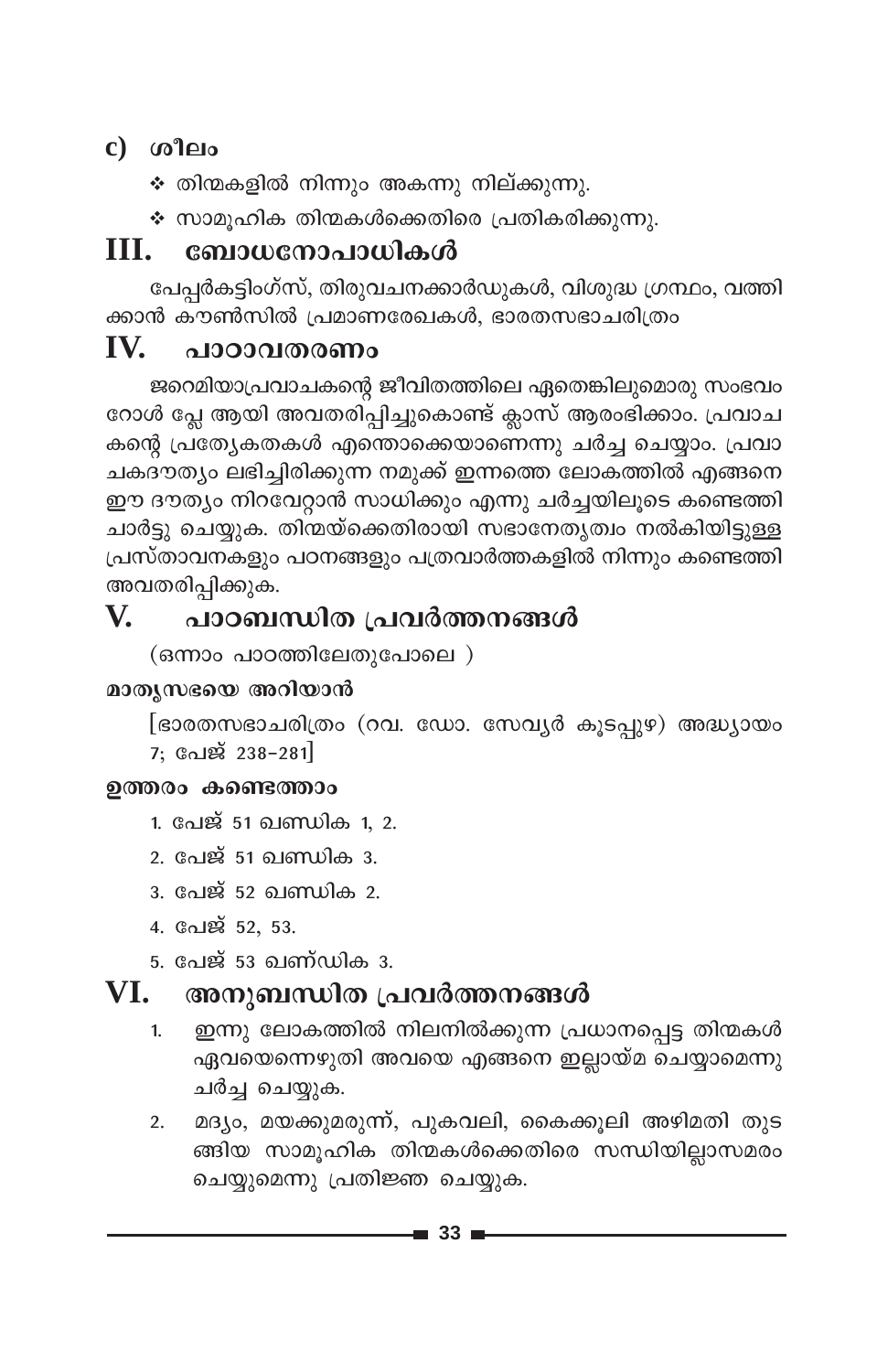## c) ശീലം

- ❖ തിന്മകളിൽ നിന്നും അകന്നു നില്ക്കുന്നു.
- ❖ സാമൂഹിക തിന്മകൾക്കെതിരെ പ്രതികരിക്കുന്നു.

## III. ബോധനോപാധികൾ

പേപ്പർകട്ടിംഗ്സ്, തിരുവചനക്കാർഡുകൾ, വിശുദ്ധ ഗ്രന്ഥം, വത്തിക്കാൻ കൗൺസിൽ പ്രമാണരേഖകൾ, ഭാരതസഭാചരിത്രം

## IV. പാഠാവതരണം

ജറെമിയാപ്രവാചകന്റെ ജീവിതത്തിലെ ഏതെങ്കിലുമൊരു സംഭവം റോൾ പ്ലേ ആയി അവതരിപ്പിച്ചുകൊണ്ട് ക്ലാസ് ആരംഭിക്കാം. പ്രവാചകന്റെ പ്രത്യേകതകൾ എന്തൊക്കെയാണെന്നു ചർച്ച ചെയ്യാം. പ്രവാചകദൗത്യം ലഭിച്ചിരിക്കുന്ന നമുക്ക് ഇന്നത്തെ ലോകത്തിൽ എങ്ങനെ ഈ ദൗത്യം നിറവേറ്റാൻ സാധിക്കും എന്നു ചർച്ചയിലൂടെ കണ്ടെത്തി ചാർട്ടു ചെയ്യുക. തിന്മയ്ക്കെതിരായി സഭാനേതൃത്വം നൽകിയിട്ടുള്ള പ്രസ്താവനകളും പഠനങ്ങളും പത്രവാർത്തകളിൽ നിന്നും കണ്ടെത്തി അവതരിപ്പിക്കുക.

## V. പാഠബന്ധിത പ്രവർത്തനങ്ങൾ

(ഒന്നാം പാഠത്തിലേതുപോലെ )

**മാതൃസഭയെ അറിയാൻ**

[ഭാരതസഭാചരിത്രം (റവ. ഡോ. സേവ്യർ കൂടപ്പുഴ) അദ്ധ്യായം 7; പേജ് 238-281]

**ഉത്തരം കണ്ടെത്താം**

1. പേജ് 51 ഖണ്ഡിക 1, 2.
2. പേജ് 51 ഖണ്ഡിക 3.
3. പേജ് 52 ഖണ്ഡിക 2.
4. പേജ് 52, 53.
5. പേജ് 53 ഖണ്ഡിക 3.

## VI. അനുബന്ധിത പ്രവർത്തനങ്ങൾ

1. ഇന്നു ലോകത്തിൽ നിലനിൽക്കുന്ന പ്രധാനപ്പെട്ട തിന്മകൾ ഏവയെന്നെഴുതി അവയെ എങ്ങനെ ഇല്ലായ്മ ചെയ്യാമെന്നു ചർച്ച ചെയ്യുക.
2. മദ്യം, മയക്കുമരുന്ന്, പുകവലി, കൈക്കൂലി അഴിമതി തുടങ്ങിയ സാമൂഹിക തിന്മകൾക്കെതിരെ സന്ധിയില്ലാസമരം ചെയ്യുമെന്നു പ്രതിജ്ഞ ചെയ്യുക.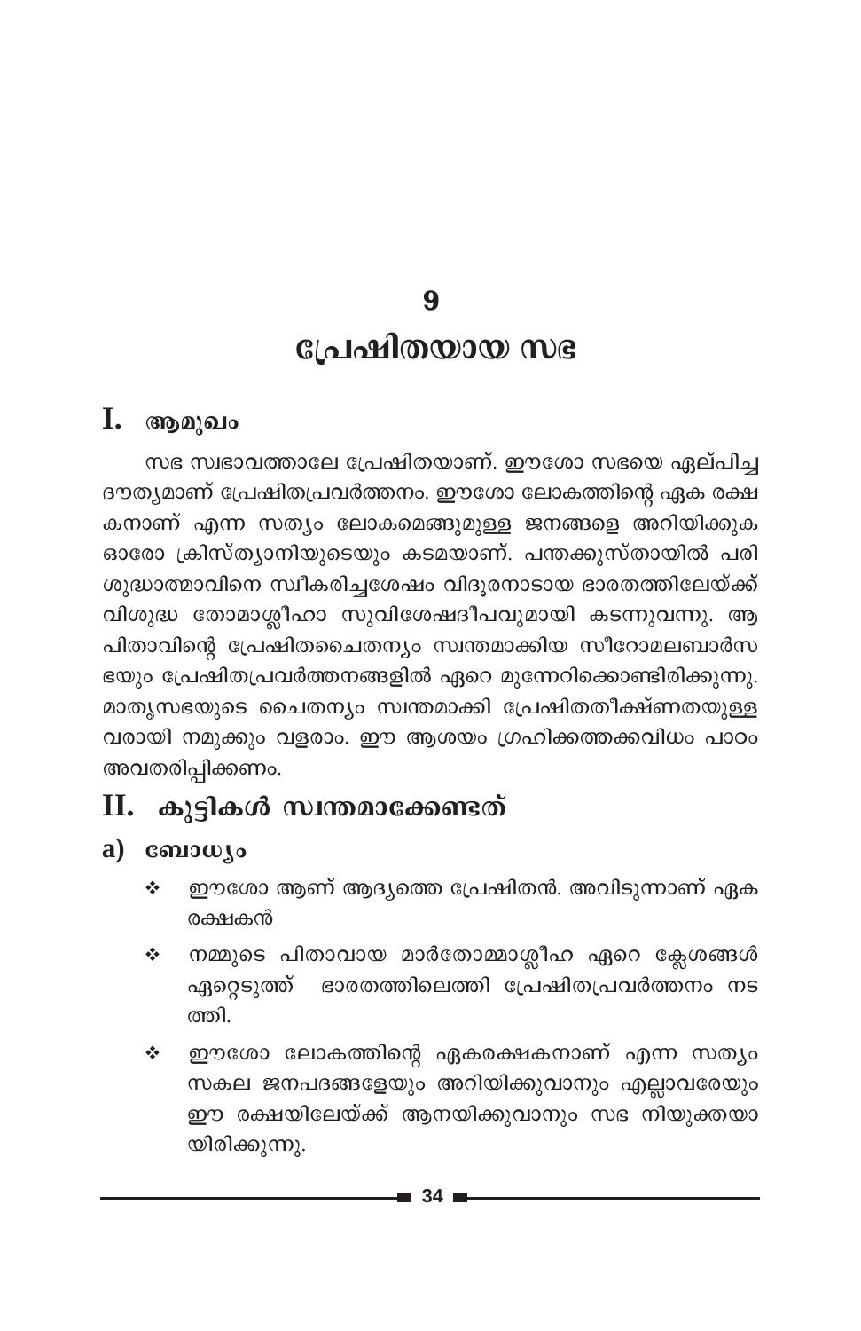# 9

# പ്രേഷിതയായ സഭ

## I. ആമുഖം

സഭ സ്വഭാവത്താലേ പ്രേഷിതയാണ്. ഈശോ സഭയെ ഏല്പിച്ച ദൗത്യമാണ് പ്രേഷിതപ്രവർത്തനം. ഈശോ ലോകത്തിന്റെ ഏക രക്ഷകനാണ് എന്ന സത്യം ലോകമെങ്ങുമുള്ള ജനങ്ങളെ അറിയിക്കുക ഓരോ ക്രിസ്ത്യാനിയുടെയും കടമയാണ്. പന്തക്കുസ്തായിൽ പരിശുദ്ധാത്മാവിനെ സ്വീകരിച്ചശേഷം വിദൂരനാടായ ഭാരതത്തിലേയ്ക്ക് വിശുദ്ധ തോമാശ്ലീഹാ സുവിശേഷദീപവുമായി കടന്നുവന്നു. ആ പിതാവിന്റെ പ്രേഷിതചൈതന്യം സ്വന്തമാക്കിയ സീറോമലബാർസഭയും പ്രേഷിതപ്രവർത്തനങ്ങളിൽ ഏറെ മുന്നേറിക്കൊണ്ടിരിക്കുന്നു. മാതൃസഭയുടെ ചൈതന്യം സ്വന്തമാക്കി പ്രേഷിതതീക്ഷ്ണതയുള്ളവരായി നമുക്കും വളരാം. ഈ ആശയം ഗ്രഹിക്കത്തക്കവിധം പാഠം അവതരിപ്പിക്കണം.

## II. കുട്ടികൾ സ്വന്തമാക്കേണ്ടത്

### a) ബോധ്യം

- ഈശോ ആണ് ആദ്യത്തെ പ്രേഷിതൻ. അവിടുന്നാണ് ഏക രക്ഷകൻ
- നമ്മുടെ പിതാവായ മാർതോമ്മാശ്ലീഹ ഏറെ ക്ലേശങ്ങൾ ഏറ്റെടുത്ത് ഭാരതത്തിലെത്തി പ്രേഷിതപ്രവർത്തനം നടത്തി.
- ഈശോ ലോകത്തിന്റെ ഏകരക്ഷകനാണ് എന്ന സത്യം സകല ജനപദങ്ങളേയും അറിയിക്കുവാനും എല്ലാവരേയും ഈ രക്ഷയിലേയ്ക്ക് ആനയിക്കുവാനും സഭ നിയുക്തയായിരിക്കുന്നു.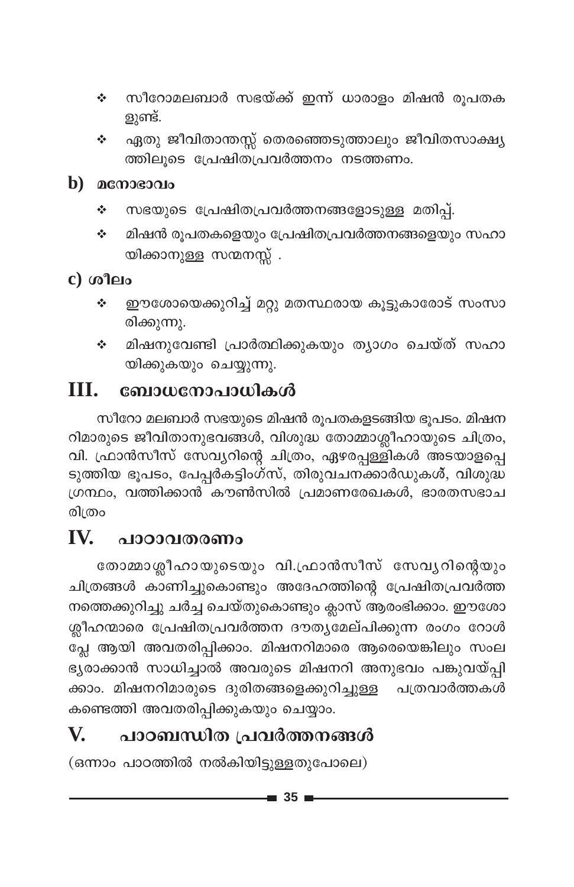- സീറോമലബാർ സഭയ്ക്ക് ഇന്ന് ധാരാളം മിഷൻ രൂപതകളുണ്ട്.
- ഏതു ജീവിതാന്തസ്സ് തെരഞ്ഞെടുത്താലും ജീവിതസാക്ഷ്യത്തിലൂടെ പ്രേഷിതപ്രവർത്തനം നടത്തണം.

## b) മനോഭാവം

- സഭയുടെ പ്രേഷിതപ്രവർത്തനങ്ങളോടുള്ള മതിപ്പ്.
- മിഷൻ രൂപതകളെയും പ്രേഷിതപ്രവർത്തനങ്ങളെയും സഹായിക്കാനുള്ള സന്മനസ്സ് .

## c) ശീലം

- ഈശോയെക്കുറിച്ച് മറ്റു മതസ്ഥരായ കൂട്ടുകാരോട് സംസാരിക്കുന്നു.
- മിഷനുവേണ്ടി പ്രാർത്ഥിക്കുകയും ത്യാഗം ചെയ്ത് സഹായിക്കുകയും ചെയ്യുന്നു.

# III. ബോധനോപാധികൾ

സീറോ മലബാർ സഭയുടെ മിഷൻ രൂപതകളടങ്ങിയ ഭൂപടം. മിഷനറിമാരുടെ ജീവിതാനുഭവങ്ങൾ, വിശുദ്ധ തോമ്മാശ്ലീഹായുടെ ചിത്രം, വി. ഫ്രാൻസീസ് സേവ്യറിന്റെ ചിത്രം, ഏഴരപ്പള്ളികൾ അടയാളപ്പെടുത്തിയ ഭൂപടം, പേപ്പർകട്ടിംഗ്സ്, തിരുവചനക്കാർഡുകൾ, വിശുദ്ധ ഗ്രന്ഥം, വത്തിക്കാൻ കൗൺസിൽ പ്രമാണരേഖകൾ, ഭാരതസഭാചരിത്രം

# IV. പാഠാവതരണം

തോമ്മാശ്ലീഹായുടെയും വി.ഫ്രാൻസീസ് സേവ്യറിന്റെയും ചിത്രങ്ങൾ കാണിച്ചുകൊണ്ടും അദ്ദേഹത്തിന്റെ പ്രേഷിതപ്രവർത്തനത്തെക്കുറിച്ചു ചർച്ച ചെയ്തുകൊണ്ടും ക്ലാസ് ആരംഭിക്കാം. ഈശോ ശ്ലീഹന്മാരെ പ്രേഷിതപ്രവർത്തന ദൗത്യമേല്പിക്കുന്ന രംഗം റോൾ പ്ലേ ആയി അവതരിപ്പിക്കാം. മിഷനറിമാരെ ആരെയെങ്കിലും സംലഭ്യരാക്കാൻ സാധിച്ചാൽ അവരുടെ മിഷനറി അനുഭവം പങ്കുവയ്പ്പിക്കാം. മിഷനറിമാരുടെ ദുരിതങ്ങളെക്കുറിച്ചുള്ള പത്രവാർത്തകൾ കണ്ടെത്തി അവതരിപ്പിക്കുകയും ചെയ്യാം.

# V. പാഠബന്ധിത പ്രവർത്തനങ്ങൾ

(ഒന്നാം പാഠത്തിൽ നൽകിയിട്ടുള്ളതുപോലെ)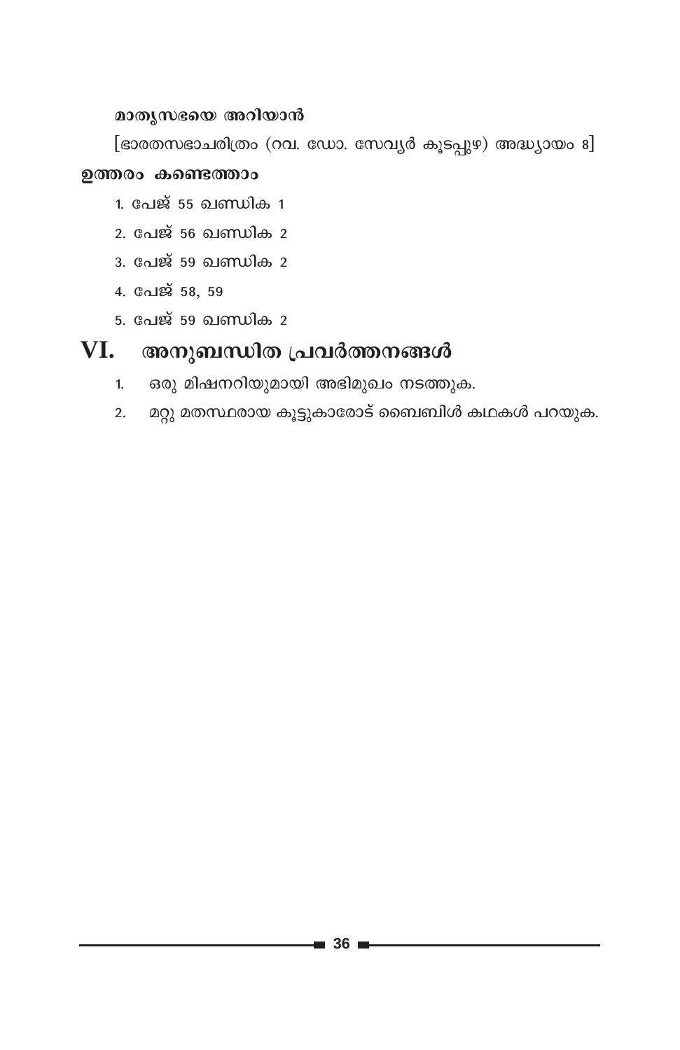**മാതൃസഭയെ അറിയാൻ**

[ഭാരതസഭാചരിത്രം (റവ. ഡോ. സേവ്യർ കൂടപ്പുഴ) അദ്ധ്യായം 8]

**ഉത്തരം കണ്ടെത്താം**

1. പേജ് 55 ഖണ്ഡിക 1
2. പേജ് 56 ഖണ്ഡിക 2
3. പേജ് 59 ഖണ്ഡിക 2
4. പേജ് 58, 59
5. പേജ് 59 ഖണ്ഡിക 2

## VI. അനുബന്ധിത പ്രവർത്തനങ്ങൾ

1. ഒരു മിഷനറിയുമായി അഭിമുഖം നടത്തുക.
2. മറ്റു മതസ്ഥരായ കൂട്ടുകാരോട് ബൈബിൾ കഥകൾ പറയുക.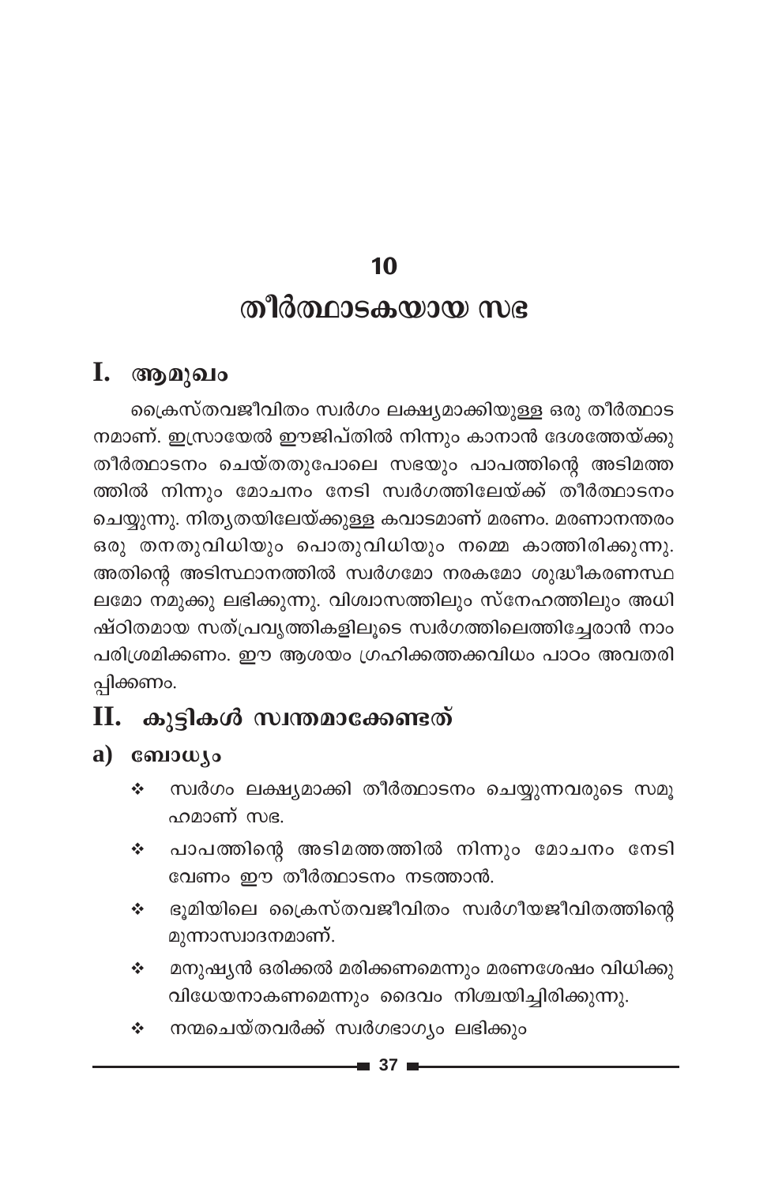# 10

# തീർത്ഥാടകയായ സഭ

## I. ആമുഖം

ക്രൈസ്തവജീവിതം സ്വർഗം ലക്ഷ്യമാക്കിയുള്ള ഒരു തീർത്ഥാടനമാണ്. ഇസ്രായേൽ ഈജിപ്തിൽ നിന്നും കാനാൻ ദേശത്തേയ്ക്കു തീർത്ഥാടനം ചെയ്തതുപോലെ സഭയും പാപത്തിന്റെ അടിമത്തത്തിൽ നിന്നും മോചനം നേടി സ്വർഗത്തിലേയ്ക്ക് തീർത്ഥാടനം ചെയ്യുന്നു. നിത്യതയിലേയ്ക്കുള്ള കവാടമാണ് മരണം. മരണാനന്തരം ഒരു തനതുവിധിയും പൊതുവിധിയും നമ്മെ കാത്തിരിക്കുന്നു. അതിന്റെ അടിസ്ഥാനത്തിൽ സ്വർഗമോ നരകമോ ശുദ്ധീകരണസ്ഥലമോ നമുക്കു ലഭിക്കുന്നു. വിശ്വാസത്തിലും സ്നേഹത്തിലും അധിഷ്ഠിതമായ സത്പ്രവൃത്തികളിലൂടെ സ്വർഗത്തിലെത്തിച്ചേരാൻ നാം പരിശ്രമിക്കണം. ഈ ആശയം ഗ്രഹിക്കത്തക്കവിധം പാഠം അവതരിപ്പിക്കണം.

## II. കുട്ടികൾ സ്വന്തമാക്കേണ്ടത്

### a) ബോധ്യം

- സ്വർഗം ലക്ഷ്യമാക്കി തീർത്ഥാടനം ചെയ്യുന്നവരുടെ സമൂഹമാണ് സഭ.
- പാപത്തിന്റെ അടിമത്തത്തിൽ നിന്നും മോചനം നേടി വേണം ഈ തീർത്ഥാടനം നടത്താൻ.
- ഭൂമിയിലെ ക്രൈസ്തവജീവിതം സ്വർഗീയജീവിതത്തിന്റെ മുന്നാസ്വാദനമാണ്.
- മനുഷ്യൻ ഒരിക്കൽ മരിക്കണമെന്നും മരണശേഷം വിധിക്കു വിധേയനാകണമെന്നും ദൈവം നിശ്ചയിച്ചിരിക്കുന്നു.
- നന്മചെയ്തവർക്ക് സ്വർഗഭാഗ്യം ലഭിക്കും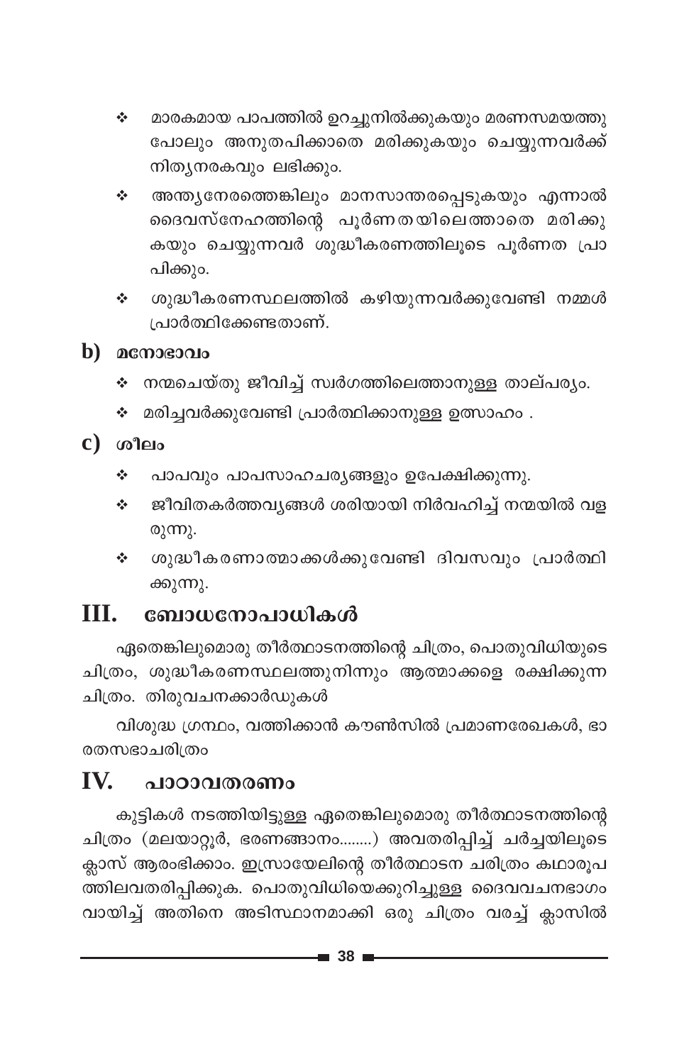- ❖ മാരകമായ പാപത്തിൽ ഉറച്ചുനിൽക്കുകയും മരണസമയത്തു പോലും അനുതപിക്കാതെ മരിക്കുകയും ചെയ്യുന്നവർക്ക് നിത്യനരകവും ലഭിക്കും.
- ❖ അന്ത്യനേരത്തെങ്കിലും മാനസാന്തരപ്പെടുകയും എന്നാൽ ദൈവസ്നേഹത്തിന്റെ പൂർണതയിലെത്താതെ മരിക്കുകയും ചെയ്യുന്നവർ ശുദ്ധീകരണത്തിലൂടെ പൂർണത പ്രാപിക്കും.
- ❖ ശുദ്ധീകരണസ്ഥലത്തിൽ കഴിയുന്നവർക്കുവേണ്ടി നമ്മൾ പ്രാർത്ഥിക്കേണ്ടതാണ്.

## b) മനോഭാവം

- ❖ നന്മചെയ്തു ജീവിച്ച് സ്വർഗത്തിലെത്താനുള്ള താല്പര്യം.
- ❖ മരിച്ചവർക്കുവേണ്ടി പ്രാർത്ഥിക്കാനുള്ള ഉത്സാഹം .

## c) ശീലം

- ❖ പാപവും പാപസാഹചര്യങ്ങളും ഉപേക്ഷിക്കുന്നു.
- ❖ ജീവിതകർത്തവ്യങ്ങൾ ശരിയായി നിർവഹിച്ച് നന്മയിൽ വളരുന്നു.
- ❖ ശുദ്ധീകരണാത്മാക്കൾക്കുവേണ്ടി ദിവസവും പ്രാർത്ഥിക്കുന്നു.

# III. ബോധനോപാധികൾ

ഏതെങ്കിലുമൊരു തീർത്ഥാടനത്തിന്റെ ചിത്രം, പൊതുവിധിയുടെ ചിത്രം, ശുദ്ധീകരണസ്ഥലത്തുനിന്നും ആത്മാക്കളെ രക്ഷിക്കുന്ന ചിത്രം. തിരുവചനക്കാർഡുകൾ

വിശുദ്ധ ഗ്രന്ഥം, വത്തിക്കാൻ കൗൺസിൽ പ്രമാണരേഖകൾ, ഭാരതസഭാചരിത്രം

# IV. പാഠാവതരണം

കുട്ടികൾ നടത്തിയിട്ടുള്ള ഏതെങ്കിലുമൊരു തീർത്ഥാടനത്തിന്റെ ചിത്രം (മലയാറ്റൂർ, ഭരണങ്ങാനം........) അവതരിപ്പിച്ച് ചർച്ചയിലൂടെ ക്ലാസ് ആരംഭിക്കാം. ഇസ്രായേലിന്റെ തീർത്ഥാടന ചരിത്രം കഥാരൂപത്തിലവതരിപ്പിക്കുക. പൊതുവിധിയെക്കുറിച്ചുള്ള ദൈവവചനഭാഗം വായിച്ച് അതിനെ അടിസ്ഥാനമാക്കി ഒരു ചിത്രം വരച്ച് ക്ലാസിൽ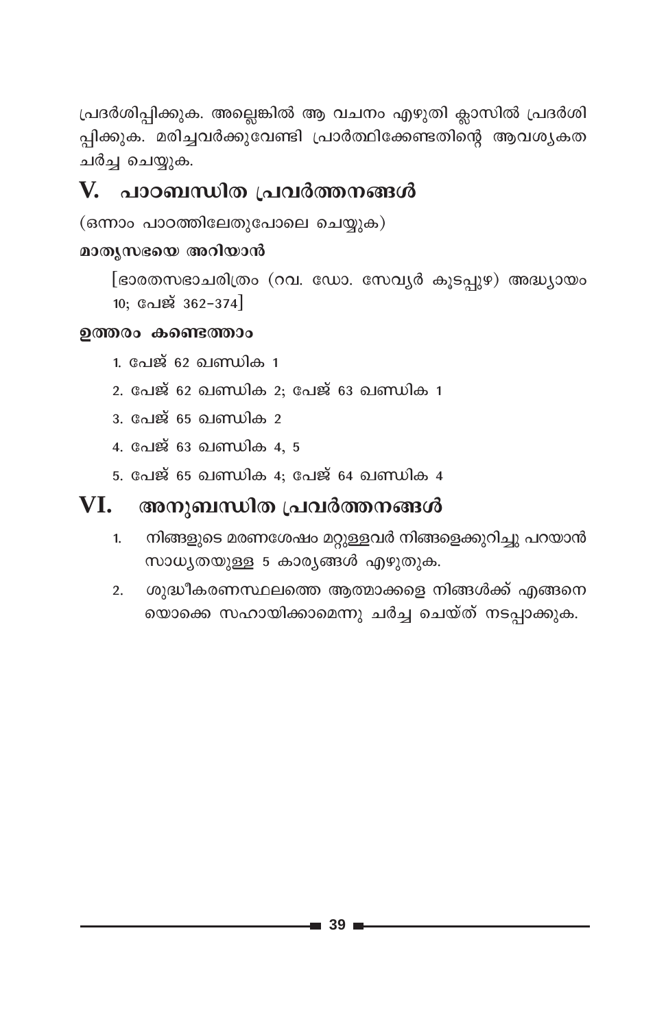പ്രദർശിപ്പിക്കുക. അല്ലെങ്കിൽ ആ വചനം എഴുതി ക്ലാസിൽ പ്രദർശിപ്പിക്കുക. മരിച്ചവർക്കുവേണ്ടി പ്രാർത്ഥിക്കേണ്ടതിന്റെ ആവശ്യകത ചർച്ച ചെയ്യുക.

## V. പാഠബന്ധിത പ്രവർത്തനങ്ങൾ

(ഒന്നാം പാഠത്തിലേതുപോലെ ചെയ്യുക)

### മാതൃസഭയെ അറിയാൻ

[ഭാരതസഭാചരിത്രം (റവ. ഡോ. സേവ്യർ കൂടപ്പുഴ) അദ്ധ്യായം 10; പേജ് 362-374]

### ഉത്തരം കണ്ടെത്താം

1. പേജ് 62 ഖണ്ഡിക 1
2. പേജ് 62 ഖണ്ഡിക 2; പേജ് 63 ഖണ്ഡിക 1
3. പേജ് 65 ഖണ്ഡിക 2
4. പേജ് 63 ഖണ്ഡിക 4, 5
5. പേജ് 65 ഖണ്ഡിക 4; പേജ് 64 ഖണ്ഡിക 4

## VI. അനുബന്ധിത പ്രവർത്തനങ്ങൾ

1. നിങ്ങളുടെ മരണശേഷം മറ്റുള്ളവർ നിങ്ങളെക്കുറിച്ചു പറയാൻ സാധ്യതയുള്ള 5 കാര്യങ്ങൾ എഴുതുക.
2. ശുദ്ധീകരണസ്ഥലത്തെ ആത്മാക്കളെ നിങ്ങൾക്ക് എങ്ങനെയൊക്കെ സഹായിക്കാമെന്നു ചർച്ച ചെയ്ത് നടപ്പാക്കുക.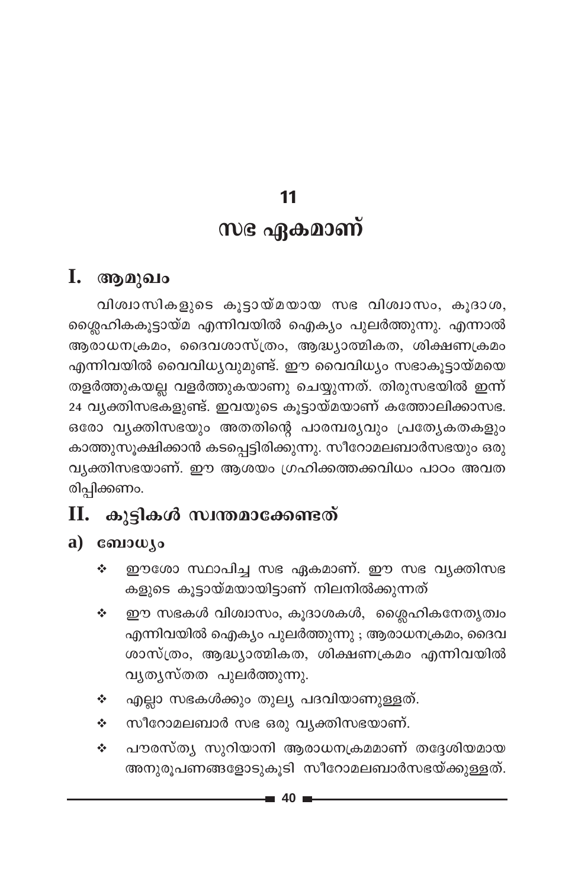# 11
# സഭ ഏകമാണ്

## I. ആമുഖം

വിശ്വാസികളുടെ കൂട്ടായ്മയായ സഭ വിശ്വാസം, കൂദാശ, ശ്ലൈഹികകൂട്ടായ്മ എന്നിവയിൽ ഐക്യം പുലർത്തുന്നു. എന്നാൽ ആരാധനക്രമം, ദൈവശാസ്ത്രം, ആദ്ധ്യാത്മികത, ശിക്ഷണക്രമം എന്നിവയിൽ വൈവിധ്യവുമുണ്ട്. ഈ വൈവിധ്യം സഭാകൂട്ടായ്മയെ തളർത്തുകയല്ല വളർത്തുകയാണു ചെയ്യുന്നത്. തിരുസഭയിൽ ഇന്ന് 24 വ്യക്തിസഭകളുണ്ട്. ഇവയുടെ കൂട്ടായ്മയാണ് കത്തോലിക്കാസഭ. ഒരോ വ്യക്തിസഭയും അതതിന്റെ പാരമ്പര്യവും പ്രത്യേകതകളും കാത്തുസൂക്ഷിക്കാൻ കടപ്പെട്ടിരിക്കുന്നു. സീറോമലബാർസഭയും ഒരു വ്യക്തിസഭയാണ്. ഈ ആശയം ഗ്രഹിക്കത്തക്കവിധം പാഠം അവതരിപ്പിക്കണം.

## II. കുട്ടികൾ സ്വന്തമാക്കേണ്ടത്

### a) ബോധ്യം

- ഈശോ സ്ഥാപിച്ച സഭ ഏകമാണ്. ഈ സഭ വ്യക്തിസഭകളുടെ കൂട്ടായ്മയായിട്ടാണ് നിലനിൽക്കുന്നത്
- ഈ സഭകൾ വിശ്വാസം, കൂദാശകൾ, ശ്ലൈഹികനേതൃത്വം എന്നിവയിൽ ഐക്യം പുലർത്തുന്നു ; ആരാധനക്രമം, ദൈവശാസ്ത്രം, ആദ്ധ്യാത്മികത, ശിക്ഷണക്രമം എന്നിവയിൽ വ്യത്യസ്തത പുലർത്തുന്നു.
- എല്ലാ സഭകൾക്കും തുല്യ പദവിയാണുള്ളത്.
- സീറോമലബാർ സഭ ഒരു വ്യക്തിസഭയാണ്.
- പൗരസ്ത്യ സുറിയാനി ആരാധനക്രമമാണ് തദ്ദേശിയമായ അനുരൂപണങ്ങളോടുകൂടി സീറോമലബാർസഭയ്ക്കുള്ളത്.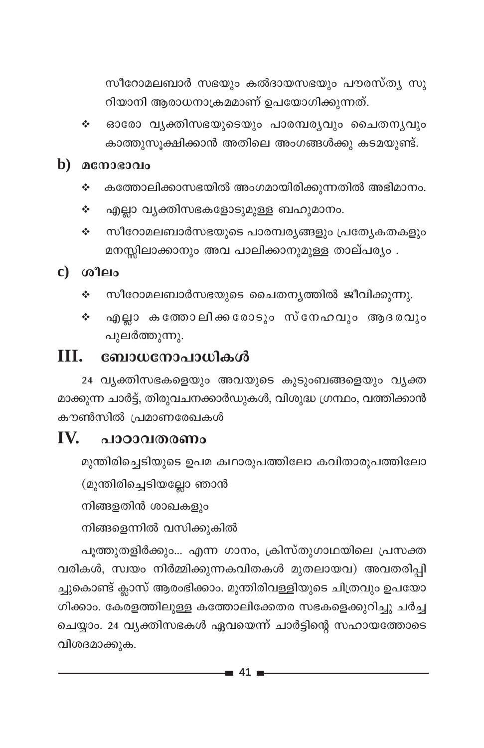സീറോമലബാർ സഭയും കൽദായസഭയും പൗരസ്ത്യ സുറിയാനി ആരാധനാക്രമമാണ് ഉപയോഗിക്കുന്നത്.

- ഓരോ വ്യക്തിസഭയുടെയും പാരമ്പര്യവും ചൈതന്യവും കാത്തുസൂക്ഷിക്കാൻ അതിലെ അംഗങ്ങൾക്കു കടമയുണ്ട്.

### b) മനോഭാവം

- കത്തോലിക്കാസഭയിൽ അംഗമായിരിക്കുന്നതിൽ അഭിമാനം.
- എല്ലാ വ്യക്തിസഭകളോടുമുള്ള ബഹുമാനം.
- സീറോമലബാർസഭയുടെ പാരമ്പര്യങ്ങളും പ്രത്യേകതകളും മനസ്സിലാക്കാനും അവ പാലിക്കാനുമുള്ള താല്പര്യം .

### c) ശീലം

- സീറോമലബാർസഭയുടെ ചൈതന്യത്തിൽ ജീവിക്കുന്നു.
- എല്ലാ കത്തോലിക്കരോടും സ്നേഹവും ആദരവും പുലർത്തുന്നു.

## III. ബോധനോപാധികൾ

24 വ്യക്തിസഭകളെയും അവയുടെ കുടുംബങ്ങളെയും വ്യക്തമാക്കുന്ന ചാർട്ട്, തിരുവചനക്കാർഡുകൾ, വിശുദ്ധ ഗ്രന്ഥം, വത്തിക്കാൻ കൗൺസിൽ പ്രമാണരേഖകൾ

## IV. പാഠാവതരണം

മുന്തിരിച്ചെടിയുടെ ഉപമ കഥാരൂപത്തിലോ കവിതാരൂപത്തിലോ

(മുന്തിരിച്ചെടിയല്ലോ ഞാൻ

നിങ്ങളതിൻ ശാഖകളും

നിങ്ങളെന്നിൽ വസിക്കുകിൽ

പൂത്തുതളിർക്കും... എന്ന ഗാനം, ക്രിസ്തുഗാഥയിലെ പ്രസക്ത വരികൾ, സ്വയം നിർമ്മിക്കുന്നകവിതകൾ മുതലായവ) അവതരിപ്പിച്ചുകൊണ്ട് ക്ലാസ് ആരംഭിക്കാം. മുന്തിരിവള്ളിയുടെ ചിത്രവും ഉപയോഗിക്കാം. കേരളത്തിലുള്ള കത്തോലിക്കേതര സഭകളെക്കുറിച്ചു ചർച്ച ചെയ്യാം. 24 വ്യക്തിസഭകൾ ഏവയെന്ന് ചാർട്ടിന്റെ സഹായത്തോടെ വിശദമാക്കുക.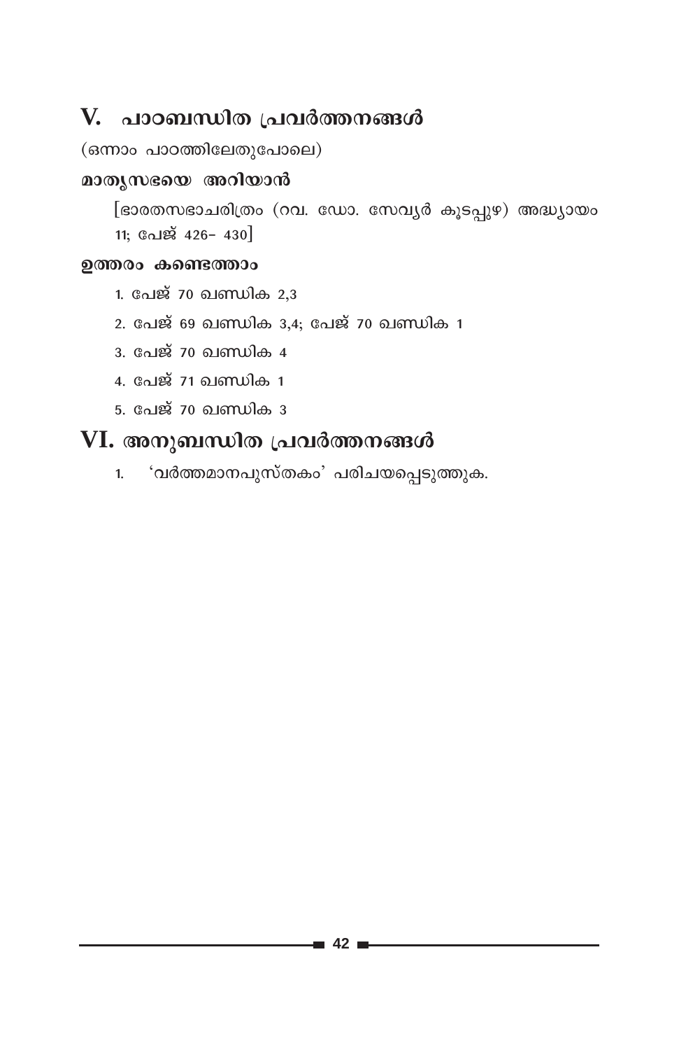## V. പാഠബന്ധിത പ്രവർത്തനങ്ങൾ

(ഒന്നാം പാഠത്തിലേതുപോലെ)

### മാതൃസഭയെ അറിയാൻ

[ഭാരതസഭാചരിത്രം (റവ. ഡോ. സേവ്യർ കൂടപ്പുഴ) അദ്ധ്യായം 11; പേജ് 426– 430]

### ഉത്തരം കണ്ടെത്താം

1. പേജ് 70 ഖണ്ഡിക 2,3
2. പേജ് 69 ഖണ്ഡിക 3,4; പേജ് 70 ഖണ്ഡിക 1
3. പേജ് 70 ഖണ്ഡിക 4
4. പേജ് 71 ഖണ്ഡിക 1
5. പേജ് 70 ഖണ്ഡിക 3

## VI. അനുബന്ധിത പ്രവർത്തനങ്ങൾ

1. 'വർത്തമാനപുസ്തകം' പരിചയപ്പെടുത്തുക.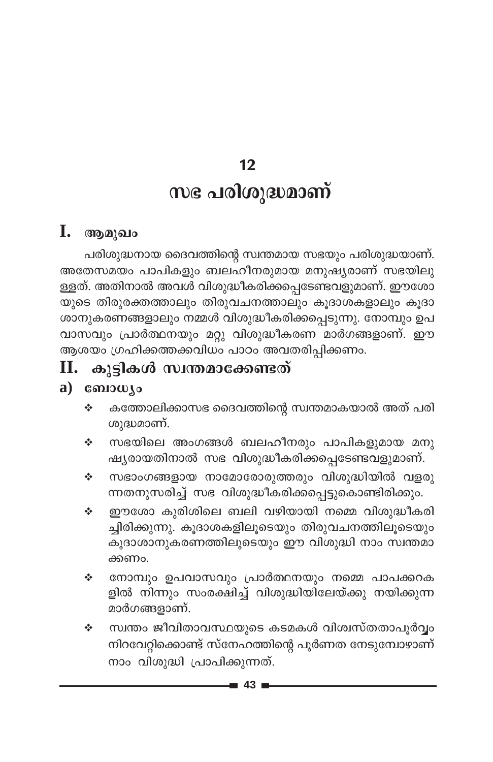# 12

# സഭ പരിശുദ്ധമാണ്

## I. ആമുഖം

പരിശുദ്ധനായ ദൈവത്തിന്റെ സ്വന്തമായ സഭയും പരിശുദ്ധയാണ്. അതേസമയം പാപികളും ബലഹീനരുമായ മനുഷ്യരാണ് സഭയിലുള്ളത്. അതിനാൽ അവൾ വിശുദ്ധീകരിക്കപ്പെടേണ്ടവളുമാണ്. ഈശോയുടെ തിരുരക്തത്താലും തിരുവചനത്താലും കൂദാശകളാലും കൂദാശാനുകരണങ്ങളാലും നമ്മൾ വിശുദ്ധീകരിക്കപ്പെടുന്നു. നോമ്പും ഉപവാസവും പ്രാർത്ഥനയും മറ്റു വിശുദ്ധീകരണ മാർഗങ്ങളാണ്. ഈ ആശയം ഗ്രഹിക്കത്തക്കവിധം പാഠം അവതരിപ്പിക്കണം.

## II. കുട്ടികൾ സ്വന്തമാക്കേണ്ടത്

### a) ബോധ്യം

- ❖ കത്തോലിക്കാസഭ ദൈവത്തിന്റെ സ്വന്തമാകയാൽ അത് പരിശുദ്ധമാണ്.
- ❖ സഭയിലെ അംഗങ്ങൾ ബലഹീനരും പാപികളുമായ മനുഷ്യരായതിനാൽ സഭ വിശുദ്ധീകരിക്കപ്പെടേണ്ടവളുമാണ്.
- ❖ സഭാംഗങ്ങളായ നാമോരോരുത്തരും വിശുദ്ധിയിൽ വളരുന്നതനുസരിച്ച് സഭ വിശുദ്ധീകരിക്കപ്പെട്ടുകൊണ്ടിരിക്കും.
- ❖ ഈശോ കുരിശിലെ ബലി വഴിയായി നമ്മെ വിശുദ്ധീകരിച്ചിരിക്കുന്നു. കൂദാശകളിലൂടെയും തിരുവചനത്തിലൂടെയും കൂദാശാനുകരണത്തിലൂടെയും ഈ വിശുദ്ധി നാം സ്വന്തമാക്കണം.
- ❖ നോമ്പും ഉപവാസവും പ്രാർത്ഥനയും നമ്മെ പാപക്കറകളിൽ നിന്നും സംരക്ഷിച്ച് വിശുദ്ധിയിലേയ്ക്കു നയിക്കുന്ന മാർഗങ്ങളാണ്.
- ❖ സ്വന്തം ജീവിതാവസ്ഥയുടെ കടമകൾ വിശ്വസ്തതാപൂർവ്വം നിറവേറ്റിക്കൊണ്ട് സ്നേഹത്തിന്റെ പൂർണത നേടുമ്പോഴാണ് നാം വിശുദ്ധി പ്രാപിക്കുന്നത്.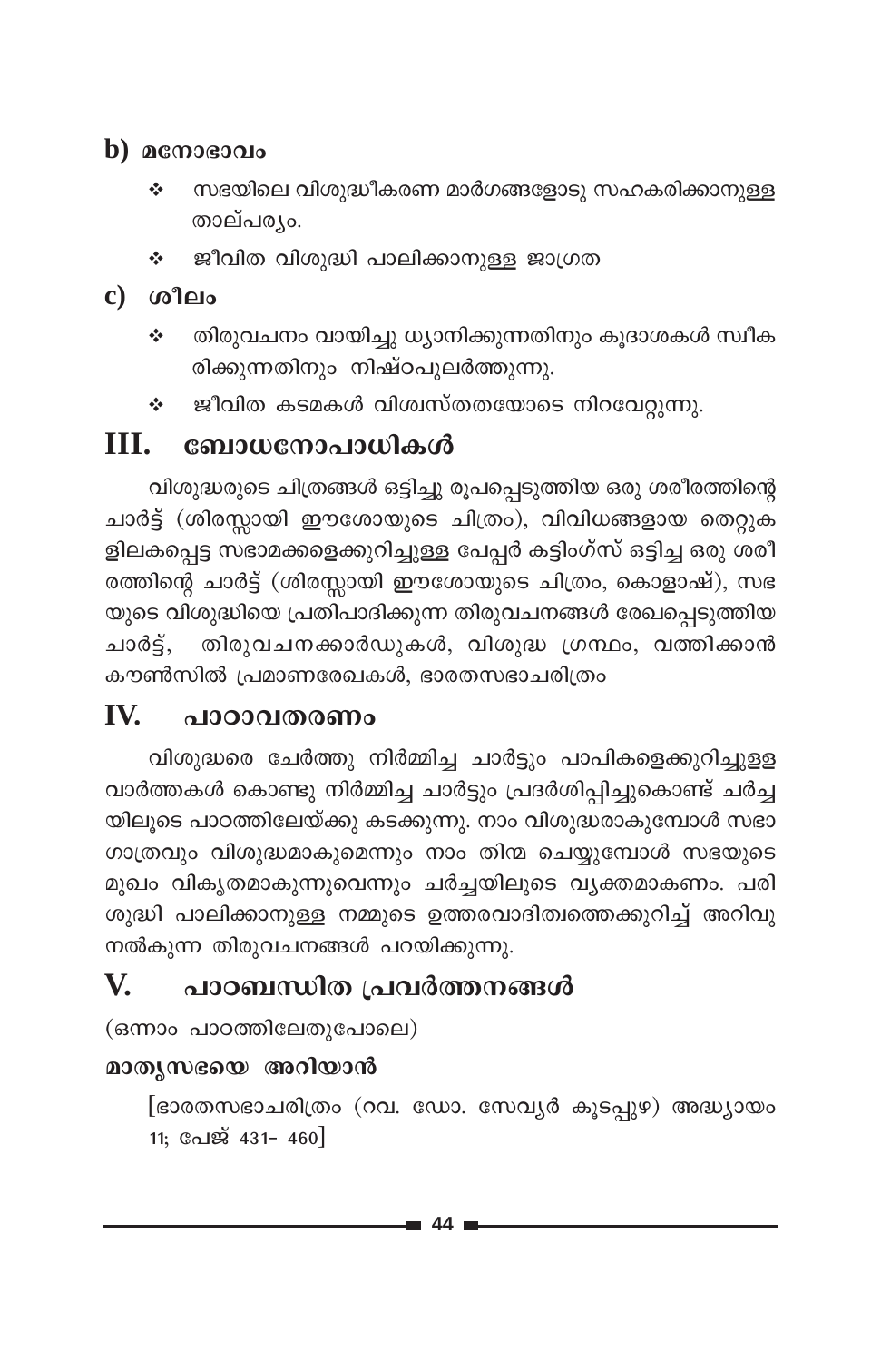## b) മനോഭാവം

- സഭയിലെ വിശുദ്ധീകരണ മാർഗങ്ങളോടു സഹകരിക്കാനുള്ള താല്പര്യം.
- ജീവിത വിശുദ്ധി പാലിക്കാനുള്ള ജാഗ്രത

## c) ശീലം

- തിരുവചനം വായിച്ചു ധ്യാനിക്കുന്നതിനും കൂദാശകൾ സ്വീകരിക്കുന്നതിനും നിഷ്ഠപുലർത്തുന്നു.
- ജീവിത കടമകൾ വിശ്വസ്തതയോടെ നിറവേറ്റുന്നു.

# III. ബോധനോപാധികൾ

വിശുദ്ധരുടെ ചിത്രങ്ങൾ ഒട്ടിച്ചു രൂപപ്പെടുത്തിയ ഒരു ശരീരത്തിന്റെ ചാർട്ട് (ശിരസ്സായി ഈശോയുടെ ചിത്രം), വിവിധങ്ങളായ തെറ്റുകളിലകപ്പെട്ട സഭാമക്കളെക്കുറിച്ചുള്ള പേപ്പർ കട്ടിംഗ്സ് ഒട്ടിച്ച ഒരു ശരീരത്തിന്റെ ചാർട്ട് (ശിരസ്സായി ഈശോയുടെ ചിത്രം, കൊളാഷ്), സഭയുടെ വിശുദ്ധിയെ പ്രതിപാദിക്കുന്ന തിരുവചനങ്ങൾ രേഖപ്പെടുത്തിയ ചാർട്ട്, തിരുവചനക്കാർഡുകൾ, വിശുദ്ധ ഗ്രന്ഥം, വത്തിക്കാൻ കൗൺസിൽ പ്രമാണരേഖകൾ, ഭാരതസഭാചരിത്രം

# IV. പാഠാവതരണം

വിശുദ്ധരെ ചേർത്തു നിർമ്മിച്ച ചാർട്ടും പാപികളെക്കുറിച്ചുള്ള വാർത്തകൾ കൊണ്ടു നിർമ്മിച്ച ചാർട്ടും പ്രദർശിപ്പിച്ചുകൊണ്ട് ചർച്ചയിലൂടെ പാഠത്തിലേയ്ക്കു കടക്കുന്നു. നാം വിശുദ്ധരാകുമ്പോൾ സഭാഗാത്രവും വിശുദ്ധമാകുമെന്നും നാം തിന്മ ചെയ്യുമ്പോൾ സഭയുടെ മുഖം വികൃതമാകുന്നുവെന്നും ചർച്ചയിലൂടെ വ്യക്തമാകണം. പരിശുദ്ധി പാലിക്കാനുള്ള നമ്മുടെ ഉത്തരവാദിത്വത്തെക്കുറിച്ച് അറിവു നൽകുന്ന തിരുവചനങ്ങൾ പറയിക്കുന്നു.

# V. പാഠബന്ധിത പ്രവർത്തനങ്ങൾ

(ഒന്നാം പാഠത്തിലേതുപോലെ)

### മാതൃസഭയെ അറിയാൻ

[ഭാരതസഭാചരിത്രം (റവ. ഡോ. സേവ്യർ കൂടപ്പുഴ) അദ്ധ്യായം 11; പേജ് 431– 460]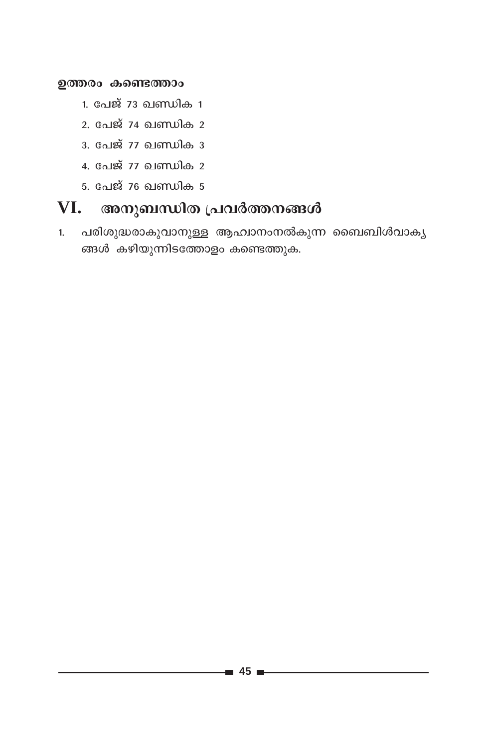**ഉത്തരം കണ്ടെത്താം**

1. പേജ് 73 ഖണ്ഡിക 1
2. പേജ് 74 ഖണ്ഡിക 2
3. പേജ് 77 ഖണ്ഡിക 3
4. പേജ് 77 ഖണ്ഡിക 2
5. പേജ് 76 ഖണ്ഡിക 5

## VI. അനുബന്ധിത പ്രവർത്തനങ്ങൾ

1. പരിശുദ്ധരാകുവാനുള്ള ആഹ്വാനംനൽകുന്ന ബൈബിൾവാക്യങ്ങൾ കഴിയുന്നിടത്തോളം കണ്ടെത്തുക.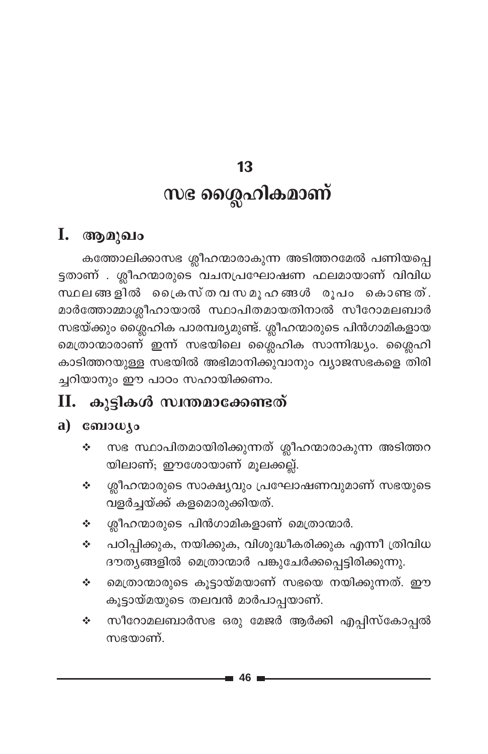# 13

# സഭ ശ്ലൈഹികമാണ്

## I. ആമുഖം

കത്തോലിക്കാസഭ ശ്ലീഹന്മാരാകുന്ന അടിത്തറമേൽ പണിയപ്പെട്ടതാണ് . ശ്ലീഹന്മാരുടെ വചനപ്രഘോഷണ ഫലമായാണ് വിവിധ സ്ഥലങ്ങളിൽ ക്രൈസ്തവസമൂഹങ്ങൾ രൂപം കൊണ്ടത്. മാർത്തോമ്മാശ്ലീഹായാൽ സ്ഥാപിതമായതിനാൽ സീറോമലബാർ സഭയ്ക്കും ശ്ലൈഹിക പാരമ്പര്യമുണ്ട്. ശ്ലീഹന്മാരുടെ പിൻഗാമികളായ മെത്രാന്മാരാണ് ഇന്ന് സഭയിലെ ശ്ലൈഹിക സാന്നിദ്ധ്യം. ശ്ലൈഹികാടിത്തറയുള്ള സഭയിൽ അഭിമാനിക്കുവാനും വ്യാജസഭകളെ തിരിച്ചറിയാനും ഈ പാഠം സഹായിക്കണം.

## II. കുട്ടികൾ സ്വന്തമാക്കേണ്ടത്

### a) ബോധ്യം

- ❖ സഭ സ്ഥാപിതമായിരിക്കുന്നത് ശ്ലീഹന്മാരാകുന്ന അടിത്തറയിലാണ്; ഈശോയാണ് മൂലക്കല്ല്.
- ❖ ശ്ലീഹന്മാരുടെ സാക്ഷ്യവും പ്രഘോഷണവുമാണ് സഭയുടെ വളർച്ചയ്ക്ക് കളമൊരുക്കിയത്.
- ❖ ശ്ലീഹന്മാരുടെ പിൻഗാമികളാണ് മെത്രാന്മാർ.
- ❖ പഠിപ്പിക്കുക, നയിക്കുക, വിശുദ്ധീകരിക്കുക എന്നീ ത്രിവിധ ദൗത്യങ്ങളിൽ മെത്രാന്മാർ പങ്കുചേർക്കപ്പെട്ടിരിക്കുന്നു.
- ❖ മെത്രാന്മാരുടെ കൂട്ടായ്മയാണ് സഭയെ നയിക്കുന്നത്. ഈ കൂട്ടായ്മയുടെ തലവൻ മാർപാപ്പയാണ്.
- ❖ സീറോമലബാർസഭ ഒരു മേജർ ആർക്കി എപ്പിസ്കോപ്പൽ സഭയാണ്.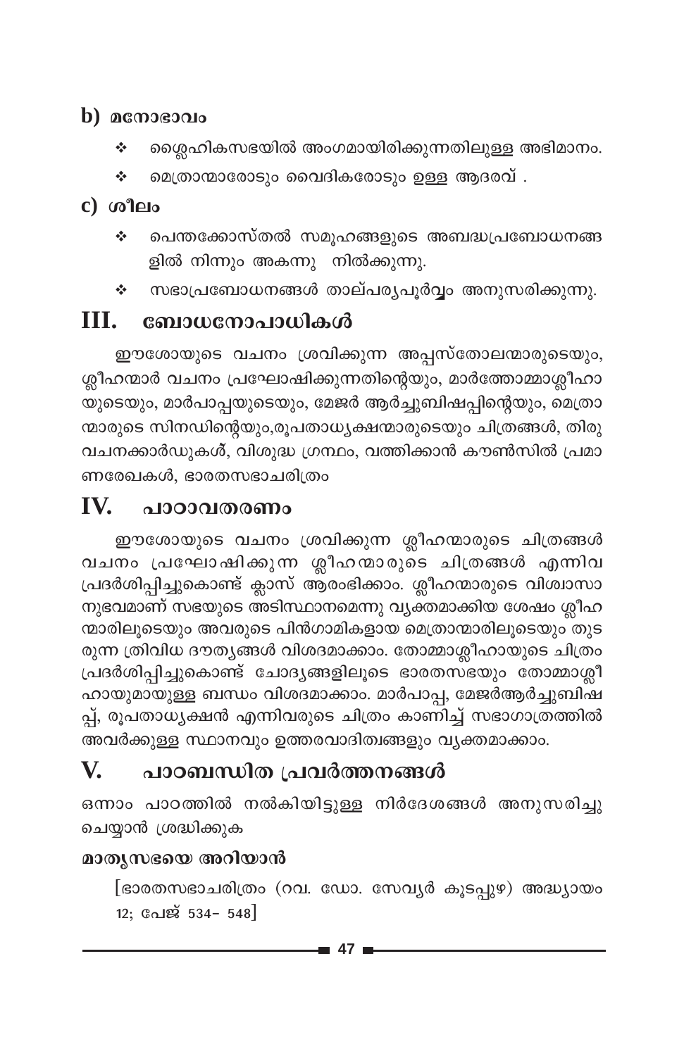### b) മനോഭാവം

- ❖ ശ്ലൈഹികസഭയിൽ അംഗമായിരിക്കുന്നതിലുള്ള അഭിമാനം.
- ❖ മെത്രാന്മാരോടും വൈദികരോടും ഉള്ള ആദരവ് .

### c) ശീലം

- ❖ പെന്തക്കോസ്തൽ സമൂഹങ്ങളുടെ അബദ്ധപ്രബോധനങ്ങളിൽ നിന്നും അകന്നു നിൽക്കുന്നു.
- ❖ സഭാപ്രബോധനങ്ങൾ താല്പര്യപൂർവ്വം അനുസരിക്കുന്നു.

## III. ബോധനോപാധികൾ

ഈശോയുടെ വചനം ശ്രവിക്കുന്ന അപ്പസ്തോലന്മാരുടെയും, ശ്ലീഹന്മാർ വചനം പ്രഘോഷിക്കുന്നതിന്റെയും, മാർത്തോമ്മാശ്ലീഹായുടെയും, മാർപാപ്പയുടെയും, മേജർ ആർച്ചുബിഷപ്പിന്റെയും, മെത്രാന്മാരുടെ സിനഡിന്റെയും,രൂപതാധ്യക്ഷന്മാരുടെയും ചിത്രങ്ങൾ, തിരുവചനക്കാർഡുകൾ, വിശുദ്ധ ഗ്രന്ഥം, വത്തിക്കാൻ കൗൺസിൽ പ്രമാണരേഖകൾ, ഭാരതസഭാചരിത്രം

## IV. പാഠാവതരണം

ഈശോയുടെ വചനം ശ്രവിക്കുന്ന ശ്ലീഹന്മാരുടെ ചിത്രങ്ങൾ വചനം പ്രഘോഷിക്കുന്ന ശ്ലീഹന്മാരുടെ ചിത്രങ്ങൾ എന്നിവ പ്രദർശിപ്പിച്ചുകൊണ്ട് ക്ലാസ് ആരംഭിക്കാം. ശ്ലീഹന്മാരുടെ വിശ്വാസാനുഭവമാണ് സഭയുടെ അടിസ്ഥാനമെന്നു വ്യക്തമാക്കിയ ശേഷം ശ്ലീഹന്മാരിലൂടെയും അവരുടെ പിൻഗാമികളായ മെത്രാന്മാരിലൂടെയും തുടരുന്ന ത്രിവിധ ദൗത്യങ്ങൾ വിശദമാക്കാം. തോമ്മാശ്ലീഹായുടെ ചിത്രം പ്രദർശിപ്പിച്ചുകൊണ്ട് ചോദ്യങ്ങളിലൂടെ ഭാരതസഭയും തോമ്മാശ്ലീഹായുമായുള്ള ബന്ധം വിശദമാക്കാം. മാർപാപ്പ, മേജർആർച്ചുബിഷപ്പ്, രൂപതാധ്യക്ഷൻ എന്നിവരുടെ ചിത്രം കാണിച്ച് സഭാഗാത്രത്തിൽ അവർക്കുള്ള സ്ഥാനവും ഉത്തരവാദിത്വങ്ങളും വ്യക്തമാക്കാം.

## V. പാഠബന്ധിത പ്രവർത്തനങ്ങൾ

ഒന്നാം പാഠത്തിൽ നൽകിയിട്ടുള്ള നിർദേശങ്ങൾ അനുസരിച്ചു ചെയ്യാൻ ശ്രദ്ധിക്കുക

**മാതൃസഭയെ അറിയാൻ**

[ഭാരതസഭാചരിത്രം (റവ. ഡോ. സേവ്യർ കൂടപ്പുഴ) അദ്ധ്യായം 12; പേജ് 534- 548]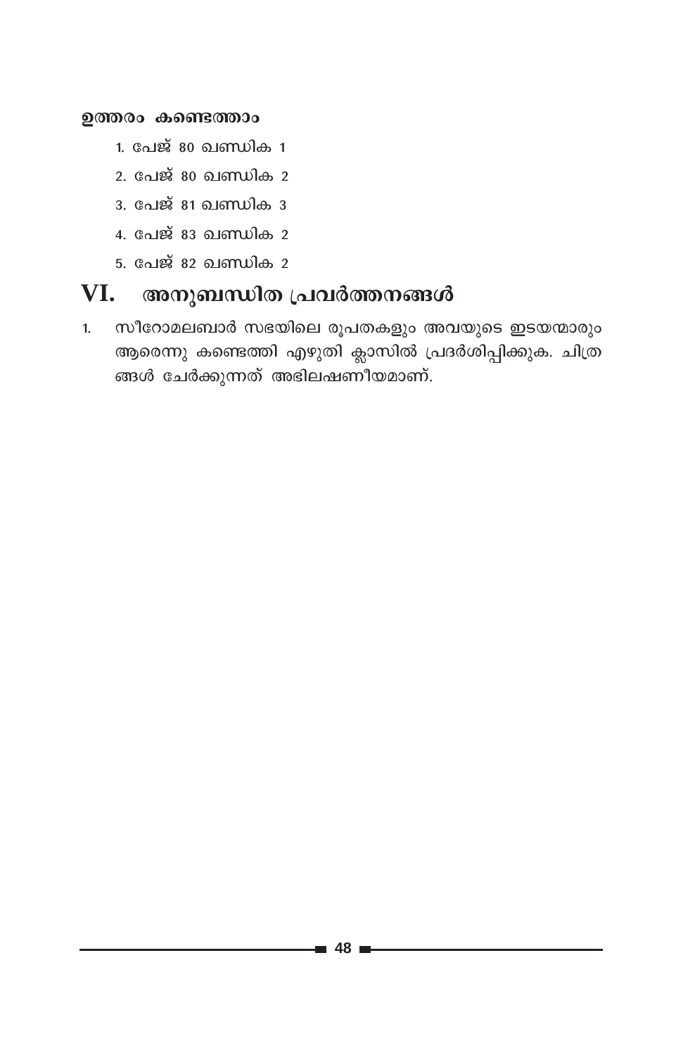**ഉത്തരം കണ്ടെത്താം**

1. പേജ് 80 ഖണ്ഡിക 1
2. പേജ് 80 ഖണ്ഡിക 2
3. പേജ് 81 ഖണ്ഡിക 3
4. പേജ് 83 ഖണ്ഡിക 2
5. പേജ് 82 ഖണ്ഡിക 2

## VI. അനുബന്ധിത പ്രവർത്തനങ്ങൾ

1. സീറോമലബാർ സഭയിലെ രൂപതകളും അവയുടെ ഇടയന്മാരും ആരെന്നു കണ്ടെത്തി എഴുതി ക്ലാസിൽ പ്രദർശിപ്പിക്കുക. ചിത്രങ്ങൾ ചേർക്കുന്നത് അഭിലഷണീയമാണ്.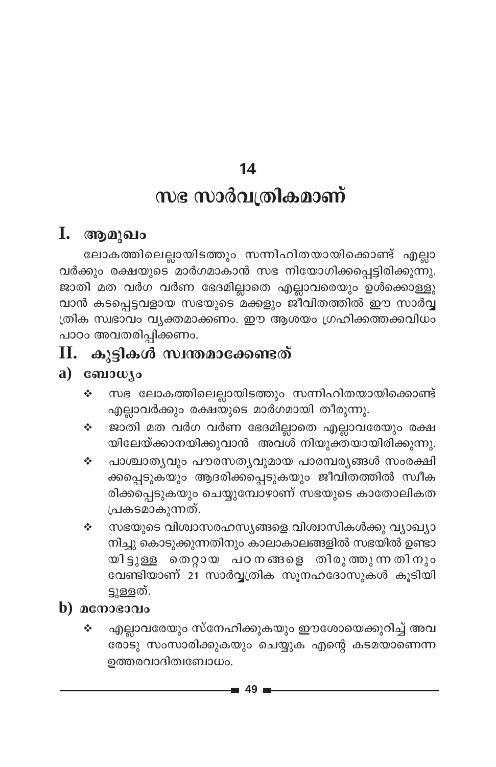# 14

# സഭ സാർവത്രികമാണ്

## I. ആമുഖം

ലോകത്തിലെല്ലായിടത്തും സന്നിഹിതയായിക്കൊണ്ട് എല്ലാവർക്കും രക്ഷയുടെ മാർഗമാകാൻ സഭ നിയോഗിക്കപ്പെട്ടിരിക്കുന്നു. ജാതി മത വർഗ വർണ ഭേദമില്ലാതെ എല്ലാവരെയും ഉൾക്കൊള്ളുവാൻ കടപ്പെട്ടവളായ സഭയുടെ മക്കളും ജീവിതത്തിൽ ഈ സാർവ്വത്രിക സ്വഭാവം വ്യക്തമാക്കണം. ഈ ആശയം ഗ്രഹിക്കത്തക്കവിധം പാഠം അവതരിപ്പിക്കണം.

## II. കുട്ടികൾ സ്വന്തമാക്കേണ്ടത്

### a) ബോധ്യം

- സഭ ലോകത്തിലെല്ലായിടത്തും സന്നിഹിതയായിക്കൊണ്ട് എല്ലാവർക്കും രക്ഷയുടെ മാർഗമായി തീരുന്നു.
- ജാതി മത വർഗ വർണ ഭേദമില്ലാതെ എല്ലാവരേയും രക്ഷയിലേയ്ക്കാനയിക്കുവാൻ അവൾ നിയുക്തയായിരിക്കുന്നു.
- പാശ്ചാത്യവും പൗരസത്യവുമായ പാരമ്പര്യങ്ങൾ സംരക്ഷിക്കപ്പെടുകയും ആദരിക്കപ്പെടുകയും ജീവിതത്തിൽ സ്വീകരിക്കപ്പെടുകയും ചെയ്യുമ്പോഴാണ് സഭയുടെ കാതോലികത പ്രകടമാകുന്നത്.
- സഭയുടെ വിശ്വാസരഹസ്യങ്ങളെ വിശ്വാസികൾക്കു വ്യാഖ്യാനിച്ചു കൊടുക്കുന്നതിനും കാലാകാലങ്ങളിൽ സഭയിൽ ഉണ്ടായിട്ടുള്ള തെറ്റായ പഠനങ്ങളെ തിരുത്തുന്നതിനും വേണ്ടിയാണ് 21 സാർവ്വത്രിക സൂനഹദോസുകൾ കൂടിയിട്ടുള്ളത്.

### b) മനോഭാവം

- എല്ലാവരേയും സ്നേഹിക്കുകയും ഈശോയെക്കുറിച്ച് അവരോടു സംസാരിക്കുകയും ചെയ്യുക എന്റെ കടമയാണെന്ന ഉത്തരവാദിത്വബോധം.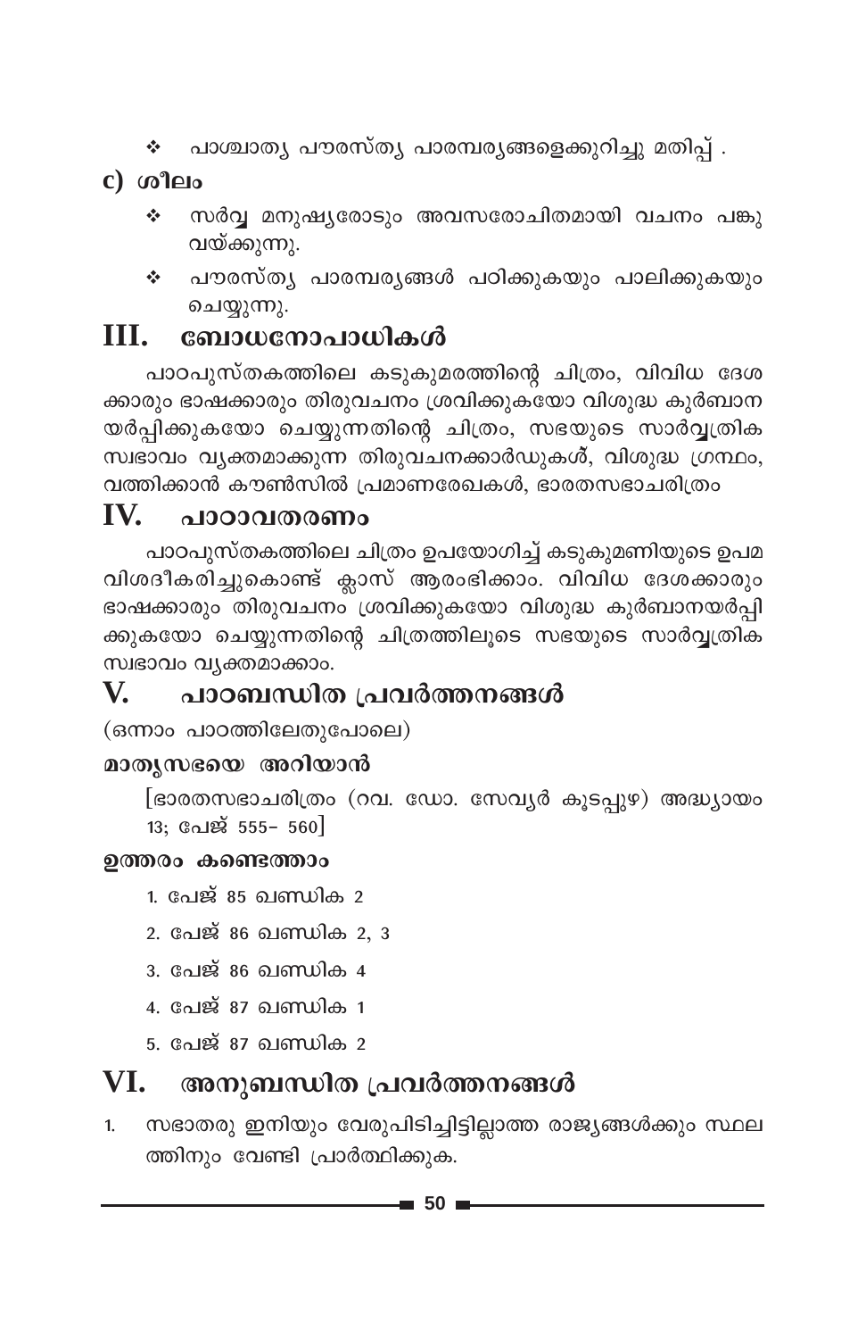- ❖ പാശ്ചാത്യ പൗരസ്ത്യ പാരമ്പര്യങ്ങളെക്കുറിച്ചു മതിപ്പ് .

**c) ശീലം**

- ❖ സർവ്വ മനുഷ്യരോടും അവസരോചിതമായി വചനം പങ്കുവയ്ക്കുന്നു.
- ❖ പൗരസ്ത്യ പാരമ്പര്യങ്ങൾ പഠിക്കുകയും പാലിക്കുകയും ചെയ്യുന്നു.

## III. ബോധനോപാധികൾ

പാഠപുസ്തകത്തിലെ കടുകുമരത്തിന്റെ ചിത്രം, വിവിധ ദേശക്കാരും ഭാഷക്കാരും തിരുവചനം ശ്രവിക്കുകയോ വിശുദ്ധ കുർബാനയർപ്പിക്കുകയോ ചെയ്യുന്നതിന്റെ ചിത്രം, സഭയുടെ സാർവ്വത്രിക സ്വഭാവം വ്യക്തമാക്കുന്ന തിരുവചനക്കാർഡുകൾ, വിശുദ്ധ ഗ്രന്ഥം, വത്തിക്കാൻ കൗൺസിൽ പ്രമാണരേഖകൾ, ഭാരതസഭാചരിത്രം

## IV. പാഠാവതരണം

പാഠപുസ്തകത്തിലെ ചിത്രം ഉപയോഗിച്ച് കടുകുമണിയുടെ ഉപമ വിശദീകരിച്ചുകൊണ്ട് ക്ലാസ് ആരംഭിക്കാം. വിവിധ ദേശക്കാരും ഭാഷക്കാരും തിരുവചനം ശ്രവിക്കുകയോ വിശുദ്ധ കുർബാനയർപ്പിക്കുകയോ ചെയ്യുന്നതിന്റെ ചിത്രത്തിലൂടെ സഭയുടെ സാർവ്വത്രിക സ്വഭാവം വ്യക്തമാക്കാം.

## V. പാഠബന്ധിത പ്രവർത്തനങ്ങൾ

(ഒന്നാം പാഠത്തിലേതുപോലെ)

**മാതൃസഭയെ അറിയാൻ**

[ഭാരതസഭാചരിത്രം (റവ. ഡോ. സേവ്യർ കൂടപ്പുഴ) അദ്ധ്യായം 13; പേജ് 555- 560]

**ഉത്തരം കണ്ടെത്താം**

1. പേജ് 85 ഖണ്ഡിക 2
2. പേജ് 86 ഖണ്ഡിക 2, 3
3. പേജ് 86 ഖണ്ഡിക 4
4. പേജ് 87 ഖണ്ഡിക 1
5. പേജ് 87 ഖണ്ഡിക 2

## VI. അനുബന്ധിത പ്രവർത്തനങ്ങൾ

1. സഭാതരു ഇനിയും വേരുപിടിച്ചിട്ടില്ലാത്ത രാജ്യങ്ങൾക്കും സ്ഥലത്തിനും വേണ്ടി പ്രാർത്ഥിക്കുക.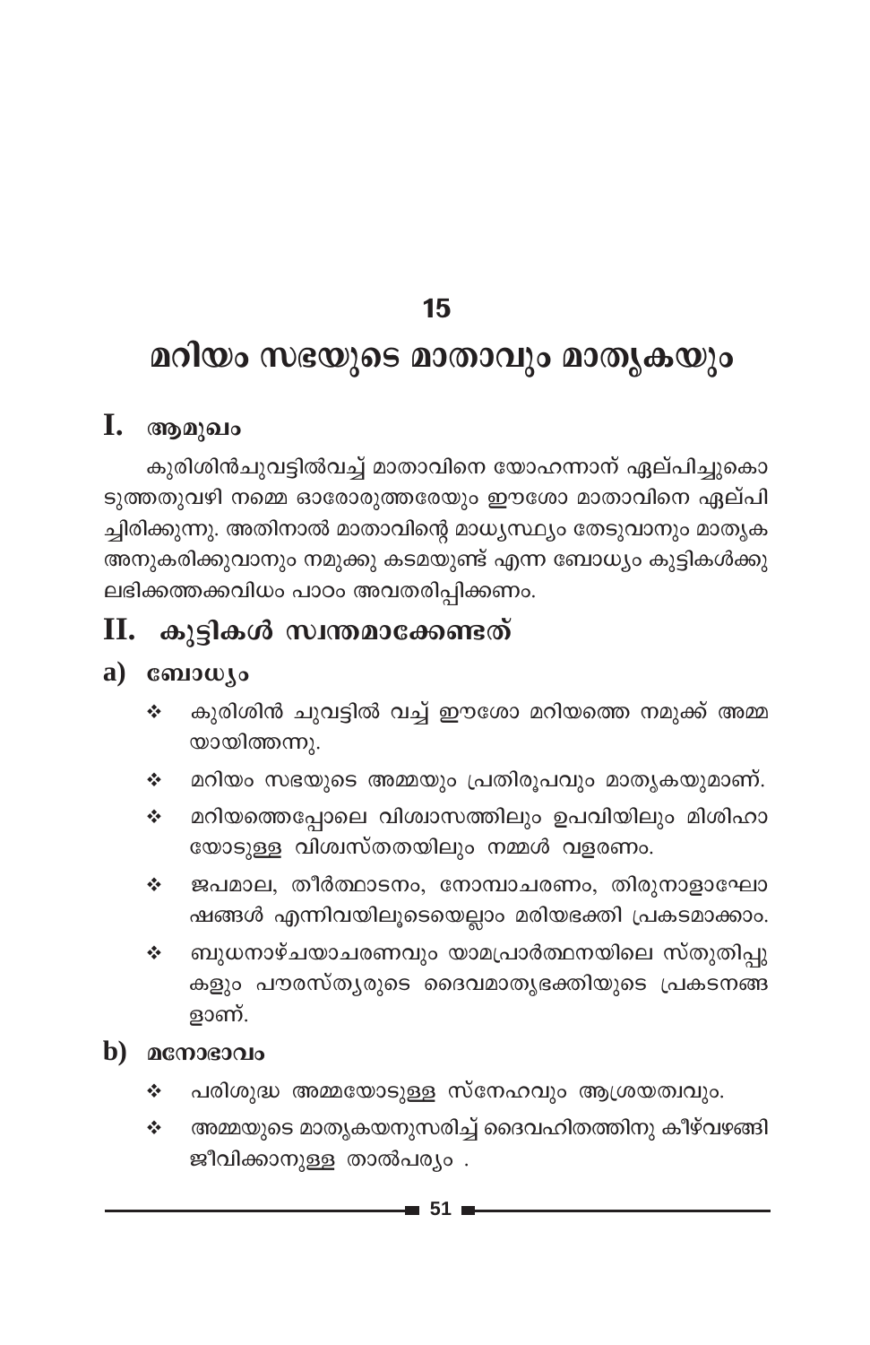# 15

# മറിയം സഭയുടെ മാതാവും മാതൃകയും

## I. ആമുഖം

കുരിശിൻചുവട്ടിൽവച്ച് മാതാവിനെ യോഹന്നാന് ഏല്പിച്ചുകൊടുത്തതുവഴി നമ്മെ ഓരോരുത്തരേയും ഈശോ മാതാവിനെ ഏല്പിച്ചിരിക്കുന്നു. അതിനാൽ മാതാവിന്റെ മാധ്യസ്ഥ്യം തേടുവാനും മാതൃക അനുകരിക്കുവാനും നമുക്കു കടമയുണ്ട് എന്ന ബോധ്യം കുട്ടികൾക്കു ലഭിക്കത്തക്കവിധം പാഠം അവതരിപ്പിക്കണം.

## II. കുട്ടികൾ സ്വന്തമാക്കേണ്ടത്

### a) ബോധ്യം

- ❖ കുരിശിൻ ചുവട്ടിൽ വച്ച് ഈശോ മറിയത്തെ നമുക്ക് അമ്മയായിത്തന്നു.
- ❖ മറിയം സഭയുടെ അമ്മയും പ്രതിരൂപവും മാതൃകയുമാണ്.
- ❖ മറിയത്തെപ്പോലെ വിശ്വാസത്തിലും ഉപവിയിലും മിശിഹായോടുള്ള വിശ്വസ്തതയിലും നമ്മൾ വളരണം.
- ❖ ജപമാല, തീർത്ഥാടനം, നോമ്പാചരണം, തിരുനാളാഘോഷങ്ങൾ എന്നിവയിലൂടെയെല്ലാം മരിയഭക്തി പ്രകടമാക്കാം.
- ❖ ബുധനാഴ്ചയാചരണവും യാമപ്രാർത്ഥനയിലെ സ്തുതിപ്പുകളും പൗരസ്ത്യരുടെ ദൈവമാതൃഭക്തിയുടെ പ്രകടനങ്ങളാണ്.

### b) മനോഭാവം

- ❖ പരിശുദ്ധ അമ്മയോടുള്ള സ്നേഹവും ആശ്രയത്വവും.
- ❖ അമ്മയുടെ മാതൃകയനുസരിച്ച് ദൈവഹിതത്തിനു കീഴ്‌വഴങ്ങി ജീവിക്കാനുള്ള താൽപര്യം .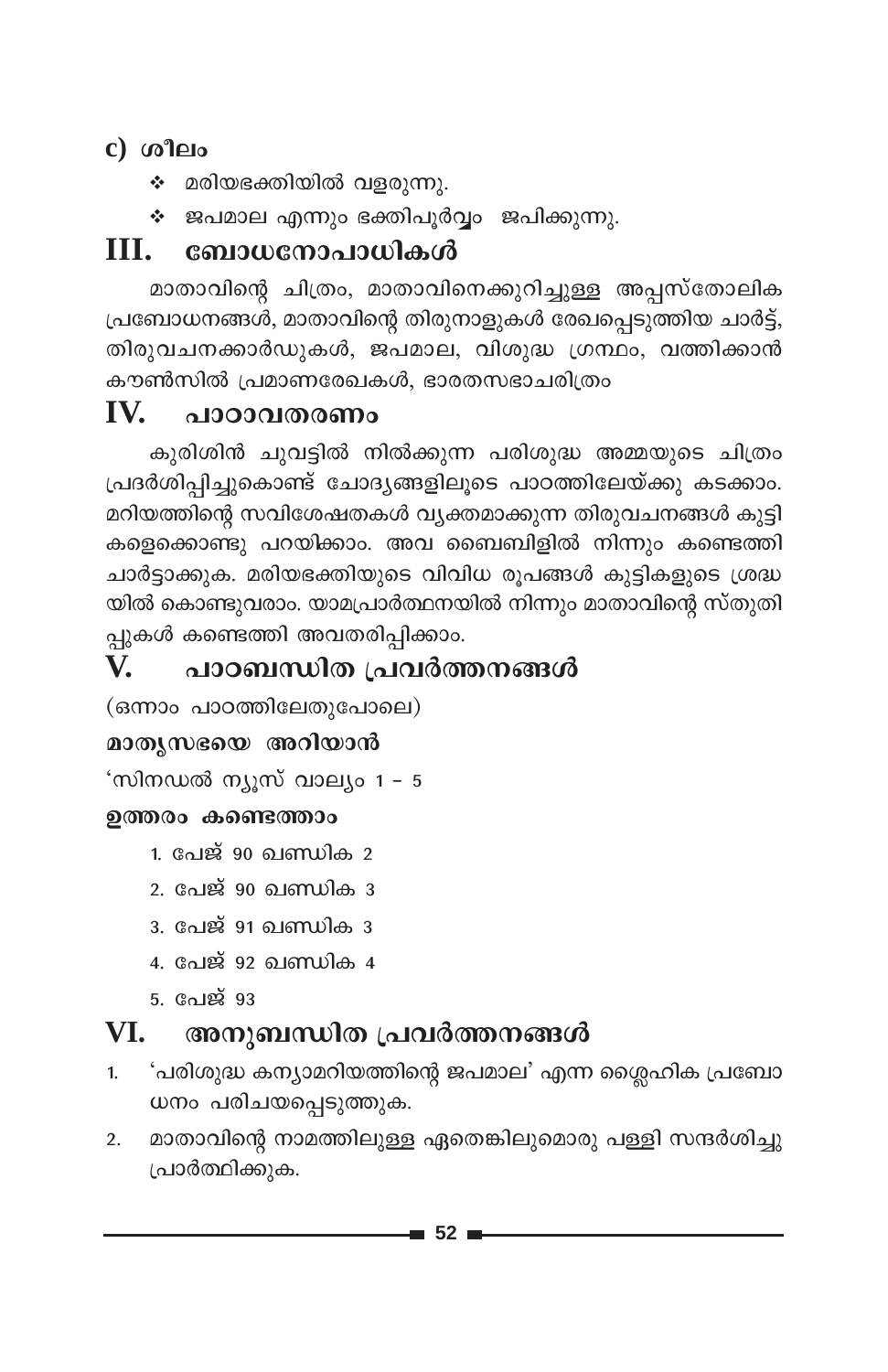## c) ശീലം

- ❖ മരിയഭക്തിയിൽ വളരുന്നു.
- ❖ ജപമാല എന്നും ഭക്തിപൂർവ്വം ജപിക്കുന്നു.

## III. ബോധനോപാധികൾ

മാതാവിന്റെ ചിത്രം, മാതാവിനെക്കുറിച്ചുള്ള അപ്പസ്തോലിക പ്രബോധനങ്ങൾ, മാതാവിന്റെ തിരുനാളുകൾ രേഖപ്പെടുത്തിയ ചാർട്ട്, തിരുവചനക്കാർഡുകൾ, ജപമാല, വിശുദ്ധ ഗ്രന്ഥം, വത്തിക്കാൻ കൗൺസിൽ പ്രമാണരേഖകൾ, ഭാരതസഭാചരിത്രം

## IV. പാഠാവതരണം

കുരിശിൻ ചുവട്ടിൽ നിൽക്കുന്ന പരിശുദ്ധ അമ്മയുടെ ചിത്രം പ്രദർശിപ്പിച്ചുകൊണ്ട് ചോദ്യങ്ങളിലൂടെ പാഠത്തിലേയ്ക്കു കടക്കാം. മറിയത്തിന്റെ സവിശേഷതകൾ വ്യക്തമാക്കുന്ന തിരുവചനങ്ങൾ കുട്ടികളെക്കൊണ്ടു പറയിക്കാം. അവ ബൈബിളിൽ നിന്നും കണ്ടെത്തി ചാർട്ടാക്കുക. മരിയഭക്തിയുടെ വിവിധ രൂപങ്ങൾ കുട്ടികളുടെ ശ്രദ്ധയിൽ കൊണ്ടുവരാം. യാമപ്രാർത്ഥനയിൽ നിന്നും മാതാവിന്റെ സ്തുതിപ്പുകൾ കണ്ടെത്തി അവതരിപ്പിക്കാം.

## V. പാഠബന്ധിത പ്രവർത്തനങ്ങൾ

(ഒന്നാം പാഠത്തിലേതുപോലെ)

**മാതൃസഭയെ അറിയാൻ**

'സിനഡൽ ന്യൂസ് വാല്യം 1 - 5

**ഉത്തരം കണ്ടെത്താം**

1. പേജ് 90 ഖണ്ഡിക 2
2. പേജ് 90 ഖണ്ഡിക 3
3. പേജ് 91 ഖണ്ഡിക 3
4. പേജ് 92 ഖണ്ഡിക 4
5. പേജ് 93

## VI. അനുബന്ധിത പ്രവർത്തനങ്ങൾ

1. 'പരിശുദ്ധ കന്യാമറിയത്തിന്റെ ജപമാല' എന്ന ശ്ലൈഹിക പ്രബോധനം പരിചയപ്പെടുത്തുക.
2. മാതാവിന്റെ നാമത്തിലുള്ള ഏതെങ്കിലുമൊരു പള്ളി സന്ദർശിച്ചു പ്രാർത്ഥിക്കുക.